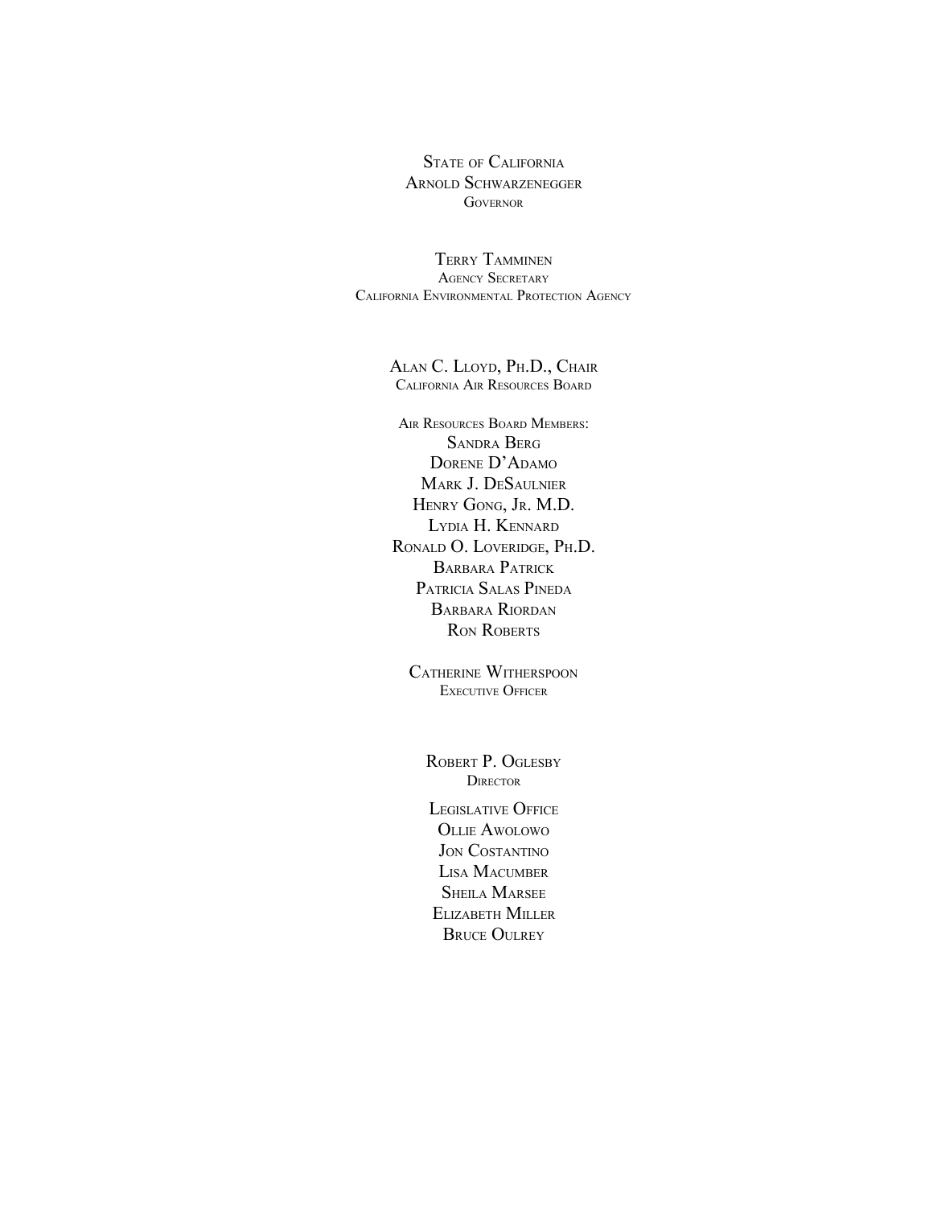State of California
Arnold Schwarzenegger
Governor

Terry Tamminen
Agency Secretary
California Environmental Protection Agency

Alan C. Lloyd, Ph.D., Chair
California Air Resources Board

Air Resources Board Members:
Sandra Berg
Dorene D'Adamo
Mark J. DeSaulnier
Henry Gong, Jr. M.D.
Lydia H. Kennard
Ronald O. Loveridge, Ph.D.
Barbara Patrick
Patricia Salas Pineda
Barbara Riordan
Ron Roberts

Catherine Witherspoon
Executive Officer

Robert P. Oglesby
Director

Legislative Office
Ollie Awolowo
Jon Costantino
Lisa Macumber
Sheila Marsee
Elizabeth Miller
Bruce Oulrey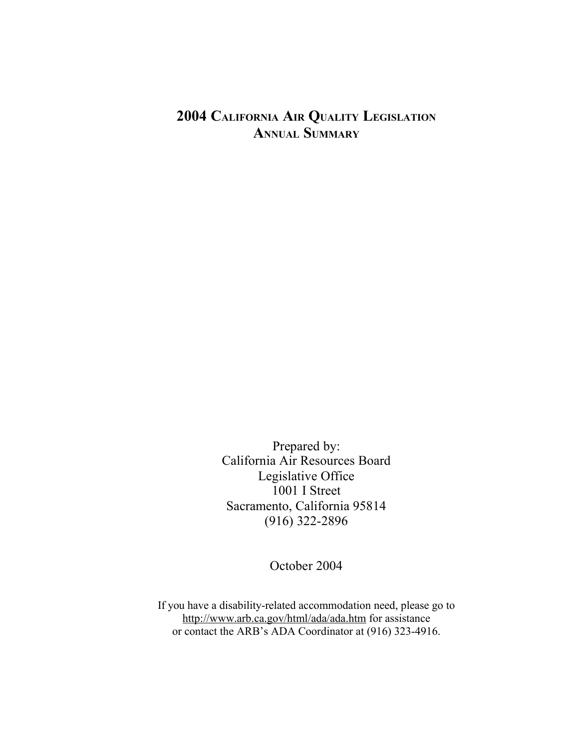# 2004 California Air Quality Legislation Annual Summary

Prepared by:
California Air Resources Board
Legislative Office
1001 I Street
Sacramento, California 95814
(916) 322-2896

October 2004

If you have a disability-related accommodation need, please go to http://www.arb.ca.gov/html/ada/ada.htm for assistance or contact the ARB's ADA Coordinator at (916) 323-4916.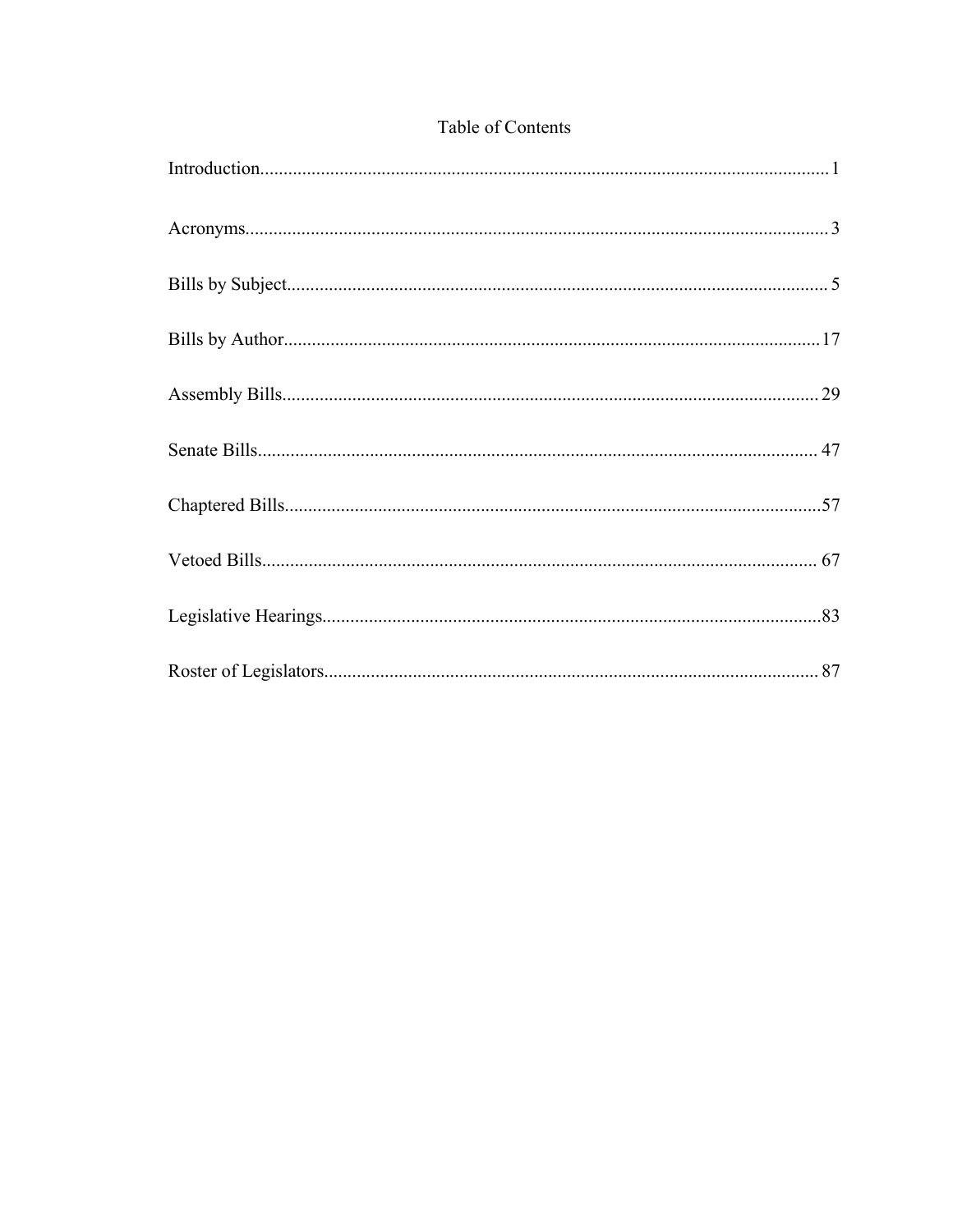# Table of Contents

Introduction........................................................................................................................1

Acronyms............................................................................................................................3

Bills by Subject...................................................................................................................5

Bills by Author..................................................................................................................17

Assembly Bills..................................................................................................................29

Senate Bills.......................................................................................................................47

Chaptered Bills..................................................................................................................57

Vetoed Bills......................................................................................................................67

Legislative Hearings..........................................................................................................83

Roster of Legislators.........................................................................................................87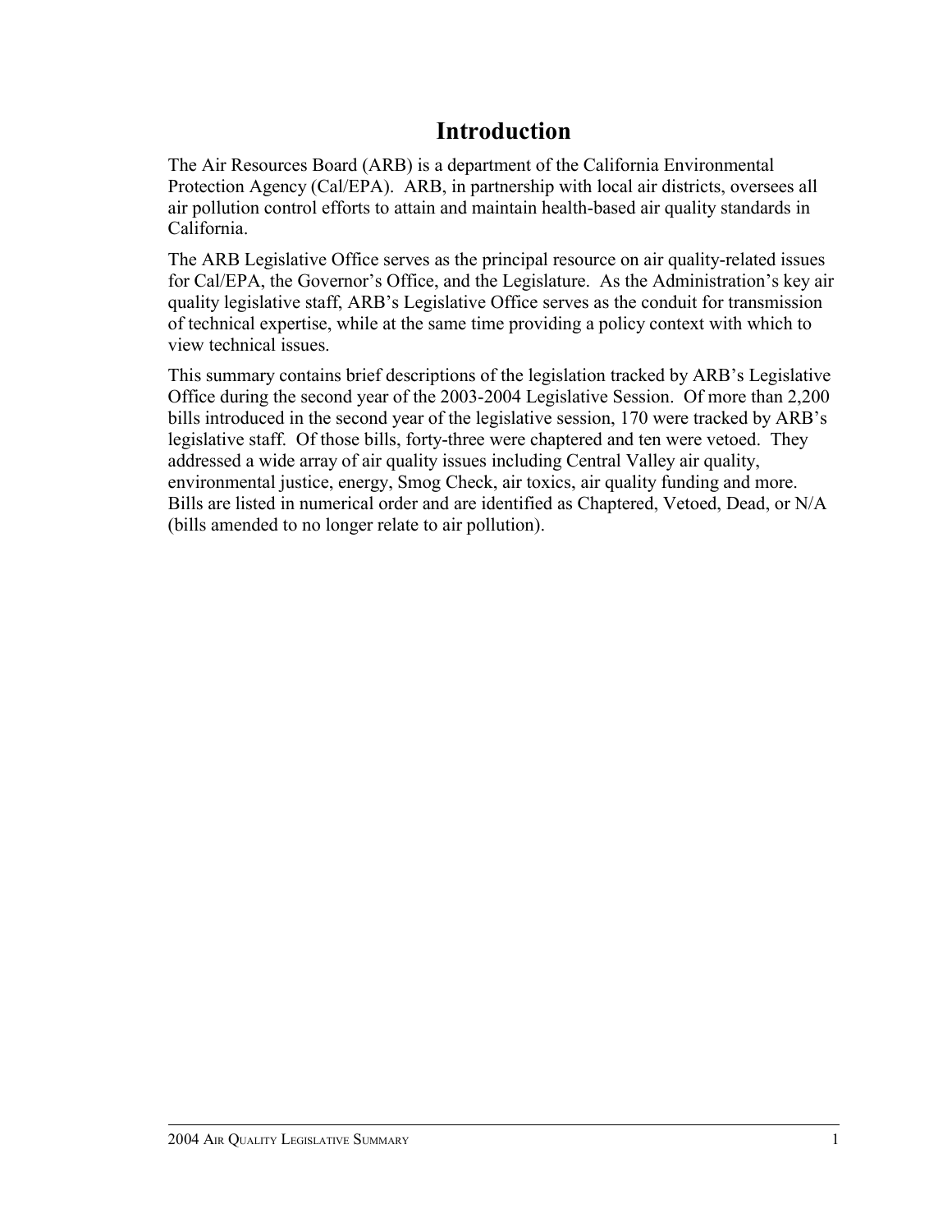# Introduction

The Air Resources Board (ARB) is a department of the California Environmental Protection Agency (Cal/EPA). ARB, in partnership with local air districts, oversees all air pollution control efforts to attain and maintain health-based air quality standards in California.

The ARB Legislative Office serves as the principal resource on air quality-related issues for Cal/EPA, the Governor's Office, and the Legislature. As the Administration's key air quality legislative staff, ARB's Legislative Office serves as the conduit for transmission of technical expertise, while at the same time providing a policy context with which to view technical issues.

This summary contains brief descriptions of the legislation tracked by ARB's Legislative Office during the second year of the 2003-2004 Legislative Session. Of more than 2,200 bills introduced in the second year of the legislative session, 170 were tracked by ARB's legislative staff. Of those bills, forty-three were chaptered and ten were vetoed. They addressed a wide array of air quality issues including Central Valley air quality, environmental justice, energy, Smog Check, air toxics, air quality funding and more. Bills are listed in numerical order and are identified as Chaptered, Vetoed, Dead, or N/A (bills amended to no longer relate to air pollution).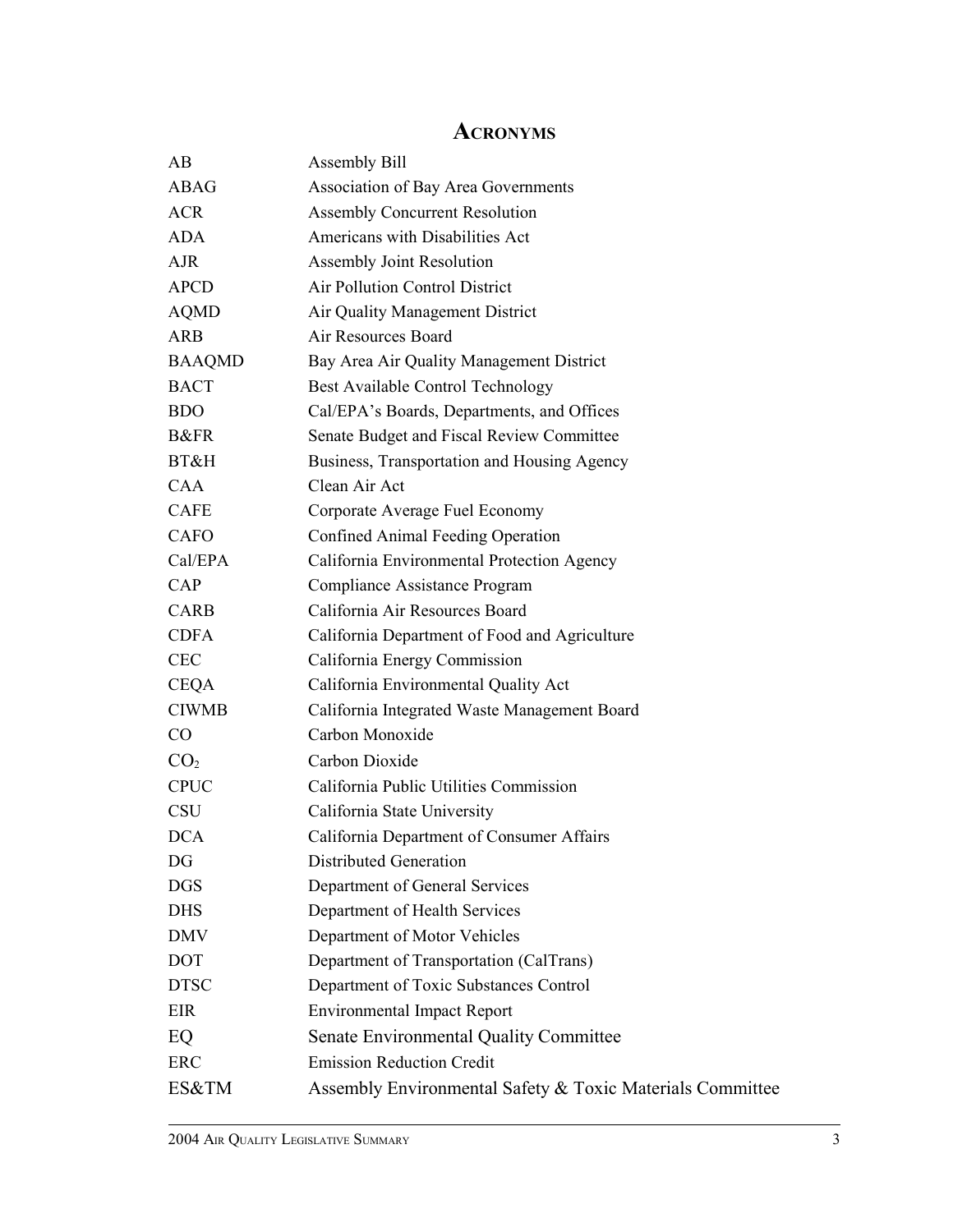## Acronyms

| | |
|---|---|
| AB | Assembly Bill |
| ABAG | Association of Bay Area Governments |
| ACR | Assembly Concurrent Resolution |
| ADA | Americans with Disabilities Act |
| AJR | Assembly Joint Resolution |
| APCD | Air Pollution Control District |
| AQMD | Air Quality Management District |
| ARB | Air Resources Board |
| BAAQMD | Bay Area Air Quality Management District |
| BACT | Best Available Control Technology |
| BDO | Cal/EPA's Boards, Departments, and Offices |
| B&FR | Senate Budget and Fiscal Review Committee |
| BT&H | Business, Transportation and Housing Agency |
| CAA | Clean Air Act |
| CAFE | Corporate Average Fuel Economy |
| CAFO | Confined Animal Feeding Operation |
| Cal/EPA | California Environmental Protection Agency |
| CAP | Compliance Assistance Program |
| CARB | California Air Resources Board |
| CDFA | California Department of Food and Agriculture |
| CEC | California Energy Commission |
| CEQA | California Environmental Quality Act |
| CIWMB | California Integrated Waste Management Board |
| CO | Carbon Monoxide |
| $CO_2$ | Carbon Dioxide |
| CPUC | California Public Utilities Commission |
| CSU | California State University |
| DCA | California Department of Consumer Affairs |
| DG | Distributed Generation |
| DGS | Department of General Services |
| DHS | Department of Health Services |
| DMV | Department of Motor Vehicles |
| DOT | Department of Transportation (CalTrans) |
| DTSC | Department of Toxic Substances Control |
| EIR | Environmental Impact Report |
| EQ | Senate Environmental Quality Committee |
| ERC | Emission Reduction Credit |
| ES&TM | Assembly Environmental Safety & Toxic Materials Committee |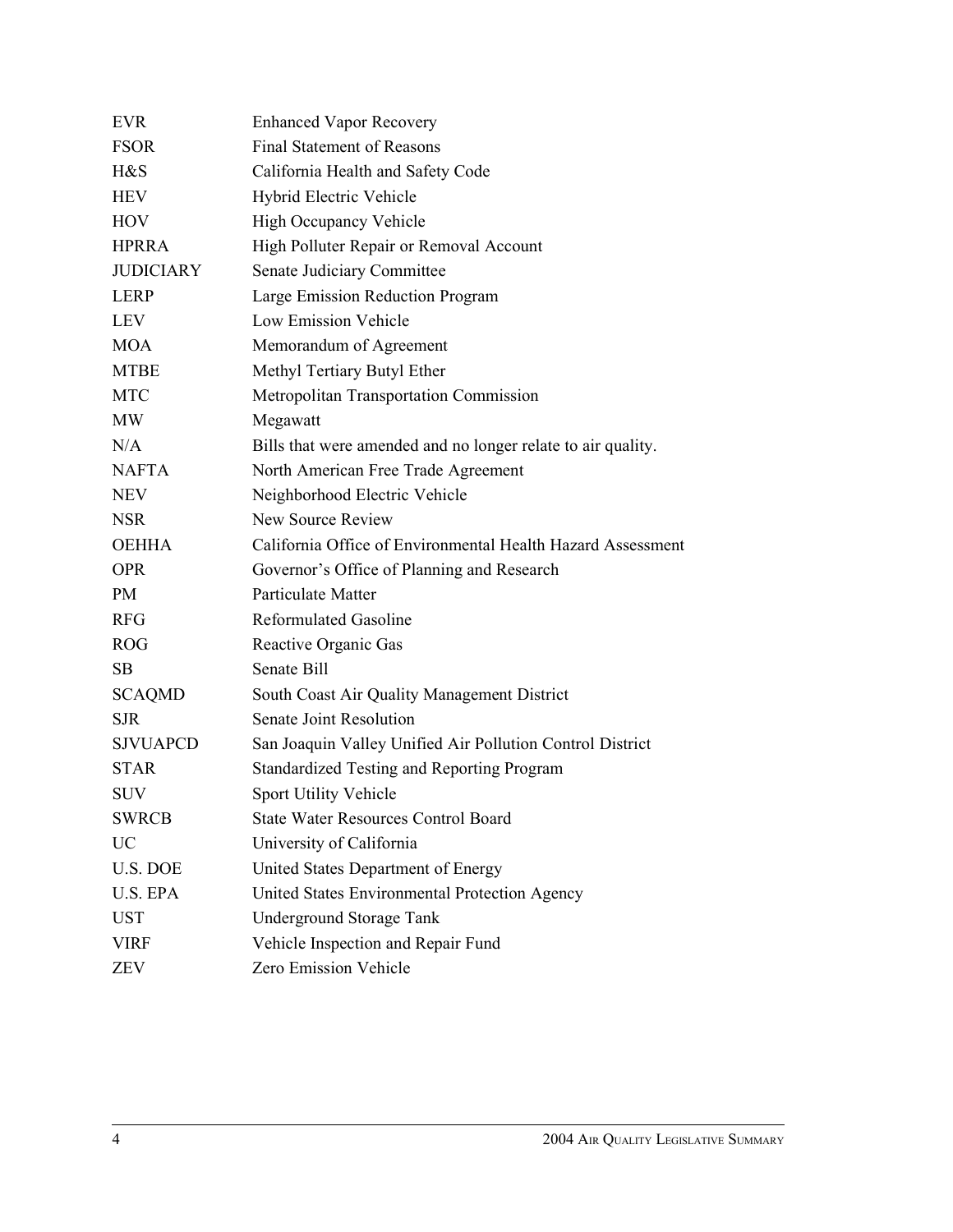| | |
|---|---|
| EVR | Enhanced Vapor Recovery |
| FSOR | Final Statement of Reasons |
| H&S | California Health and Safety Code |
| HEV | Hybrid Electric Vehicle |
| HOV | High Occupancy Vehicle |
| HPRRA | High Polluter Repair or Removal Account |
| JUDICIARY | Senate Judiciary Committee |
| LERP | Large Emission Reduction Program |
| LEV | Low Emission Vehicle |
| MOA | Memorandum of Agreement |
| MTBE | Methyl Tertiary Butyl Ether |
| MTC | Metropolitan Transportation Commission |
| MW | Megawatt |
| N/A | Bills that were amended and no longer relate to air quality. |
| NAFTA | North American Free Trade Agreement |
| NEV | Neighborhood Electric Vehicle |
| NSR | New Source Review |
| OEHHA | California Office of Environmental Health Hazard Assessment |
| OPR | Governor's Office of Planning and Research |
| PM | Particulate Matter |
| RFG | Reformulated Gasoline |
| ROG | Reactive Organic Gas |
| SB | Senate Bill |
| SCAQMD | South Coast Air Quality Management District |
| SJR | Senate Joint Resolution |
| SJVUAPCD | San Joaquin Valley Unified Air Pollution Control District |
| STAR | Standardized Testing and Reporting Program |
| SUV | Sport Utility Vehicle |
| SWRCB | State Water Resources Control Board |
| UC | University of California |
| U.S. DOE | United States Department of Energy |
| U.S. EPA | United States Environmental Protection Agency |
| UST | Underground Storage Tank |
| VIRF | Vehicle Inspection and Repair Fund |
| ZEV | Zero Emission Vehicle |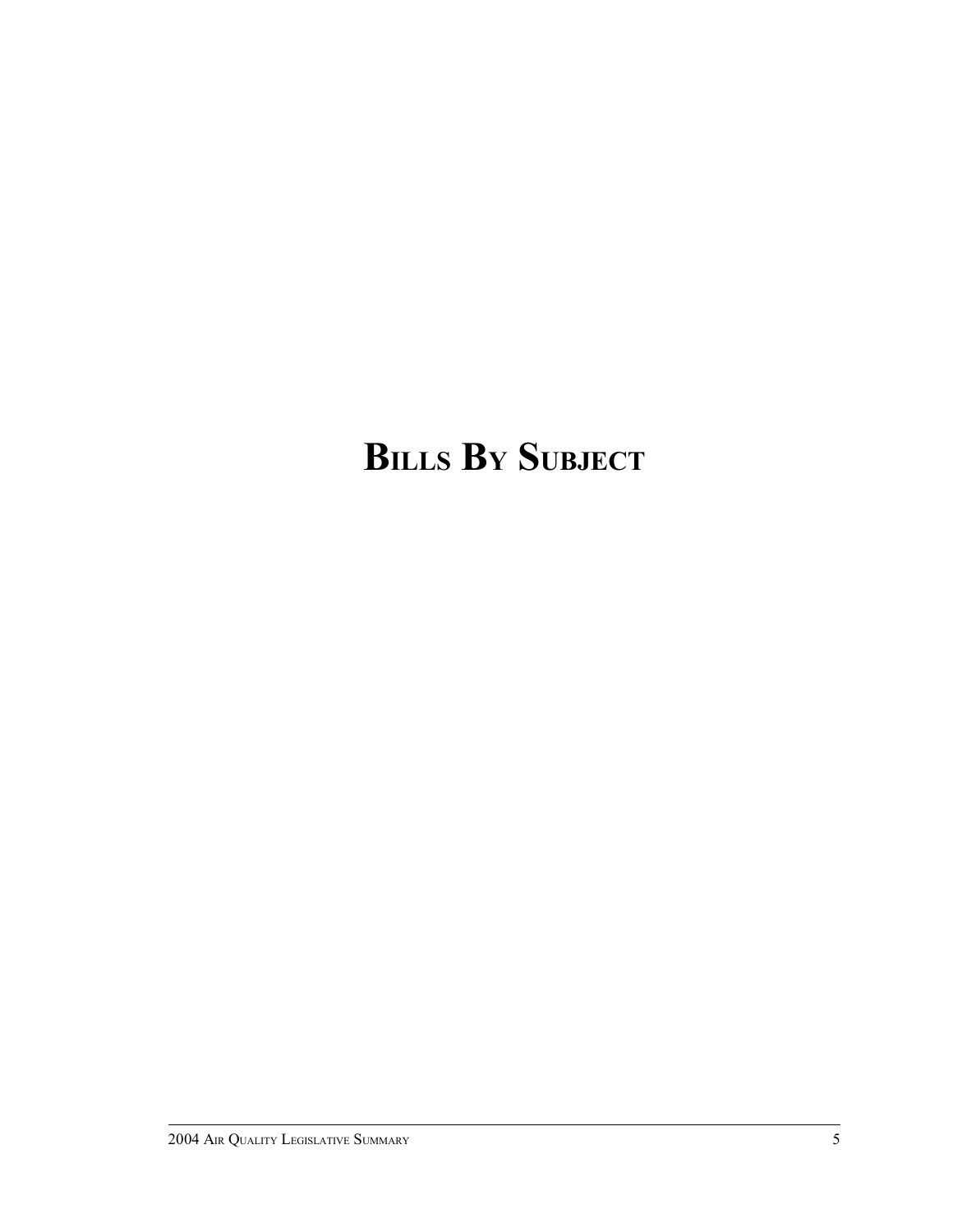# BILLS BY SUBJECT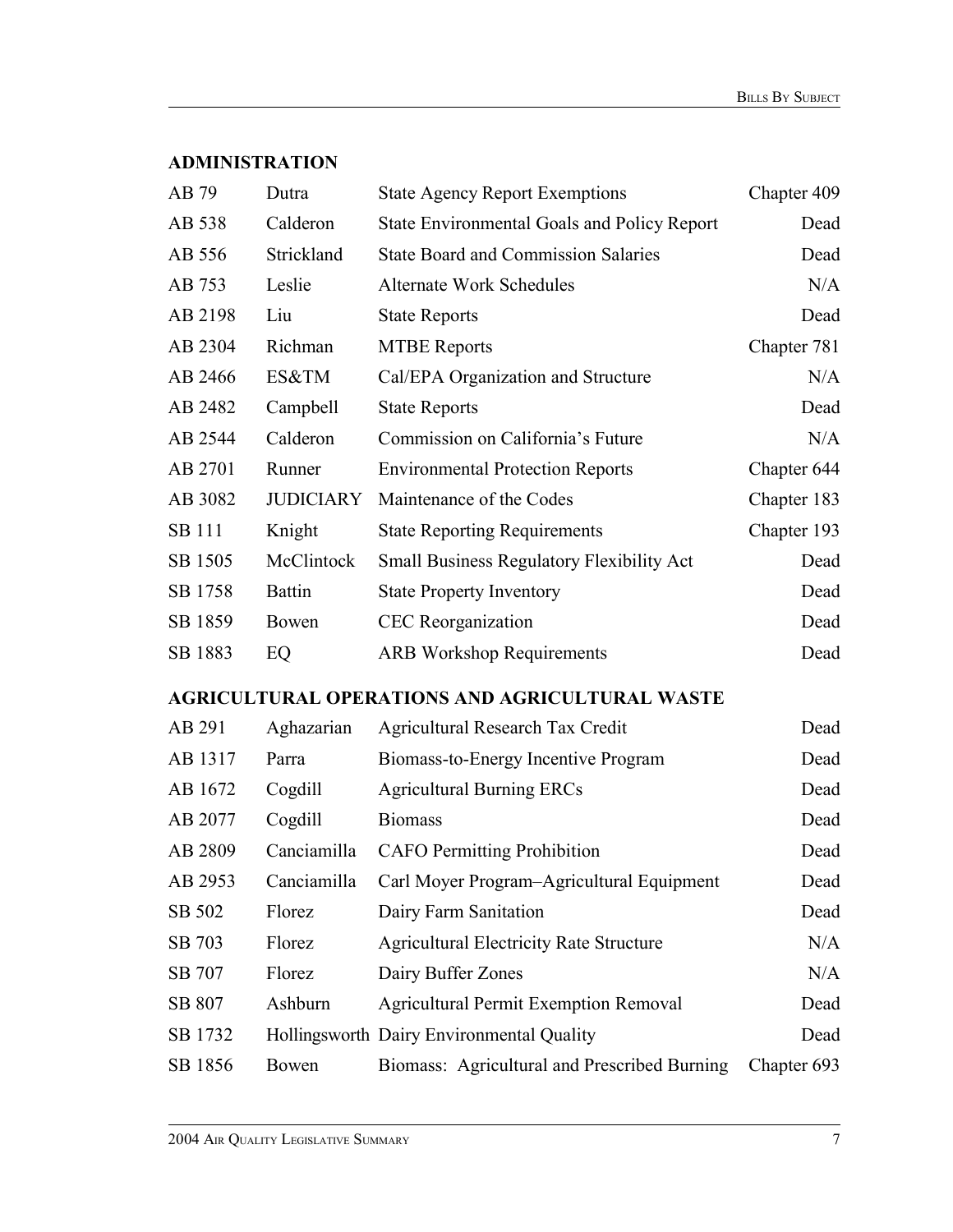## ADMINISTRATION

| | | | |
|---|---|---|---|
| AB 79 | Dutra | State Agency Report Exemptions | Chapter 409 |
| AB 538 | Calderon | State Environmental Goals and Policy Report | Dead |
| AB 556 | Strickland | State Board and Commission Salaries | Dead |
| AB 753 | Leslie | Alternate Work Schedules | N/A |
| AB 2198 | Liu | State Reports | Dead |
| AB 2304 | Richman | MTBE Reports | Chapter 781 |
| AB 2466 | ES&TM | Cal/EPA Organization and Structure | N/A |
| AB 2482 | Campbell | State Reports | Dead |
| AB 2544 | Calderon | Commission on California's Future | N/A |
| AB 2701 | Runner | Environmental Protection Reports | Chapter 644 |
| AB 3082 | JUDICIARY | Maintenance of the Codes | Chapter 183 |
| SB 111 | Knight | State Reporting Requirements | Chapter 193 |
| SB 1505 | McClintock | Small Business Regulatory Flexibility Act | Dead |
| SB 1758 | Battin | State Property Inventory | Dead |
| SB 1859 | Bowen | CEC Reorganization | Dead |
| SB 1883 | EQ | ARB Workshop Requirements | Dead |

## AGRICULTURAL OPERATIONS AND AGRICULTURAL WASTE

| | | | |
|---|---|---|---|
| AB 291 | Aghazarian | Agricultural Research Tax Credit | Dead |
| AB 1317 | Parra | Biomass-to-Energy Incentive Program | Dead |
| AB 1672 | Cogdill | Agricultural Burning ERCs | Dead |
| AB 2077 | Cogdill | Biomass | Dead |
| AB 2809 | Canciamilla | CAFO Permitting Prohibition | Dead |
| AB 2953 | Canciamilla | Carl Moyer Program–Agricultural Equipment | Dead |
| SB 502 | Florez | Dairy Farm Sanitation | Dead |
| SB 703 | Florez | Agricultural Electricity Rate Structure | N/A |
| SB 707 | Florez | Dairy Buffer Zones | N/A |
| SB 807 | Ashburn | Agricultural Permit Exemption Removal | Dead |
| SB 1732 | Hollingsworth | Dairy Environmental Quality | Dead |
| SB 1856 | Bowen | Biomass: Agricultural and Prescribed Burning | Chapter 693 |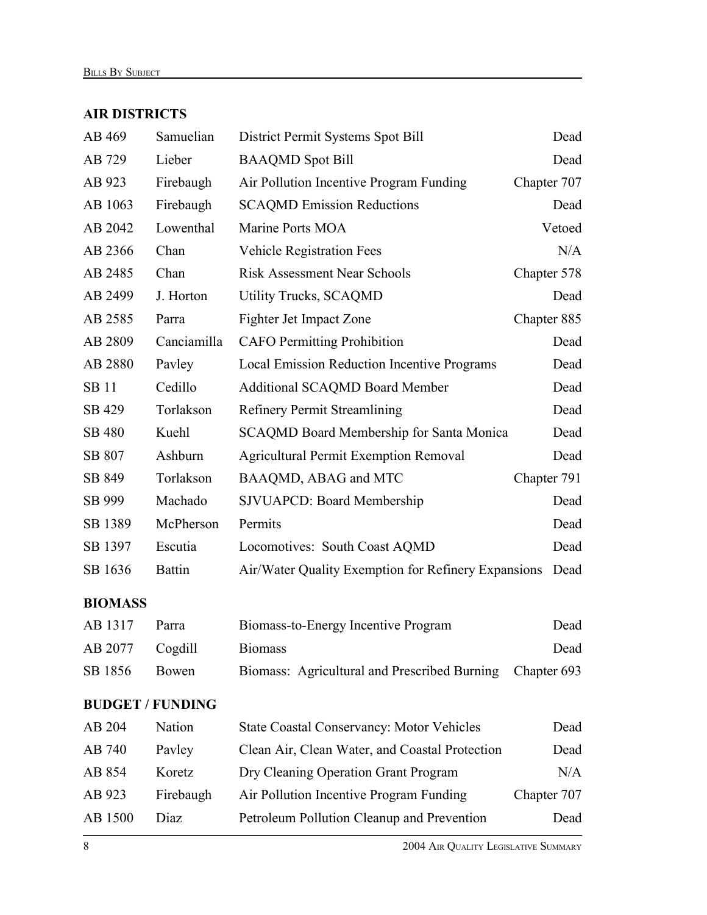## AIR DISTRICTS

| | | | |
|---|---|---|---|
| AB 469 | Samuelian | District Permit Systems Spot Bill | Dead |
| AB 729 | Lieber | BAAQMD Spot Bill | Dead |
| AB 923 | Firebaugh | Air Pollution Incentive Program Funding | Chapter 707 |
| AB 1063 | Firebaugh | SCAQMD Emission Reductions | Dead |
| AB 2042 | Lowenthal | Marine Ports MOA | Vetoed |
| AB 2366 | Chan | Vehicle Registration Fees | N/A |
| AB 2485 | Chan | Risk Assessment Near Schools | Chapter 578 |
| AB 2499 | J. Horton | Utility Trucks, SCAQMD | Dead |
| AB 2585 | Parra | Fighter Jet Impact Zone | Chapter 885 |
| AB 2809 | Canciamilla | CAFO Permitting Prohibition | Dead |
| AB 2880 | Pavley | Local Emission Reduction Incentive Programs | Dead |
| SB 11 | Cedillo | Additional SCAQMD Board Member | Dead |
| SB 429 | Torlakson | Refinery Permit Streamlining | Dead |
| SB 480 | Kuehl | SCAQMD Board Membership for Santa Monica | Dead |
| SB 807 | Ashburn | Agricultural Permit Exemption Removal | Dead |
| SB 849 | Torlakson | BAAQMD, ABAG and MTC | Chapter 791 |
| SB 999 | Machado | SJVUAPCD: Board Membership | Dead |
| SB 1389 | McPherson | Permits | Dead |
| SB 1397 | Escutia | Locomotives: South Coast AQMD | Dead |
| SB 1636 | Battin | Air/Water Quality Exemption for Refinery Expansions | Dead |

## BIOMASS

| | | | |
|---|---|---|---|
| AB 1317 | Parra | Biomass-to-Energy Incentive Program | Dead |
| AB 2077 | Cogdill | Biomass | Dead |
| SB 1856 | Bowen | Biomass: Agricultural and Prescribed Burning | Chapter 693 |

## BUDGET / FUNDING

| | | | |
|---|---|---|---|
| AB 204 | Nation | State Coastal Conservancy: Motor Vehicles | Dead |
| AB 740 | Pavley | Clean Air, Clean Water, and Coastal Protection | Dead |
| AB 854 | Koretz | Dry Cleaning Operation Grant Program | N/A |
| AB 923 | Firebaugh | Air Pollution Incentive Program Funding | Chapter 707 |
| AB 1500 | Diaz | Petroleum Pollution Cleanup and Prevention | Dead |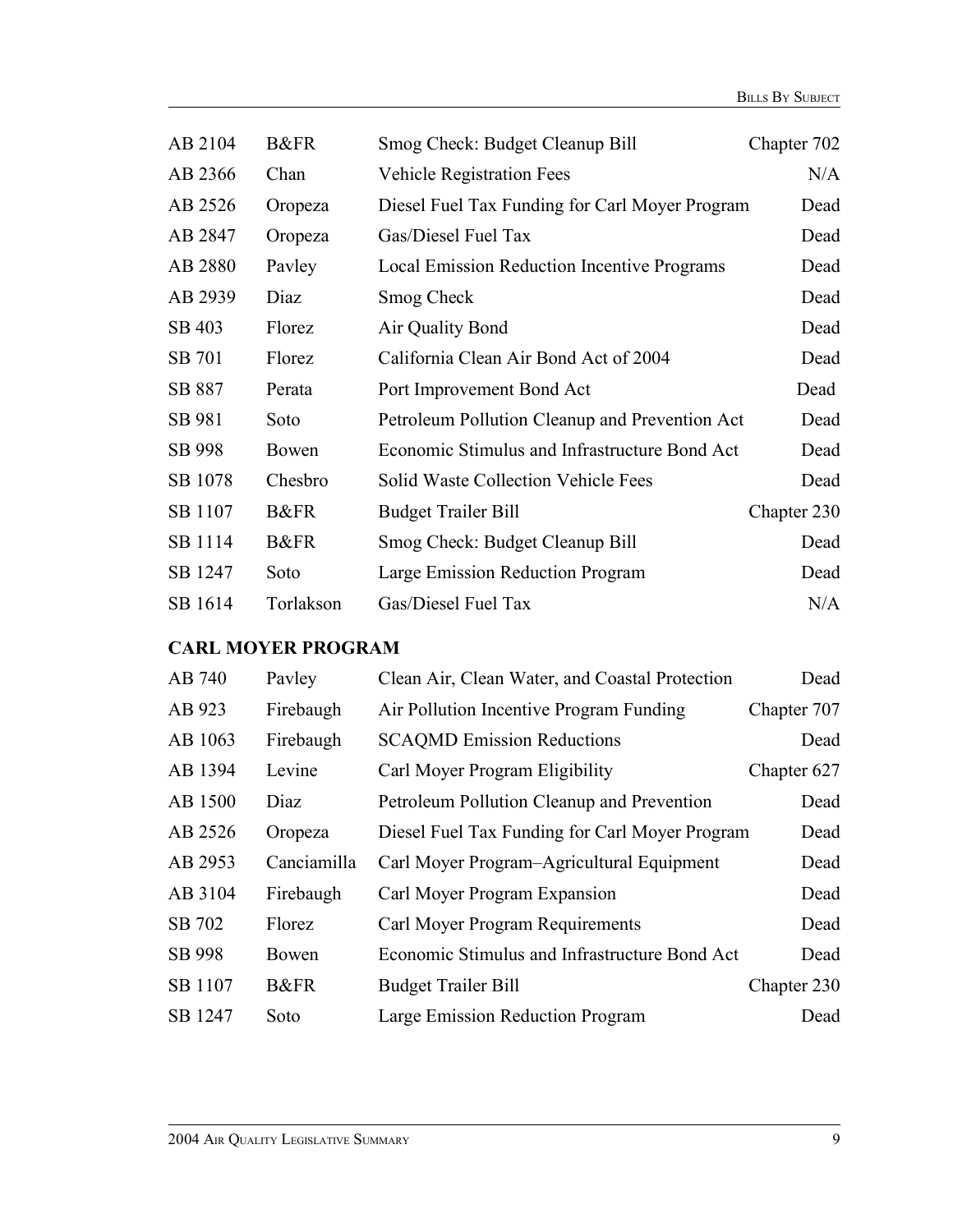| | | | |
|---|---|---|---|
| AB 2104 | B&FR | Smog Check: Budget Cleanup Bill | Chapter 702 |
| AB 2366 | Chan | Vehicle Registration Fees | N/A |
| AB 2526 | Oropeza | Diesel Fuel Tax Funding for Carl Moyer Program | Dead |
| AB 2847 | Oropeza | Gas/Diesel Fuel Tax | Dead |
| AB 2880 | Pavley | Local Emission Reduction Incentive Programs | Dead |
| AB 2939 | Diaz | Smog Check | Dead |
| SB 403 | Florez | Air Quality Bond | Dead |
| SB 701 | Florez | California Clean Air Bond Act of 2004 | Dead |
| SB 887 | Perata | Port Improvement Bond Act | Dead |
| SB 981 | Soto | Petroleum Pollution Cleanup and Prevention Act | Dead |
| SB 998 | Bowen | Economic Stimulus and Infrastructure Bond Act | Dead |
| SB 1078 | Chesbro | Solid Waste Collection Vehicle Fees | Dead |
| SB 1107 | B&FR | Budget Trailer Bill | Chapter 230 |
| SB 1114 | B&FR | Smog Check: Budget Cleanup Bill | Dead |
| SB 1247 | Soto | Large Emission Reduction Program | Dead |
| SB 1614 | Torlakson | Gas/Diesel Fuel Tax | N/A |

## CARL MOYER PROGRAM

| | | | |
|---|---|---|---|
| AB 740 | Pavley | Clean Air, Clean Water, and Coastal Protection | Dead |
| AB 923 | Firebaugh | Air Pollution Incentive Program Funding | Chapter 707 |
| AB 1063 | Firebaugh | SCAQMD Emission Reductions | Dead |
| AB 1394 | Levine | Carl Moyer Program Eligibility | Chapter 627 |
| AB 1500 | Diaz | Petroleum Pollution Cleanup and Prevention | Dead |
| AB 2526 | Oropeza | Diesel Fuel Tax Funding for Carl Moyer Program | Dead |
| AB 2953 | Canciamilla | Carl Moyer Program–Agricultural Equipment | Dead |
| AB 3104 | Firebaugh | Carl Moyer Program Expansion | Dead |
| SB 702 | Florez | Carl Moyer Program Requirements | Dead |
| SB 998 | Bowen | Economic Stimulus and Infrastructure Bond Act | Dead |
| SB 1107 | B&FR | Budget Trailer Bill | Chapter 230 |
| SB 1247 | Soto | Large Emission Reduction Program | Dead |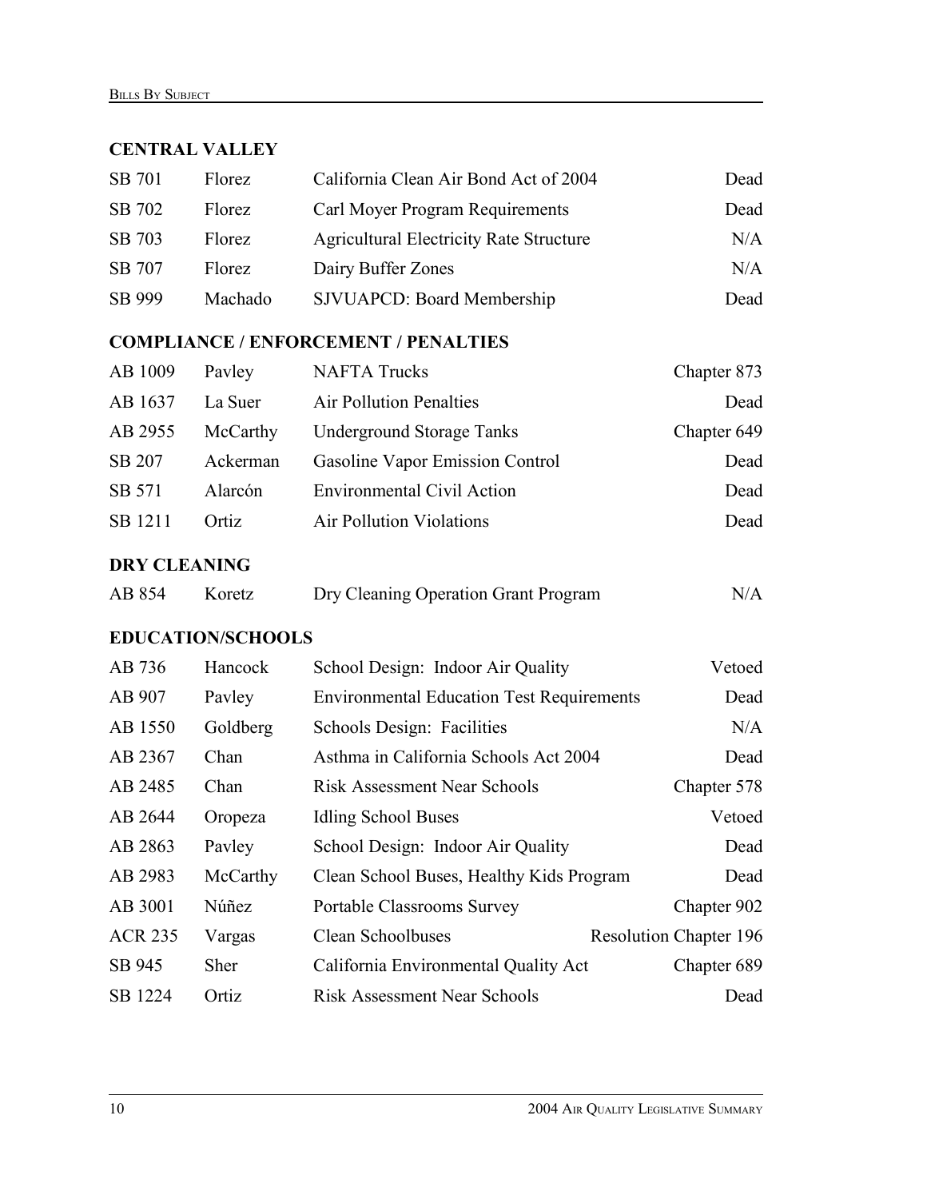## CENTRAL VALLEY

| | | | |
|---|---|---|---|
| SB 701 | Florez | California Clean Air Bond Act of 2004 | Dead |
| SB 702 | Florez | Carl Moyer Program Requirements | Dead |
| SB 703 | Florez | Agricultural Electricity Rate Structure | N/A |
| SB 707 | Florez | Dairy Buffer Zones | N/A |
| SB 999 | Machado | SJVUAPCD: Board Membership | Dead |

## COMPLIANCE / ENFORCEMENT / PENALTIES

| | | | |
|---|---|---|---|
| AB 1009 | Pavley | NAFTA Trucks | Chapter 873 |
| AB 1637 | La Suer | Air Pollution Penalties | Dead |
| AB 2955 | McCarthy | Underground Storage Tanks | Chapter 649 |
| SB 207 | Ackerman | Gasoline Vapor Emission Control | Dead |
| SB 571 | Alarcón | Environmental Civil Action | Dead |
| SB 1211 | Ortiz | Air Pollution Violations | Dead |

## DRY CLEANING

| | | | |
|---|---|---|---|
| AB 854 | Koretz | Dry Cleaning Operation Grant Program | N/A |

## EDUCATION/SCHOOLS

| | | | |
|---|---|---|---|
| AB 736 | Hancock | School Design: Indoor Air Quality | Vetoed |
| AB 907 | Pavley | Environmental Education Test Requirements | Dead |
| AB 1550 | Goldberg | Schools Design: Facilities | N/A |
| AB 2367 | Chan | Asthma in California Schools Act 2004 | Dead |
| AB 2485 | Chan | Risk Assessment Near Schools | Chapter 578 |
| AB 2644 | Oropeza | Idling School Buses | Vetoed |
| AB 2863 | Pavley | School Design: Indoor Air Quality | Dead |
| AB 2983 | McCarthy | Clean School Buses, Healthy Kids Program | Dead |
| AB 3001 | Núñez | Portable Classrooms Survey | Chapter 902 |
| ACR 235 | Vargas | Clean Schoolbuses | Resolution Chapter 196 |
| SB 945 | Sher | California Environmental Quality Act | Chapter 689 |
| SB 1224 | Ortiz | Risk Assessment Near Schools | Dead |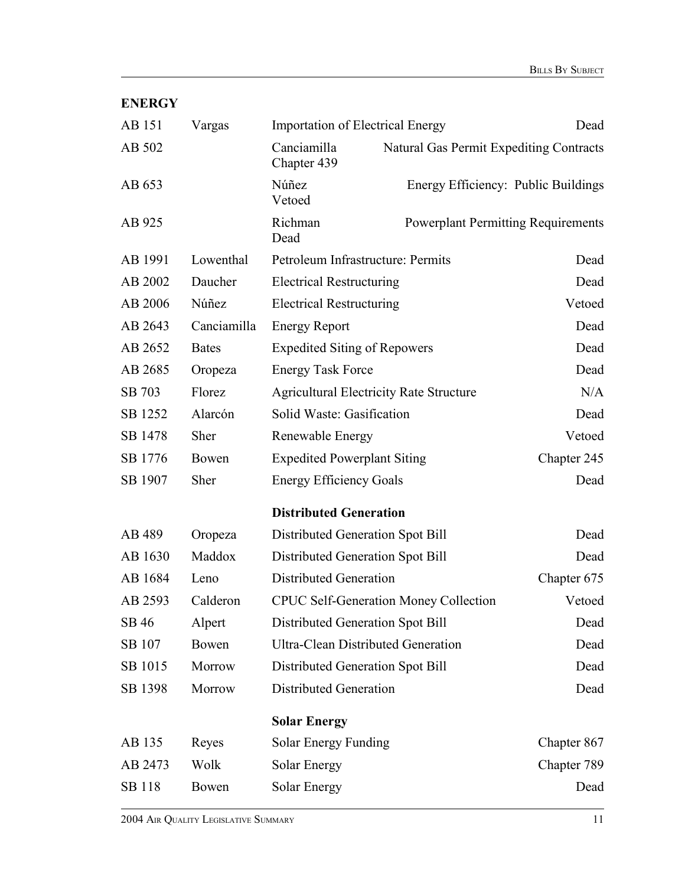## ENERGY

| Bill | Author | Subject | Status |
|---|---|---|---|
| AB 151 | Vargas | Importation of Electrical Energy | Dead |
| AB 502 | Canciamilla | Natural Gas Permit Expediting Contracts | Chapter 439 |
| AB 653 | Núñez | Energy Efficiency: Public Buildings | Vetoed |
| AB 925 | Richman | Powerplant Permitting Requirements | Dead |
| AB 1991 | Lowenthal | Petroleum Infrastructure: Permits | Dead |
| AB 2002 | Daucher | Electrical Restructuring | Dead |
| AB 2006 | Núñez | Electrical Restructuring | Vetoed |
| AB 2643 | Canciamilla | Energy Report | Dead |
| AB 2652 | Bates | Expedited Siting of Repowers | Dead |
| AB 2685 | Oropeza | Energy Task Force | Dead |
| SB 703 | Florez | Agricultural Electricity Rate Structure | N/A |
| SB 1252 | Alarcón | Solid Waste: Gasification | Dead |
| SB 1478 | Sher | Renewable Energy | Vetoed |
| SB 1776 | Bowen | Expedited Powerplant Siting | Chapter 245 |
| SB 1907 | Sher | Energy Efficiency Goals | Dead |
| | | **Distributed Generation** | |
| AB 489 | Oropeza | Distributed Generation Spot Bill | Dead |
| AB 1630 | Maddox | Distributed Generation Spot Bill | Dead |
| AB 1684 | Leno | Distributed Generation | Chapter 675 |
| AB 2593 | Calderon | CPUC Self-Generation Money Collection | Vetoed |
| SB 46 | Alpert | Distributed Generation Spot Bill | Dead |
| SB 107 | Bowen | Ultra-Clean Distributed Generation | Dead |
| SB 1015 | Morrow | Distributed Generation Spot Bill | Dead |
| SB 1398 | Morrow | Distributed Generation | Dead |
| | | **Solar Energy** | |
| AB 135 | Reyes | Solar Energy Funding | Chapter 867 |
| AB 2473 | Wolk | Solar Energy | Chapter 789 |
| SB 118 | Bowen | Solar Energy | Dead |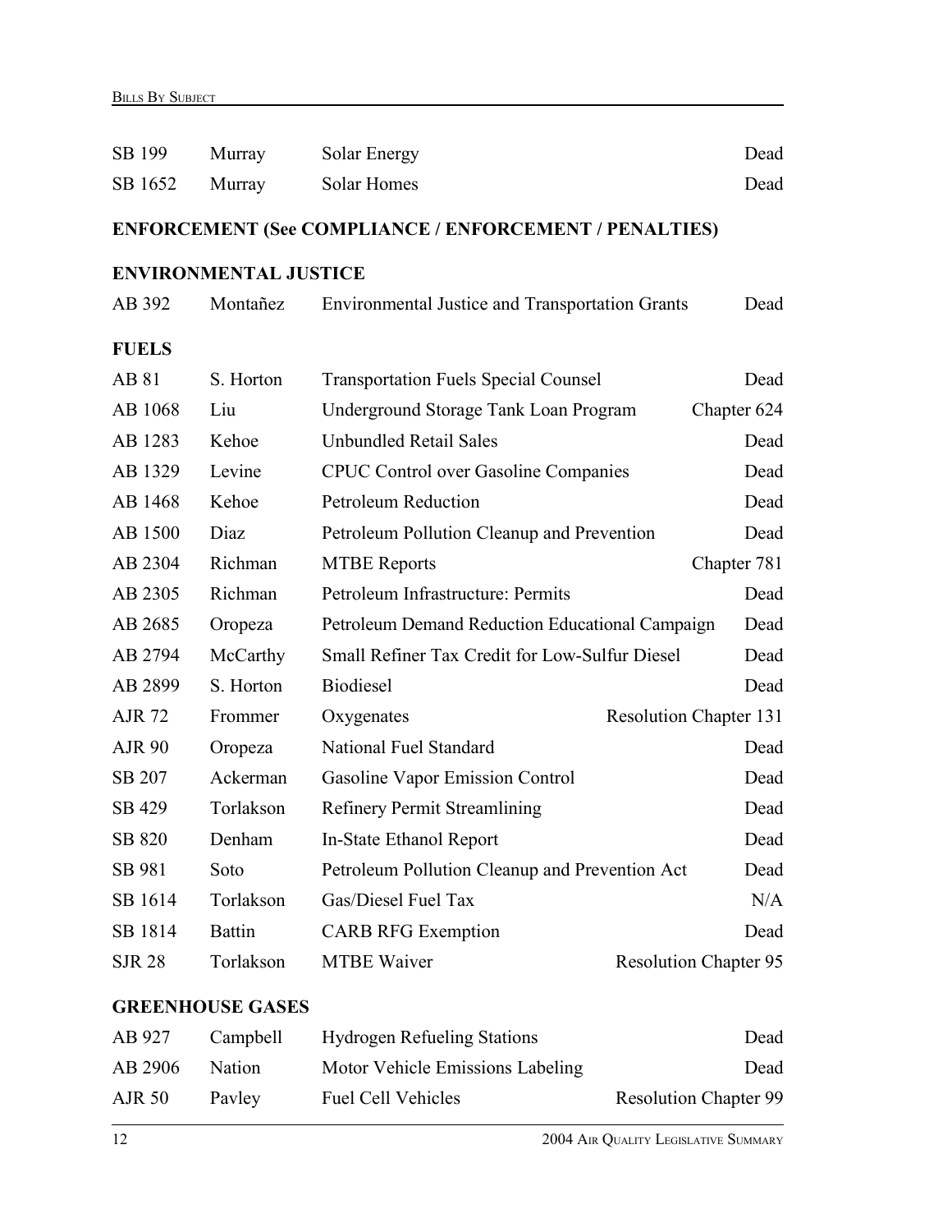| | | | |
|---|---|---|---|
| SB 199 | Murray | Solar Energy | Dead |
| SB 1652 | Murray | Solar Homes | Dead |

**ENFORCEMENT (See COMPLIANCE / ENFORCEMENT / PENALTIES)**

**ENVIRONMENTAL JUSTICE**

| | | | |
|---|---|---|---|
| AB 392 | Montañez | Environmental Justice and Transportation Grants | Dead |

**FUELS**

| | | | |
|---|---|---|---|
| AB 81 | S. Horton | Transportation Fuels Special Counsel | Dead |
| AB 1068 | Liu | Underground Storage Tank Loan Program | Chapter 624 |
| AB 1283 | Kehoe | Unbundled Retail Sales | Dead |
| AB 1329 | Levine | CPUC Control over Gasoline Companies | Dead |
| AB 1468 | Kehoe | Petroleum Reduction | Dead |
| AB 1500 | Diaz | Petroleum Pollution Cleanup and Prevention | Dead |
| AB 2304 | Richman | MTBE Reports | Chapter 781 |
| AB 2305 | Richman | Petroleum Infrastructure: Permits | Dead |
| AB 2685 | Oropeza | Petroleum Demand Reduction Educational Campaign | Dead |
| AB 2794 | McCarthy | Small Refiner Tax Credit for Low-Sulfur Diesel | Dead |
| AB 2899 | S. Horton | Biodiesel | Dead |
| AJR 72 | Frommer | Oxygenates | Resolution Chapter 131 |
| AJR 90 | Oropeza | National Fuel Standard | Dead |
| SB 207 | Ackerman | Gasoline Vapor Emission Control | Dead |
| SB 429 | Torlakson | Refinery Permit Streamlining | Dead |
| SB 820 | Denham | In-State Ethanol Report | Dead |
| SB 981 | Soto | Petroleum Pollution Cleanup and Prevention Act | Dead |
| SB 1614 | Torlakson | Gas/Diesel Fuel Tax | N/A |
| SB 1814 | Battin | CARB RFG Exemption | Dead |
| SJR 28 | Torlakson | MTBE Waiver | Resolution Chapter 95 |

**GREENHOUSE GASES**

| | | | |
|---|---|---|---|
| AB 927 | Campbell | Hydrogen Refueling Stations | Dead |
| AB 2906 | Nation | Motor Vehicle Emissions Labeling | Dead |
| AJR 50 | Pavley | Fuel Cell Vehicles | Resolution Chapter 99 |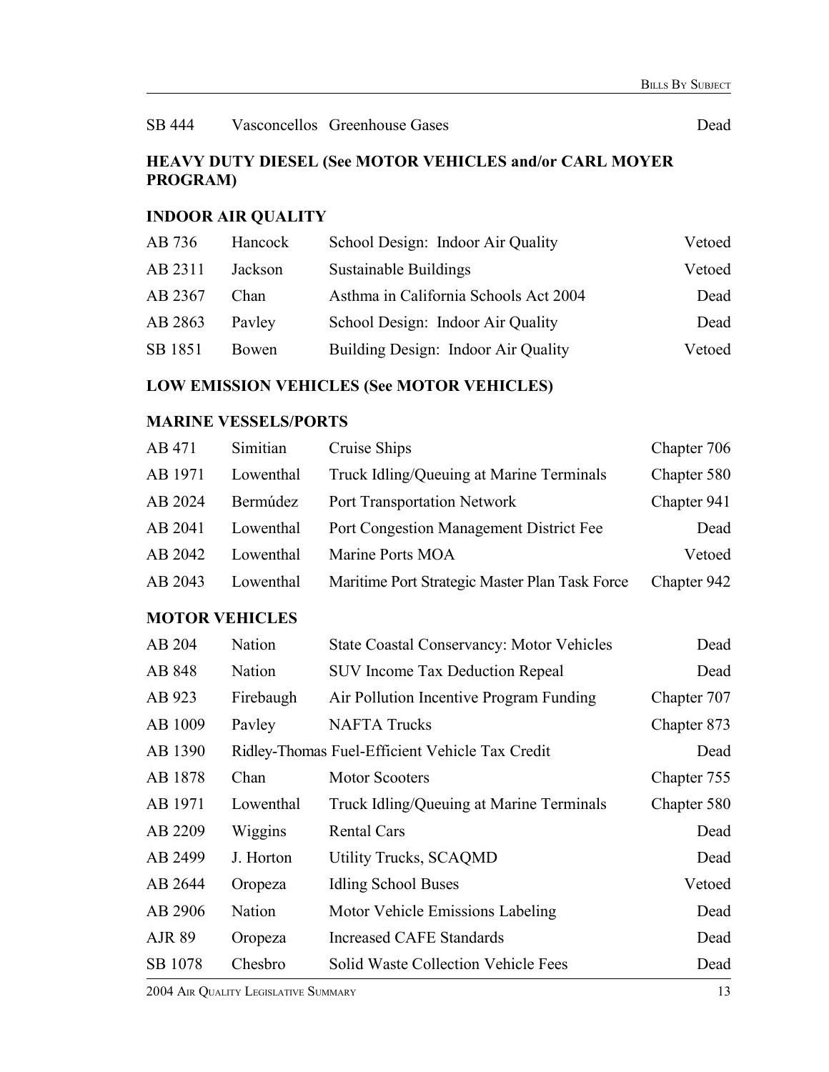| | | | |
|---|---|---|---|
| SB 444 | Vasconcellos | Greenhouse Gases | Dead |

**HEAVY DUTY DIESEL (See MOTOR VEHICLES and/or CARL MOYER PROGRAM)**

**INDOOR AIR QUALITY**

| | | | |
|---|---|---|---|
| AB 736 | Hancock | School Design: Indoor Air Quality | Vetoed |
| AB 2311 | Jackson | Sustainable Buildings | Vetoed |
| AB 2367 | Chan | Asthma in California Schools Act 2004 | Dead |
| AB 2863 | Pavley | School Design: Indoor Air Quality | Dead |
| SB 1851 | Bowen | Building Design: Indoor Air Quality | Vetoed |

**LOW EMISSION VEHICLES (See MOTOR VEHICLES)**

**MARINE VESSELS/PORTS**

| | | | |
|---|---|---|---|
| AB 471 | Simitian | Cruise Ships | Chapter 706 |
| AB 1971 | Lowenthal | Truck Idling/Queuing at Marine Terminals | Chapter 580 |
| AB 2024 | Bermúdez | Port Transportation Network | Chapter 941 |
| AB 2041 | Lowenthal | Port Congestion Management District Fee | Dead |
| AB 2042 | Lowenthal | Marine Ports MOA | Vetoed |
| AB 2043 | Lowenthal | Maritime Port Strategic Master Plan Task Force | Chapter 942 |

**MOTOR VEHICLES**

| | | | |
|---|---|---|---|
| AB 204 | Nation | State Coastal Conservancy: Motor Vehicles | Dead |
| AB 848 | Nation | SUV Income Tax Deduction Repeal | Dead |
| AB 923 | Firebaugh | Air Pollution Incentive Program Funding | Chapter 707 |
| AB 1009 | Pavley | NAFTA Trucks | Chapter 873 |
| AB 1390 | Ridley-Thomas | Fuel-Efficient Vehicle Tax Credit | Dead |
| AB 1878 | Chan | Motor Scooters | Chapter 755 |
| AB 1971 | Lowenthal | Truck Idling/Queuing at Marine Terminals | Chapter 580 |
| AB 2209 | Wiggins | Rental Cars | Dead |
| AB 2499 | J. Horton | Utility Trucks, SCAQMD | Dead |
| AB 2644 | Oropeza | Idling School Buses | Vetoed |
| AB 2906 | Nation | Motor Vehicle Emissions Labeling | Dead |
| AJR 89 | Oropeza | Increased CAFE Standards | Dead |
| SB 1078 | Chesbro | Solid Waste Collection Vehicle Fees | Dead |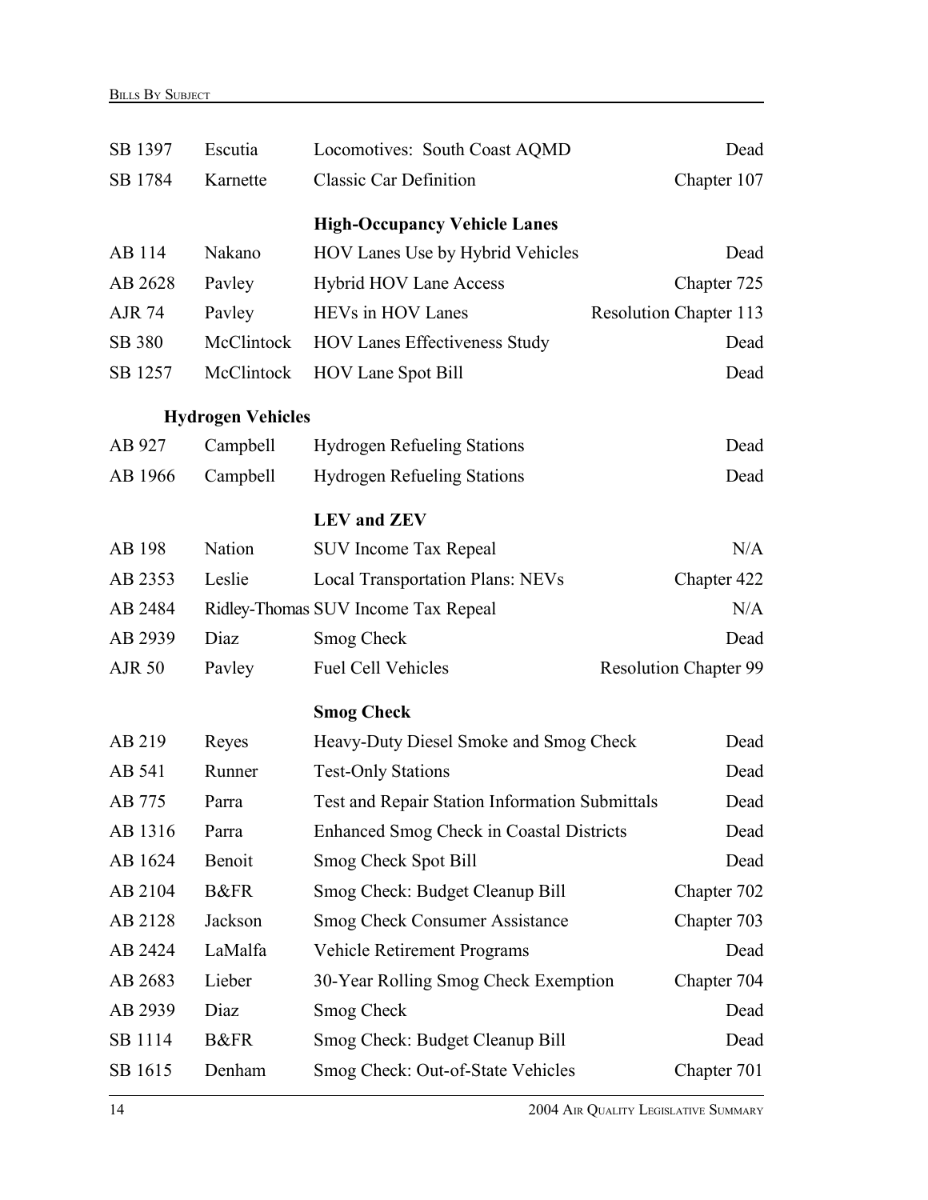| | | | |
|---|---|---|---|
| SB 1397 | Escutia | Locomotives: South Coast AQMD | Dead |
| SB 1784 | Karnette | Classic Car Definition | Chapter 107 |

**High-Occupancy Vehicle Lanes**

| | | | |
|---|---|---|---|
| AB 114 | Nakano | HOV Lanes Use by Hybrid Vehicles | Dead |
| AB 2628 | Pavley | Hybrid HOV Lane Access | Chapter 725 |
| AJR 74 | Pavley | HEVs in HOV Lanes | Resolution Chapter 113 |
| SB 380 | McClintock | HOV Lanes Effectiveness Study | Dead |
| SB 1257 | McClintock | HOV Lane Spot Bill | Dead |

**Hydrogen Vehicles**

| | | | |
|---|---|---|---|
| AB 927 | Campbell | Hydrogen Refueling Stations | Dead |
| AB 1966 | Campbell | Hydrogen Refueling Stations | Dead |

**LEV and ZEV**

| | | | |
|---|---|---|---|
| AB 198 | Nation | SUV Income Tax Repeal | N/A |
| AB 2353 | Leslie | Local Transportation Plans: NEVs | Chapter 422 |
| AB 2484 | Ridley-Thomas | SUV Income Tax Repeal | N/A |
| AB 2939 | Diaz | Smog Check | Dead |
| AJR 50 | Pavley | Fuel Cell Vehicles | Resolution Chapter 99 |

**Smog Check**

| | | | |
|---|---|---|---|
| AB 219 | Reyes | Heavy-Duty Diesel Smoke and Smog Check | Dead |
| AB 541 | Runner | Test-Only Stations | Dead |
| AB 775 | Parra | Test and Repair Station Information Submittals | Dead |
| AB 1316 | Parra | Enhanced Smog Check in Coastal Districts | Dead |
| AB 1624 | Benoit | Smog Check Spot Bill | Dead |
| AB 2104 | B&FR | Smog Check: Budget Cleanup Bill | Chapter 702 |
| AB 2128 | Jackson | Smog Check Consumer Assistance | Chapter 703 |
| AB 2424 | LaMalfa | Vehicle Retirement Programs | Dead |
| AB 2683 | Lieber | 30-Year Rolling Smog Check Exemption | Chapter 704 |
| AB 2939 | Diaz | Smog Check | Dead |
| SB 1114 | B&FR | Smog Check: Budget Cleanup Bill | Dead |
| SB 1615 | Denham | Smog Check: Out-of-State Vehicles | Chapter 701 |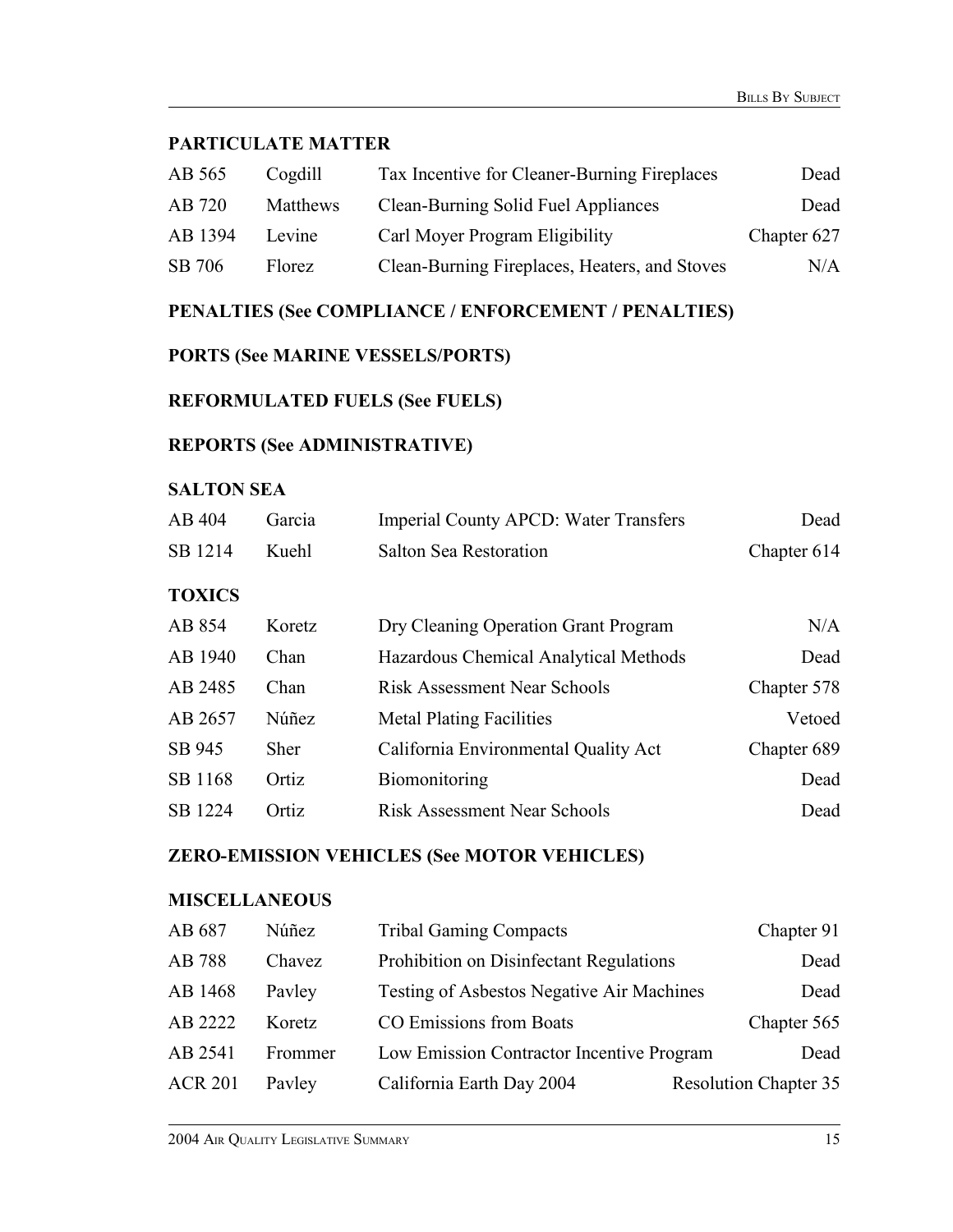## PARTICULATE MATTER

| | | | |
|---|---|---|---|
| AB 565 | Cogdill | Tax Incentive for Cleaner-Burning Fireplaces | Dead |
| AB 720 | Matthews | Clean-Burning Solid Fuel Appliances | Dead |
| AB 1394 | Levine | Carl Moyer Program Eligibility | Chapter 627 |
| SB 706 | Florez | Clean-Burning Fireplaces, Heaters, and Stoves | N/A |

## PENALTIES (See COMPLIANCE / ENFORCEMENT / PENALTIES)

## PORTS (See MARINE VESSELS/PORTS)

## REFORMULATED FUELS (See FUELS)

## REPORTS (See ADMINISTRATIVE)

## SALTON SEA

| | | | |
|---|---|---|---|
| AB 404 | Garcia | Imperial County APCD: Water Transfers | Dead |
| SB 1214 | Kuehl | Salton Sea Restoration | Chapter 614 |

## TOXICS

| | | | |
|---|---|---|---|
| AB 854 | Koretz | Dry Cleaning Operation Grant Program | N/A |
| AB 1940 | Chan | Hazardous Chemical Analytical Methods | Dead |
| AB 2485 | Chan | Risk Assessment Near Schools | Chapter 578 |
| AB 2657 | Núñez | Metal Plating Facilities | Vetoed |
| SB 945 | Sher | California Environmental Quality Act | Chapter 689 |
| SB 1168 | Ortiz | Biomonitoring | Dead |
| SB 1224 | Ortiz | Risk Assessment Near Schools | Dead |

## ZERO-EMISSION VEHICLES (See MOTOR VEHICLES)

## MISCELLANEOUS

| | | | |
|---|---|---|---|
| AB 687 | Núñez | Tribal Gaming Compacts | Chapter 91 |
| AB 788 | Chavez | Prohibition on Disinfectant Regulations | Dead |
| AB 1468 | Pavley | Testing of Asbestos Negative Air Machines | Dead |
| AB 2222 | Koretz | CO Emissions from Boats | Chapter 565 |
| AB 2541 | Frommer | Low Emission Contractor Incentive Program | Dead |
| ACR 201 | Pavley | California Earth Day 2004 | Resolution Chapter 35 |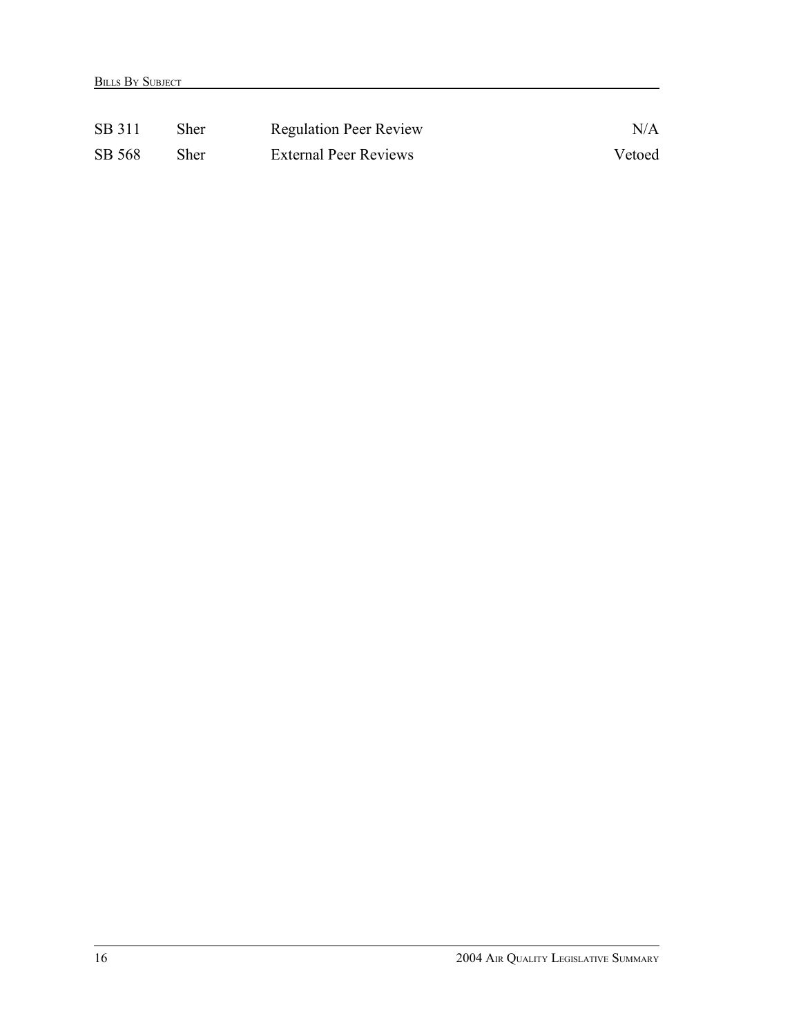| | | | |
|---|---|---|---|
| SB 311 | Sher | Regulation Peer Review | N/A |
| SB 568 | Sher | External Peer Reviews | Vetoed |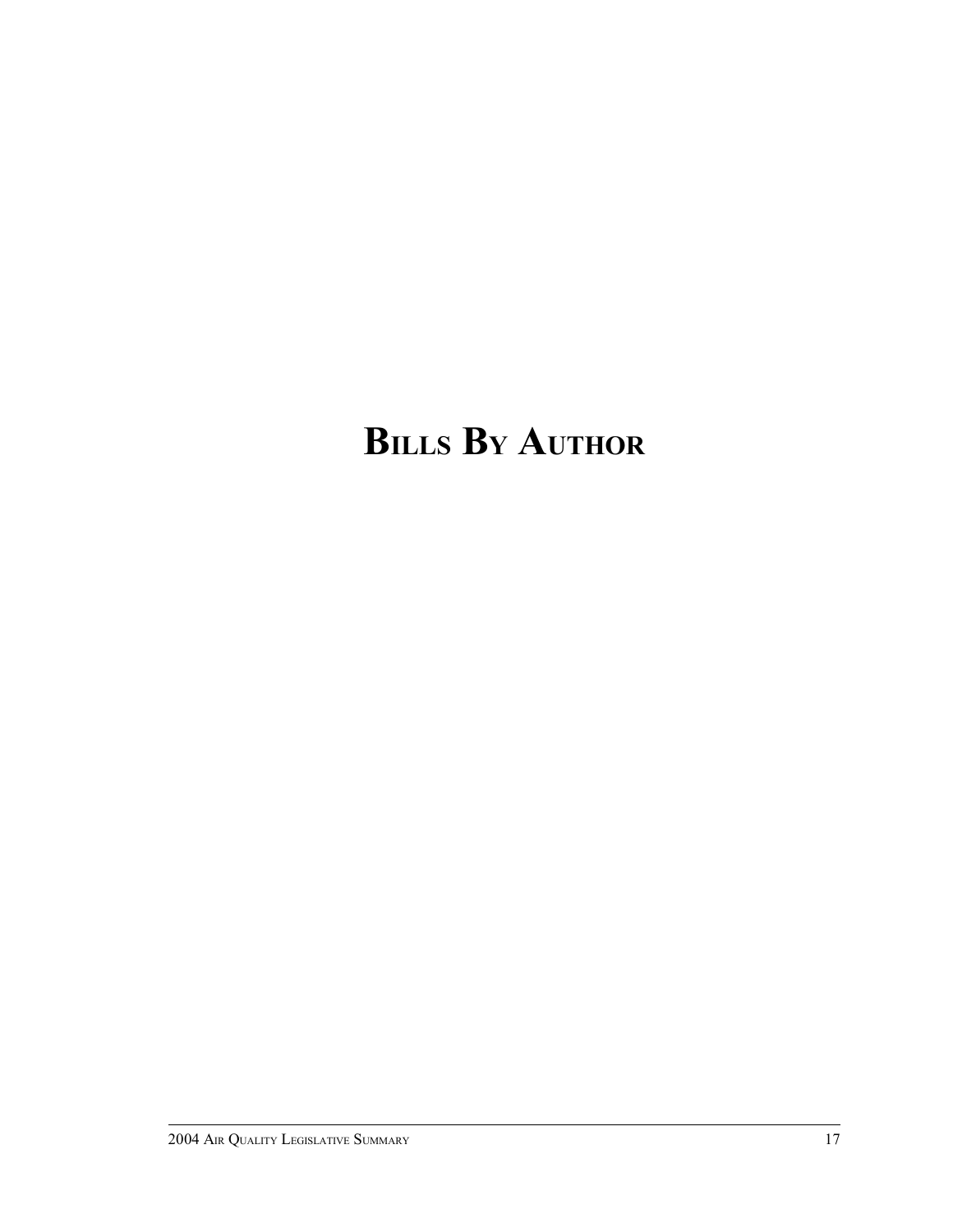# BILLS BY AUTHOR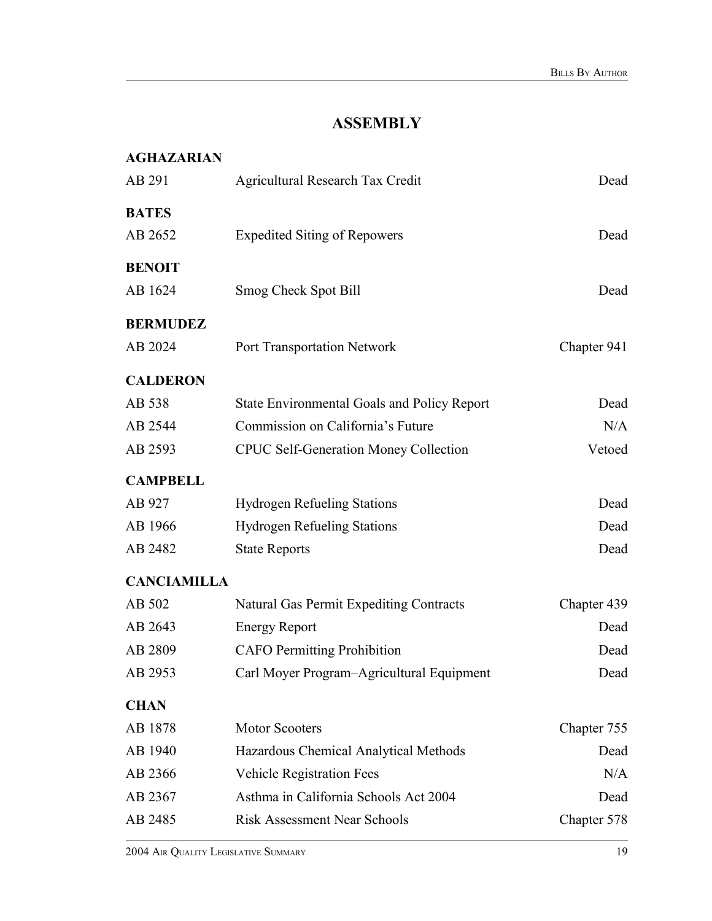# ASSEMBLY

**AGHAZARIAN**

| | | |
|---|---|---|
| AB 291 | Agricultural Research Tax Credit | Dead |

**BATES**

| | | |
|---|---|---|
| AB 2652 | Expedited Siting of Repowers | Dead |

**BENOIT**

| | | |
|---|---|---|
| AB 1624 | Smog Check Spot Bill | Dead |

**BERMUDEZ**

| | | |
|---|---|---|
| AB 2024 | Port Transportation Network | Chapter 941 |

**CALDERON**

| | | |
|---|---|---|
| AB 538 | State Environmental Goals and Policy Report | Dead |
| AB 2544 | Commission on California's Future | N/A |
| AB 2593 | CPUC Self-Generation Money Collection | Vetoed |

**CAMPBELL**

| | | |
|---|---|---|
| AB 927 | Hydrogen Refueling Stations | Dead |
| AB 1966 | Hydrogen Refueling Stations | Dead |
| AB 2482 | State Reports | Dead |

**CANCIAMILLA**

| | | |
|---|---|---|
| AB 502 | Natural Gas Permit Expediting Contracts | Chapter 439 |
| AB 2643 | Energy Report | Dead |
| AB 2809 | CAFO Permitting Prohibition | Dead |
| AB 2953 | Carl Moyer Program–Agricultural Equipment | Dead |

**CHAN**

| | | |
|---|---|---|
| AB 1878 | Motor Scooters | Chapter 755 |
| AB 1940 | Hazardous Chemical Analytical Methods | Dead |
| AB 2366 | Vehicle Registration Fees | N/A |
| AB 2367 | Asthma in California Schools Act 2004 | Dead |
| AB 2485 | Risk Assessment Near Schools | Chapter 578 |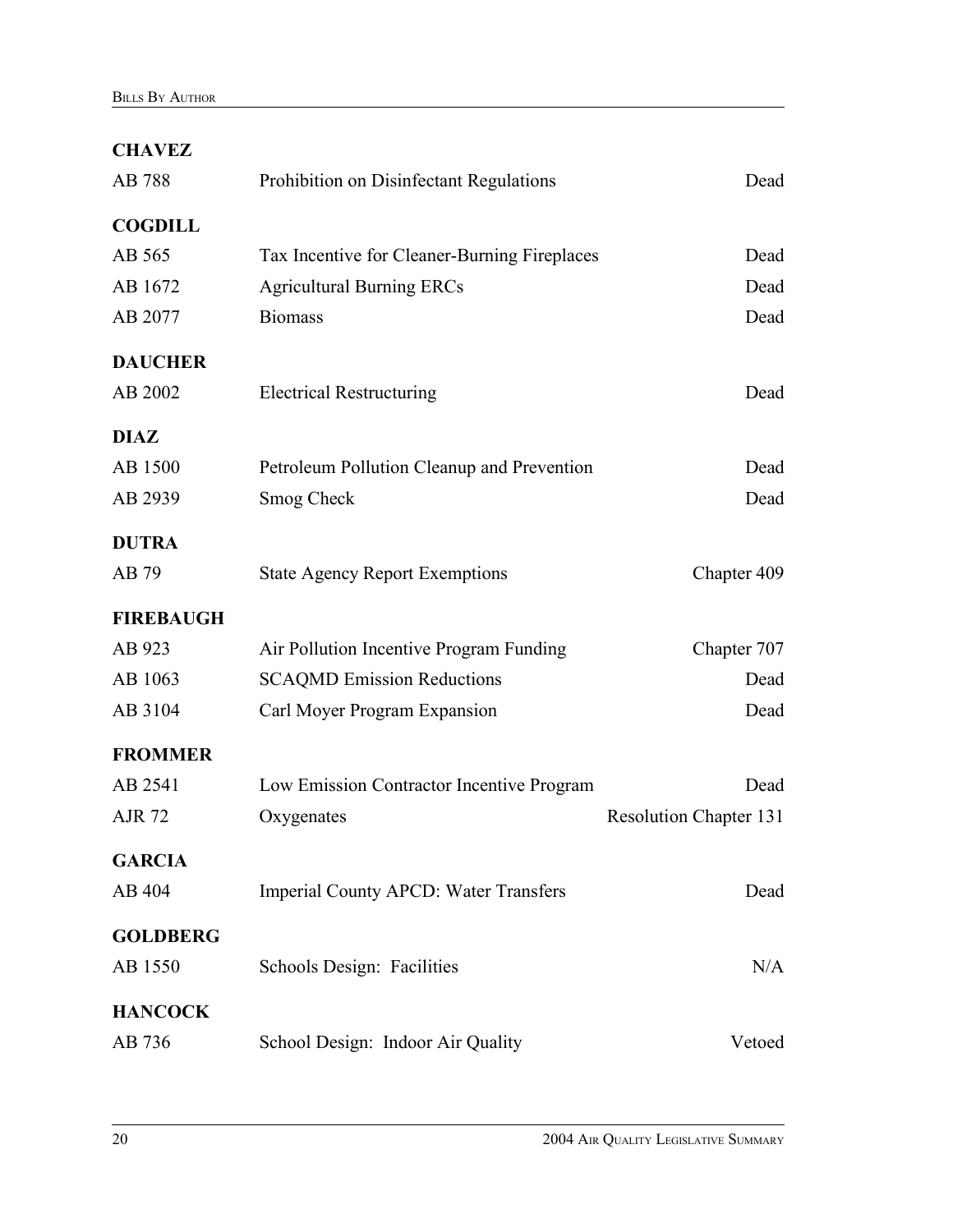**CHAVEZ**

| | | |
|---|---|---|
| AB 788 | Prohibition on Disinfectant Regulations | Dead |

**COGDILL**

| | | |
|---|---|---|
| AB 565 | Tax Incentive for Cleaner-Burning Fireplaces | Dead |
| AB 1672 | Agricultural Burning ERCs | Dead |
| AB 2077 | Biomass | Dead |

**DAUCHER**

| | | |
|---|---|---|
| AB 2002 | Electrical Restructuring | Dead |

**DIAZ**

| | | |
|---|---|---|
| AB 1500 | Petroleum Pollution Cleanup and Prevention | Dead |
| AB 2939 | Smog Check | Dead |

**DUTRA**

| | | |
|---|---|---|
| AB 79 | State Agency Report Exemptions | Chapter 409 |

**FIREBAUGH**

| | | |
|---|---|---|
| AB 923 | Air Pollution Incentive Program Funding | Chapter 707 |
| AB 1063 | SCAQMD Emission Reductions | Dead |
| AB 3104 | Carl Moyer Program Expansion | Dead |

**FROMMER**

| | | |
|---|---|---|
| AB 2541 | Low Emission Contractor Incentive Program | Dead |
| AJR 72 | Oxygenates | Resolution Chapter 131 |

**GARCIA**

| | | |
|---|---|---|
| AB 404 | Imperial County APCD: Water Transfers | Dead |

**GOLDBERG**

| | | |
|---|---|---|
| AB 1550 | Schools Design: Facilities | N/A |

**HANCOCK**

| | | |
|---|---|---|
| AB 736 | School Design: Indoor Air Quality | Vetoed |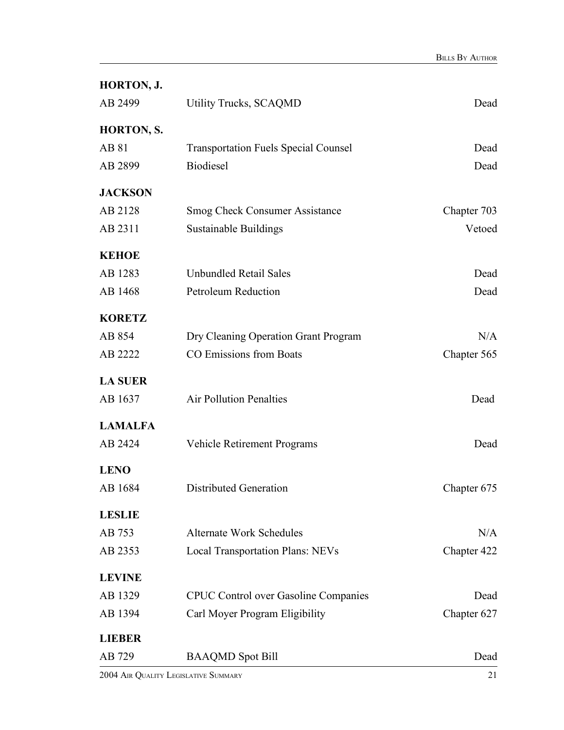**HORTON, J.**

| | | |
|---|---|---|
| AB 2499 | Utility Trucks, SCAQMD | Dead |

**HORTON, S.**

| | | |
|---|---|---|
| AB 81 | Transportation Fuels Special Counsel | Dead |
| AB 2899 | Biodiesel | Dead |

**JACKSON**

| | | |
|---|---|---|
| AB 2128 | Smog Check Consumer Assistance | Chapter 703 |
| AB 2311 | Sustainable Buildings | Vetoed |

**KEHOE**

| | | |
|---|---|---|
| AB 1283 | Unbundled Retail Sales | Dead |
| AB 1468 | Petroleum Reduction | Dead |

**KORETZ**

| | | |
|---|---|---|
| AB 854 | Dry Cleaning Operation Grant Program | N/A |
| AB 2222 | CO Emissions from Boats | Chapter 565 |

**LA SUER**

| | | |
|---|---|---|
| AB 1637 | Air Pollution Penalties | Dead |

**LAMALFA**

| | | |
|---|---|---|
| AB 2424 | Vehicle Retirement Programs | Dead |

**LENO**

| | | |
|---|---|---|
| AB 1684 | Distributed Generation | Chapter 675 |

**LESLIE**

| | | |
|---|---|---|
| AB 753 | Alternate Work Schedules | N/A |
| AB 2353 | Local Transportation Plans: NEVs | Chapter 422 |

**LEVINE**

| | | |
|---|---|---|
| AB 1329 | CPUC Control over Gasoline Companies | Dead |
| AB 1394 | Carl Moyer Program Eligibility | Chapter 627 |

**LIEBER**

| | | |
|---|---|---|
| AB 729 | BAAQMD Spot Bill | Dead |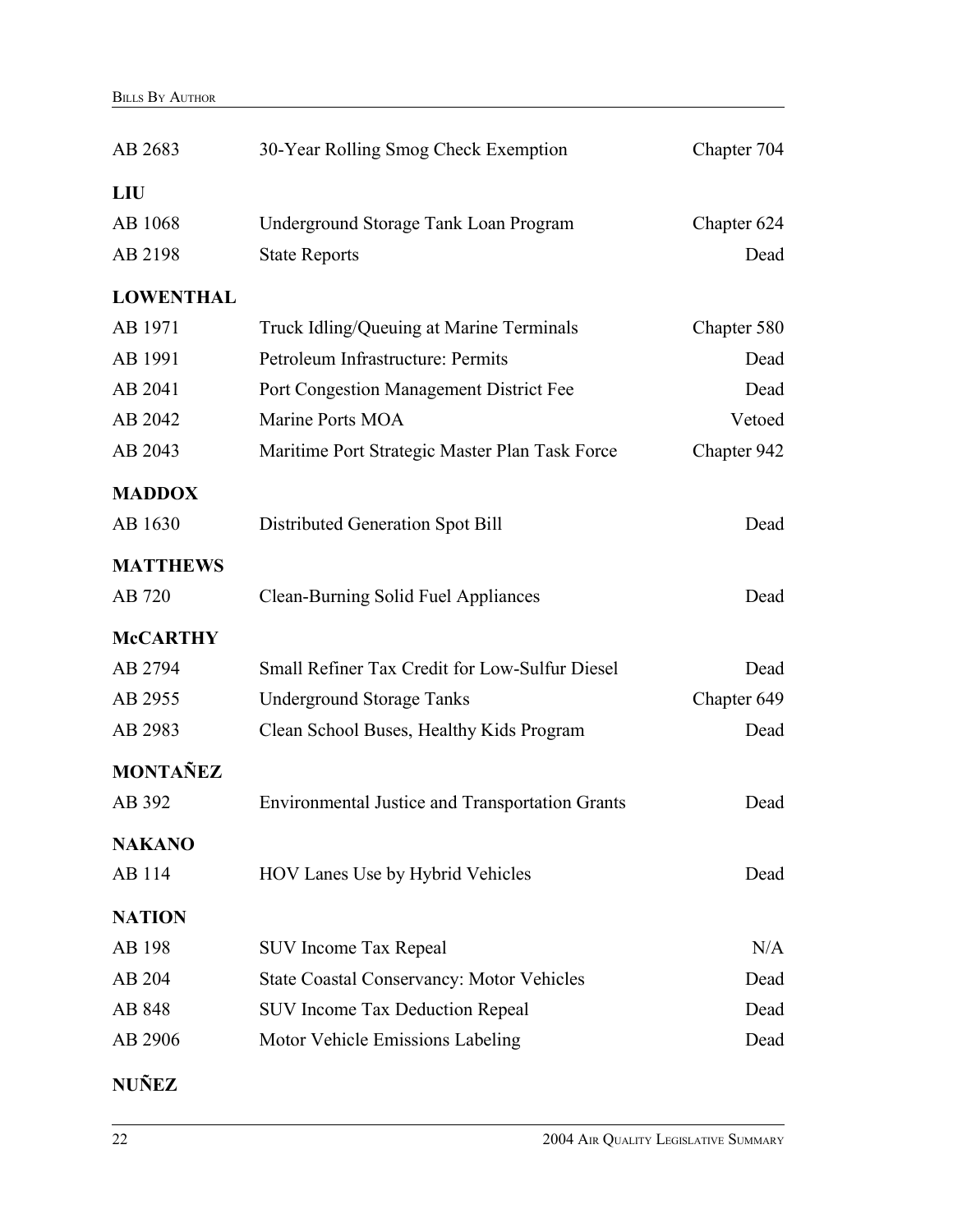| | | |
|---|---|---|
| AB 2683 | 30-Year Rolling Smog Check Exemption | Chapter 704 |

**LIU**

| | | |
|---|---|---|
| AB 1068 | Underground Storage Tank Loan Program | Chapter 624 |
| AB 2198 | State Reports | Dead |

**LOWENTHAL**

| | | |
|---|---|---|
| AB 1971 | Truck Idling/Queuing at Marine Terminals | Chapter 580 |
| AB 1991 | Petroleum Infrastructure: Permits | Dead |
| AB 2041 | Port Congestion Management District Fee | Dead |
| AB 2042 | Marine Ports MOA | Vetoed |
| AB 2043 | Maritime Port Strategic Master Plan Task Force | Chapter 942 |

**MADDOX**

| | | |
|---|---|---|
| AB 1630 | Distributed Generation Spot Bill | Dead |

**MATTHEWS**

| | | |
|---|---|---|
| AB 720 | Clean-Burning Solid Fuel Appliances | Dead |

**McCARTHY**

| | | |
|---|---|---|
| AB 2794 | Small Refiner Tax Credit for Low-Sulfur Diesel | Dead |
| AB 2955 | Underground Storage Tanks | Chapter 649 |
| AB 2983 | Clean School Buses, Healthy Kids Program | Dead |

**MONTAÑEZ**

| | | |
|---|---|---|
| AB 392 | Environmental Justice and Transportation Grants | Dead |

**NAKANO**

| | | |
|---|---|---|
| AB 114 | HOV Lanes Use by Hybrid Vehicles | Dead |

**NATION**

| | | |
|---|---|---|
| AB 198 | SUV Income Tax Repeal | N/A |
| AB 204 | State Coastal Conservancy: Motor Vehicles | Dead |
| AB 848 | SUV Income Tax Deduction Repeal | Dead |
| AB 2906 | Motor Vehicle Emissions Labeling | Dead |

**NUÑEZ**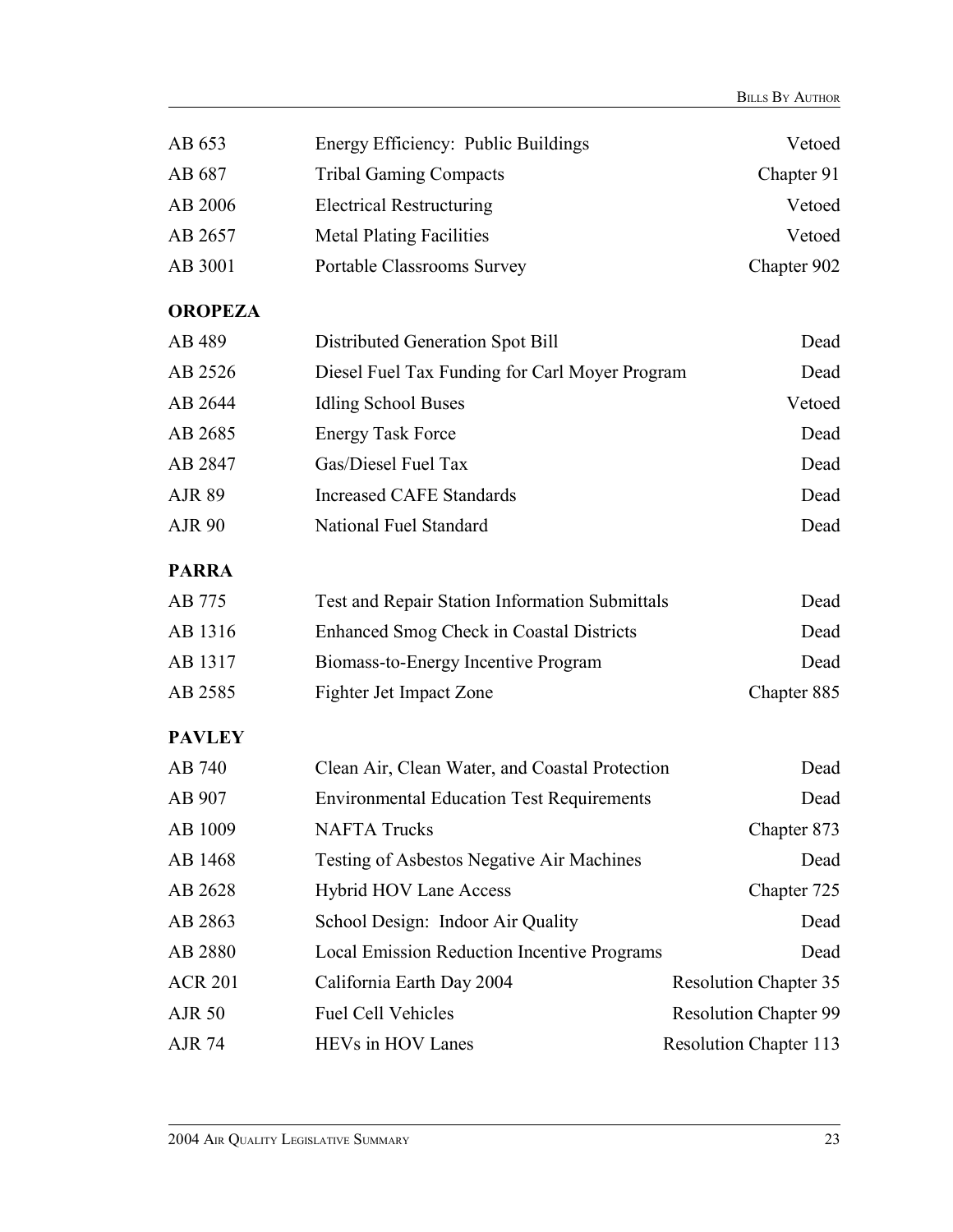| | | |
|---|---|---|
| AB 653 | Energy Efficiency: Public Buildings | Vetoed |
| AB 687 | Tribal Gaming Compacts | Chapter 91 |
| AB 2006 | Electrical Restructuring | Vetoed |
| AB 2657 | Metal Plating Facilities | Vetoed |
| AB 3001 | Portable Classrooms Survey | Chapter 902 |

**OROPEZA**

| | | |
|---|---|---|
| AB 489 | Distributed Generation Spot Bill | Dead |
| AB 2526 | Diesel Fuel Tax Funding for Carl Moyer Program | Dead |
| AB 2644 | Idling School Buses | Vetoed |
| AB 2685 | Energy Task Force | Dead |
| AB 2847 | Gas/Diesel Fuel Tax | Dead |
| AJR 89 | Increased CAFE Standards | Dead |
| AJR 90 | National Fuel Standard | Dead |

**PARRA**

| | | |
|---|---|---|
| AB 775 | Test and Repair Station Information Submittals | Dead |
| AB 1316 | Enhanced Smog Check in Coastal Districts | Dead |
| AB 1317 | Biomass-to-Energy Incentive Program | Dead |
| AB 2585 | Fighter Jet Impact Zone | Chapter 885 |

**PAVLEY**

| | | |
|---|---|---|
| AB 740 | Clean Air, Clean Water, and Coastal Protection | Dead |
| AB 907 | Environmental Education Test Requirements | Dead |
| AB 1009 | NAFTA Trucks | Chapter 873 |
| AB 1468 | Testing of Asbestos Negative Air Machines | Dead |
| AB 2628 | Hybrid HOV Lane Access | Chapter 725 |
| AB 2863 | School Design: Indoor Air Quality | Dead |
| AB 2880 | Local Emission Reduction Incentive Programs | Dead |
| ACR 201 | California Earth Day 2004 | Resolution Chapter 35 |
| AJR 50 | Fuel Cell Vehicles | Resolution Chapter 99 |
| AJR 74 | HEVs in HOV Lanes | Resolution Chapter 113 |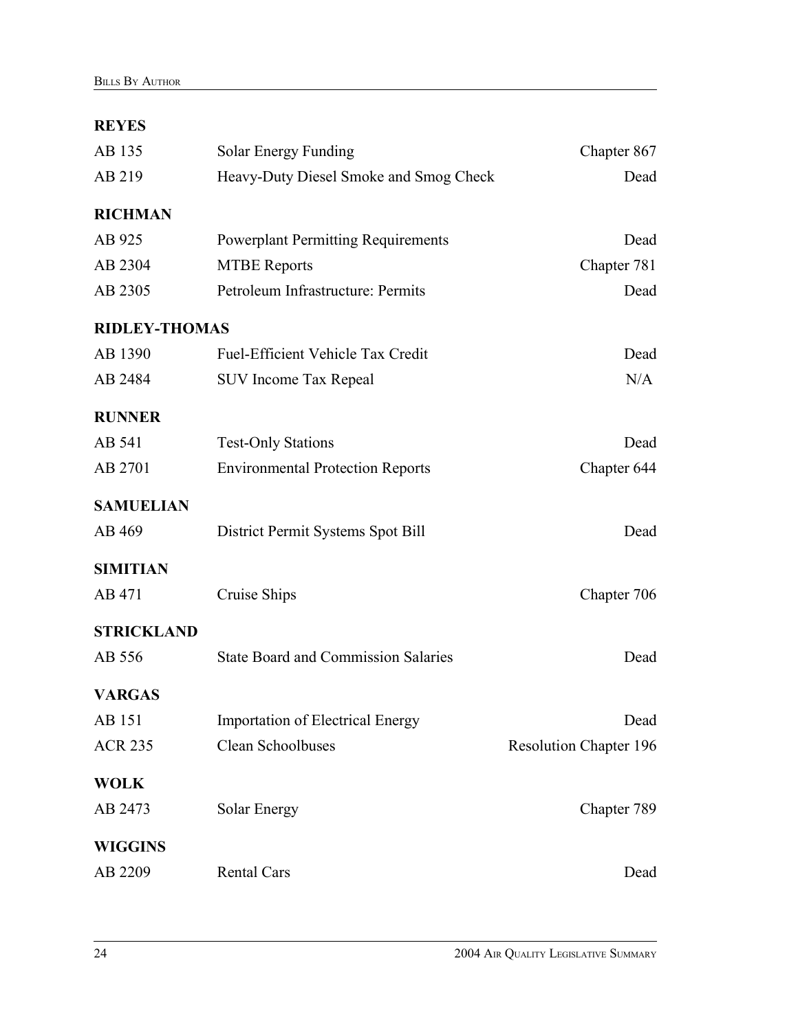**REYES**

| | | |
|---|---|---|
| AB 135 | Solar Energy Funding | Chapter 867 |
| AB 219 | Heavy-Duty Diesel Smoke and Smog Check | Dead |

**RICHMAN**

| | | |
|---|---|---|
| AB 925 | Powerplant Permitting Requirements | Dead |
| AB 2304 | MTBE Reports | Chapter 781 |
| AB 2305 | Petroleum Infrastructure: Permits | Dead |

**RIDLEY-THOMAS**

| | | |
|---|---|---|
| AB 1390 | Fuel-Efficient Vehicle Tax Credit | Dead |
| AB 2484 | SUV Income Tax Repeal | N/A |

**RUNNER**

| | | |
|---|---|---|
| AB 541 | Test-Only Stations | Dead |
| AB 2701 | Environmental Protection Reports | Chapter 644 |

**SAMUELIAN**

| | | |
|---|---|---|
| AB 469 | District Permit Systems Spot Bill | Dead |

**SIMITIAN**

| | | |
|---|---|---|
| AB 471 | Cruise Ships | Chapter 706 |

**STRICKLAND**

| | | |
|---|---|---|
| AB 556 | State Board and Commission Salaries | Dead |

**VARGAS**

| | | |
|---|---|---|
| AB 151 | Importation of Electrical Energy | Dead |
| ACR 235 | Clean Schoolbuses | Resolution Chapter 196 |

**WOLK**

| | | |
|---|---|---|
| AB 2473 | Solar Energy | Chapter 789 |

**WIGGINS**

| | | |
|---|---|---|
| AB 2209 | Rental Cars | Dead |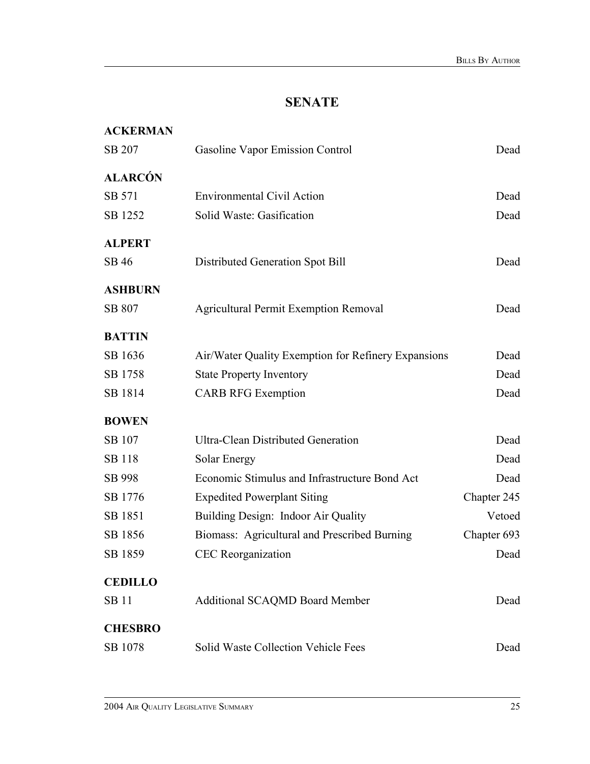## SENATE

**ACKERMAN**

| | | |
|---|---|---|
| SB 207 | Gasoline Vapor Emission Control | Dead |

**ALARCÓN**

| | | |
|---|---|---|
| SB 571 | Environmental Civil Action | Dead |
| SB 1252 | Solid Waste: Gasification | Dead |

**ALPERT**

| | | |
|---|---|---|
| SB 46 | Distributed Generation Spot Bill | Dead |

**ASHBURN**

| | | |
|---|---|---|
| SB 807 | Agricultural Permit Exemption Removal | Dead |

**BATTIN**

| | | |
|---|---|---|
| SB 1636 | Air/Water Quality Exemption for Refinery Expansions | Dead |
| SB 1758 | State Property Inventory | Dead |
| SB 1814 | CARB RFG Exemption | Dead |

**BOWEN**

| | | |
|---|---|---|
| SB 107 | Ultra-Clean Distributed Generation | Dead |
| SB 118 | Solar Energy | Dead |
| SB 998 | Economic Stimulus and Infrastructure Bond Act | Dead |
| SB 1776 | Expedited Powerplant Siting | Chapter 245 |
| SB 1851 | Building Design: Indoor Air Quality | Vetoed |
| SB 1856 | Biomass: Agricultural and Prescribed Burning | Chapter 693 |
| SB 1859 | CEC Reorganization | Dead |

**CEDILLO**

| | | |
|---|---|---|
| SB 11 | Additional SCAQMD Board Member | Dead |

**CHESBRO**

| | | |
|---|---|---|
| SB 1078 | Solid Waste Collection Vehicle Fees | Dead |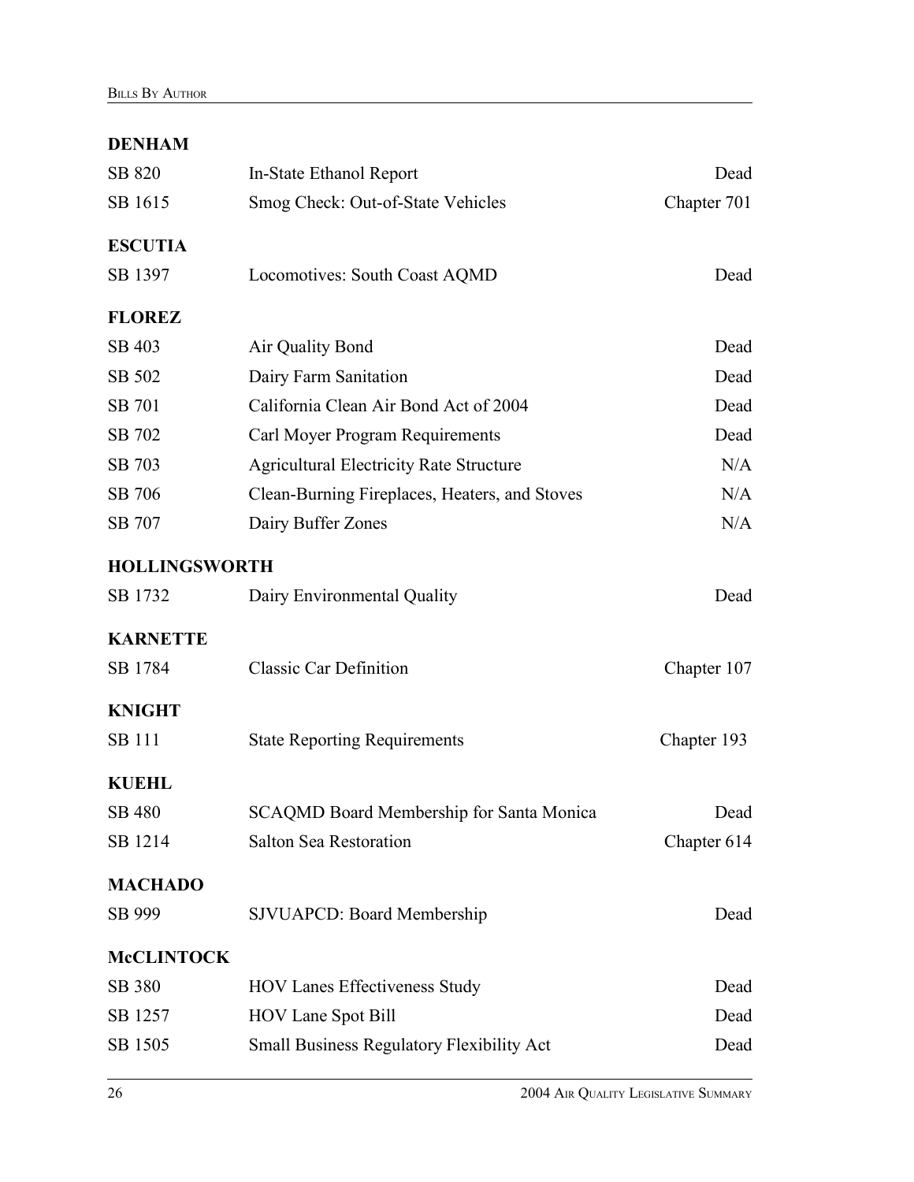### DENHAM

| | | |
|---|---|---|
| SB 820 | In-State Ethanol Report | Dead |
| SB 1615 | Smog Check: Out-of-State Vehicles | Chapter 701 |

### ESCUTIA

| | | |
|---|---|---|
| SB 1397 | Locomotives: South Coast AQMD | Dead |

### FLOREZ

| | | |
|---|---|---|
| SB 403 | Air Quality Bond | Dead |
| SB 502 | Dairy Farm Sanitation | Dead |
| SB 701 | California Clean Air Bond Act of 2004 | Dead |
| SB 702 | Carl Moyer Program Requirements | Dead |
| SB 703 | Agricultural Electricity Rate Structure | N/A |
| SB 706 | Clean-Burning Fireplaces, Heaters, and Stoves | N/A |
| SB 707 | Dairy Buffer Zones | N/A |

### HOLLINGSWORTH

| | | |
|---|---|---|
| SB 1732 | Dairy Environmental Quality | Dead |

### KARNETTE

| | | |
|---|---|---|
| SB 1784 | Classic Car Definition | Chapter 107 |

### KNIGHT

| | | |
|---|---|---|
| SB 111 | State Reporting Requirements | Chapter 193 |

### KUEHL

| | | |
|---|---|---|
| SB 480 | SCAQMD Board Membership for Santa Monica | Dead |
| SB 1214 | Salton Sea Restoration | Chapter 614 |

### MACHADO

| | | |
|---|---|---|
| SB 999 | SJVUAPCD: Board Membership | Dead |

### McCLINTOCK

| | | |
|---|---|---|
| SB 380 | HOV Lanes Effectiveness Study | Dead |
| SB 1257 | HOV Lane Spot Bill | Dead |
| SB 1505 | Small Business Regulatory Flexibility Act | Dead |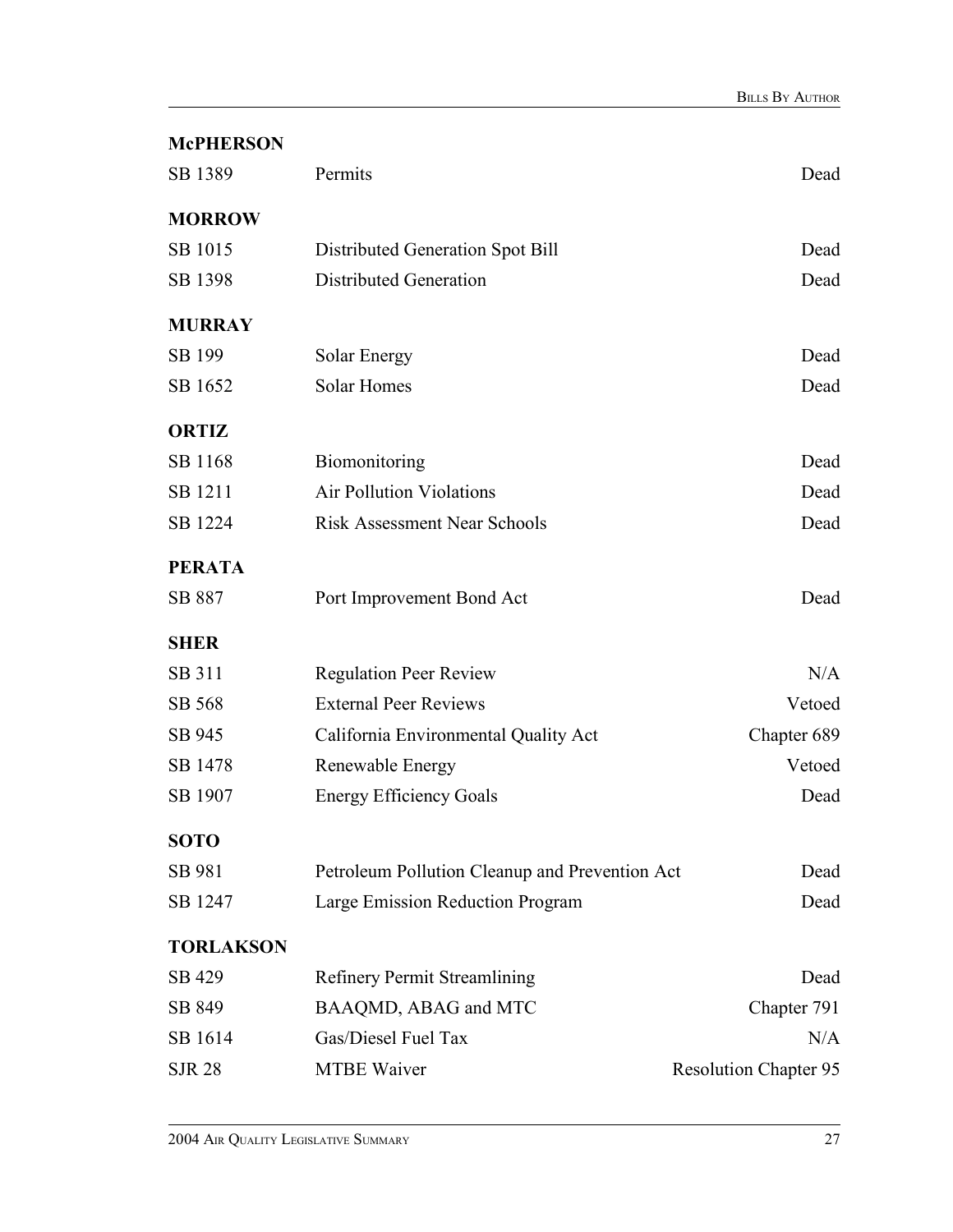**McPHERSON**

| | | |
|---|---|---|
| SB 1389 | Permits | Dead |

**MORROW**

| | | |
|---|---|---|
| SB 1015 | Distributed Generation Spot Bill | Dead |
| SB 1398 | Distributed Generation | Dead |

**MURRAY**

| | | |
|---|---|---|
| SB 199 | Solar Energy | Dead |
| SB 1652 | Solar Homes | Dead |

**ORTIZ**

| | | |
|---|---|---|
| SB 1168 | Biomonitoring | Dead |
| SB 1211 | Air Pollution Violations | Dead |
| SB 1224 | Risk Assessment Near Schools | Dead |

**PERATA**

| | | |
|---|---|---|
| SB 887 | Port Improvement Bond Act | Dead |

**SHER**

| | | |
|---|---|---|
| SB 311 | Regulation Peer Review | N/A |
| SB 568 | External Peer Reviews | Vetoed |
| SB 945 | California Environmental Quality Act | Chapter 689 |
| SB 1478 | Renewable Energy | Vetoed |
| SB 1907 | Energy Efficiency Goals | Dead |

**SOTO**

| | | |
|---|---|---|
| SB 981 | Petroleum Pollution Cleanup and Prevention Act | Dead |
| SB 1247 | Large Emission Reduction Program | Dead |

**TORLAKSON**

| | | |
|---|---|---|
| SB 429 | Refinery Permit Streamlining | Dead |
| SB 849 | BAAQMD, ABAG and MTC | Chapter 791 |
| SB 1614 | Gas/Diesel Fuel Tax | N/A |
| SJR 28 | MTBE Waiver | Resolution Chapter 95 |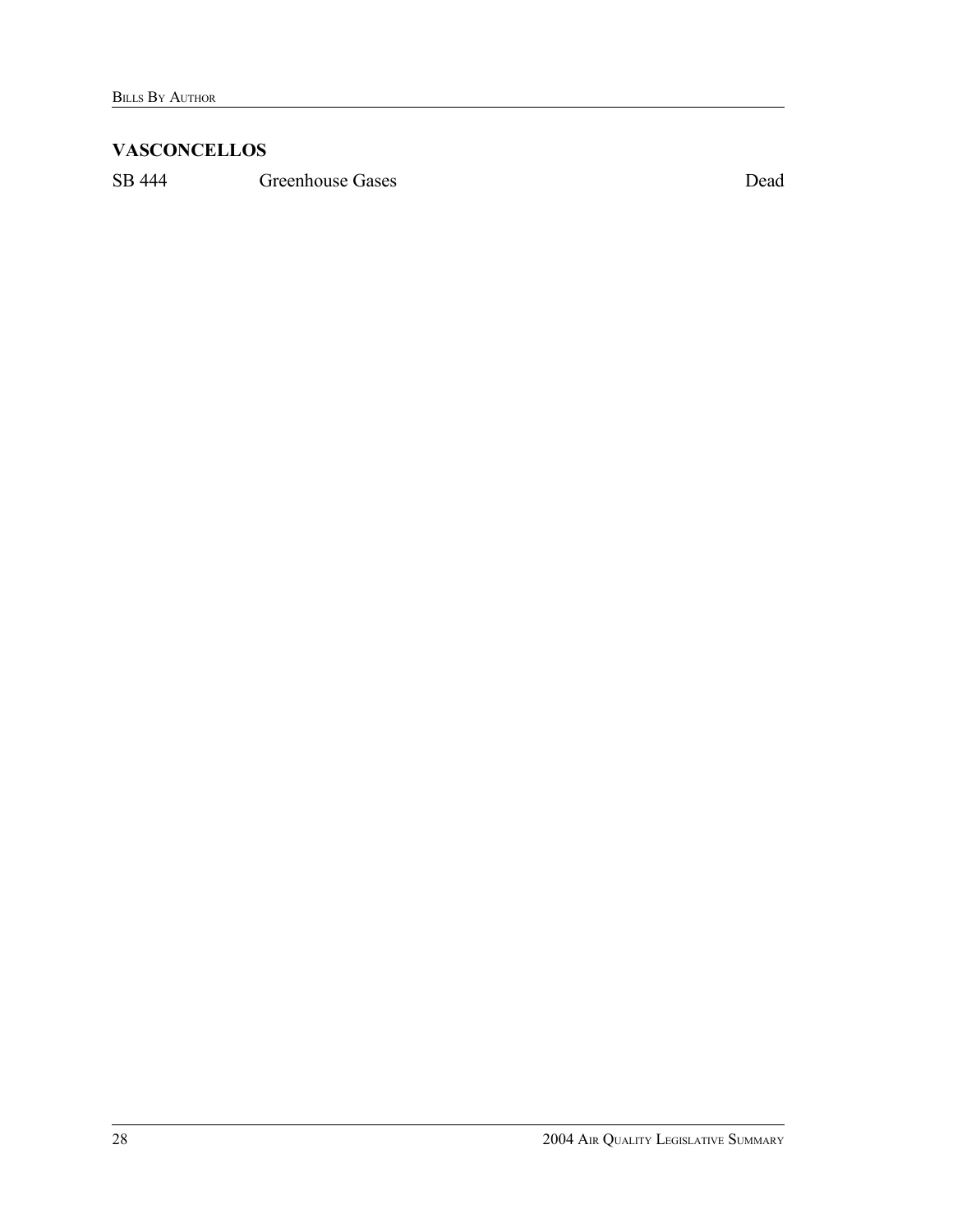## VASCONCELLOS

| | | |
|---|---|---|
| SB 444 | Greenhouse Gases | Dead |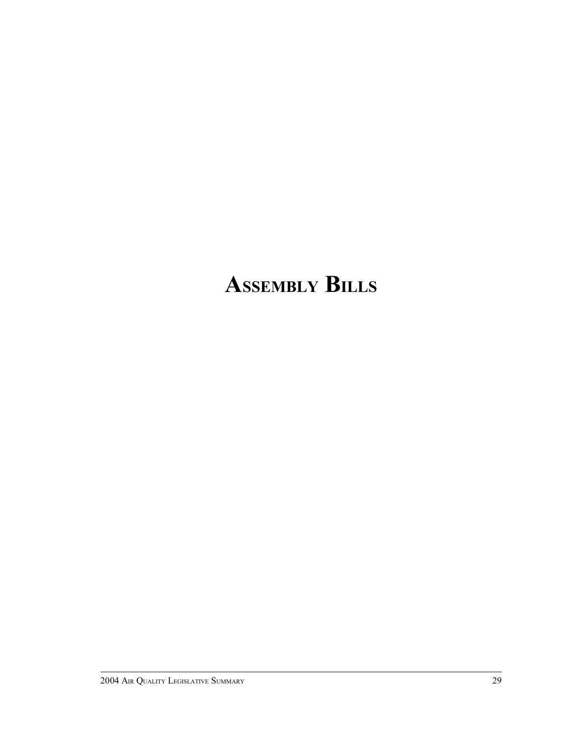# ASSEMBLY BILLS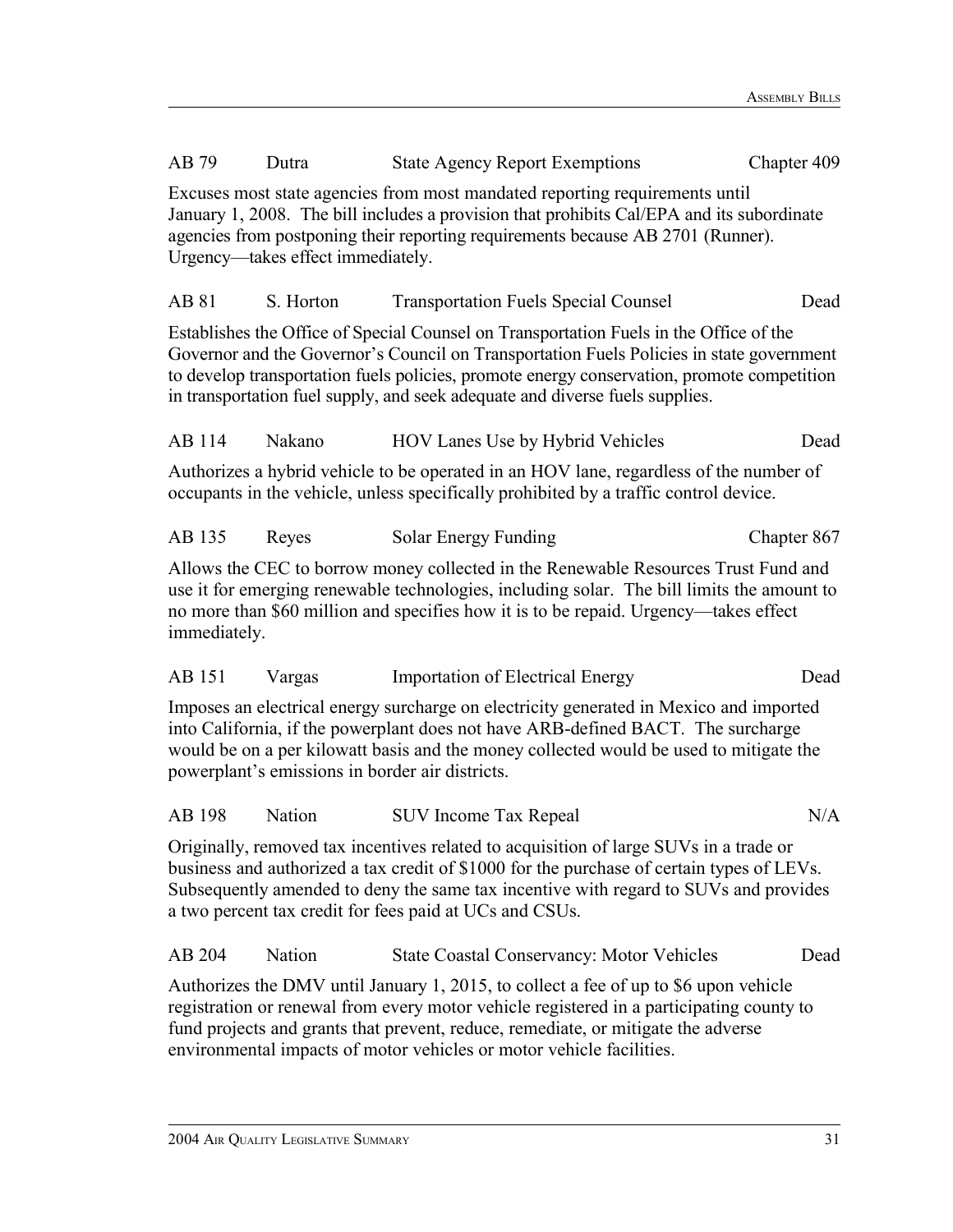AB 79 | Dutra | State Agency Report Exemptions | Chapter 409

Excuses most state agencies from most mandated reporting requirements until January 1, 2008. The bill includes a provision that prohibits Cal/EPA and its subordinate agencies from postponing their reporting requirements because AB 2701 (Runner). Urgency—takes effect immediately.

AB 81 | S. Horton | Transportation Fuels Special Counsel | Dead

Establishes the Office of Special Counsel on Transportation Fuels in the Office of the Governor and the Governor's Council on Transportation Fuels Policies in state government to develop transportation fuels policies, promote energy conservation, promote competition in transportation fuel supply, and seek adequate and diverse fuels supplies.

AB 114 | Nakano | HOV Lanes Use by Hybrid Vehicles | Dead

Authorizes a hybrid vehicle to be operated in an HOV lane, regardless of the number of occupants in the vehicle, unless specifically prohibited by a traffic control device.

AB 135 | Reyes | Solar Energy Funding | Chapter 867

Allows the CEC to borrow money collected in the Renewable Resources Trust Fund and use it for emerging renewable technologies, including solar. The bill limits the amount to no more than \$60 million and specifies how it is to be repaid. Urgency—takes effect immediately.

AB 151 | Vargas | Importation of Electrical Energy | Dead

Imposes an electrical energy surcharge on electricity generated in Mexico and imported into California, if the powerplant does not have ARB-defined BACT. The surcharge would be on a per kilowatt basis and the money collected would be used to mitigate the powerplant's emissions in border air districts.

AB 198 | Nation | SUV Income Tax Repeal | N/A

Originally, removed tax incentives related to acquisition of large SUVs in a trade or business and authorized a tax credit of \$1000 for the purchase of certain types of LEVs. Subsequently amended to deny the same tax incentive with regard to SUVs and provides a two percent tax credit for fees paid at UCs and CSUs.

AB 204 | Nation | State Coastal Conservancy: Motor Vehicles | Dead

Authorizes the DMV until January 1, 2015, to collect a fee of up to \$6 upon vehicle registration or renewal from every motor vehicle registered in a participating county to fund projects and grants that prevent, reduce, remediate, or mitigate the adverse environmental impacts of motor vehicles or motor vehicle facilities.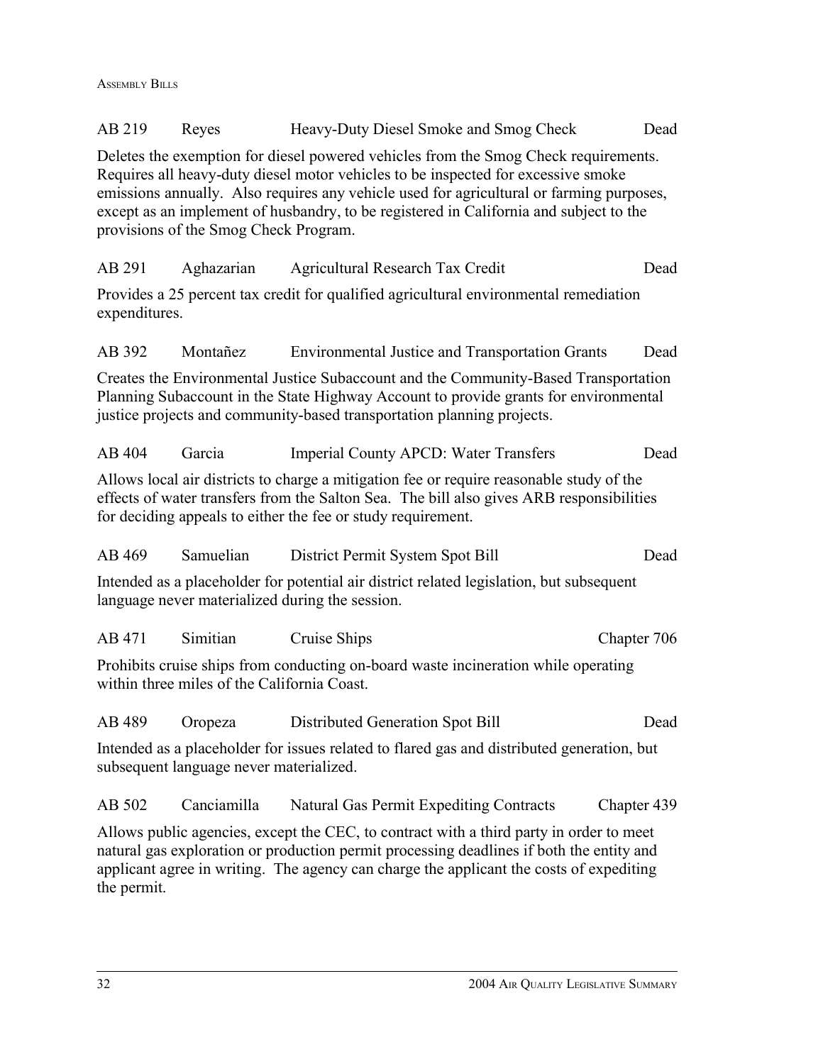AB 219 Reyes Heavy-Duty Diesel Smoke and Smog Check Dead

Deletes the exemption for diesel powered vehicles from the Smog Check requirements. Requires all heavy-duty diesel motor vehicles to be inspected for excessive smoke emissions annually. Also requires any vehicle used for agricultural or farming purposes, except as an implement of husbandry, to be registered in California and subject to the provisions of the Smog Check Program.

AB 291 Aghazarian Agricultural Research Tax Credit Dead

Provides a 25 percent tax credit for qualified agricultural environmental remediation expenditures.

AB 392 Montañez Environmental Justice and Transportation Grants Dead

Creates the Environmental Justice Subaccount and the Community-Based Transportation Planning Subaccount in the State Highway Account to provide grants for environmental justice projects and community-based transportation planning projects.

AB 404 Garcia Imperial County APCD: Water Transfers Dead

Allows local air districts to charge a mitigation fee or require reasonable study of the effects of water transfers from the Salton Sea. The bill also gives ARB responsibilities for deciding appeals to either the fee or study requirement.

AB 469 Samuelian District Permit System Spot Bill Dead

Intended as a placeholder for potential air district related legislation, but subsequent language never materialized during the session.

AB 471 Simitian Cruise Ships Chapter 706

Prohibits cruise ships from conducting on-board waste incineration while operating within three miles of the California Coast.

AB 489 Oropeza Distributed Generation Spot Bill Dead

Intended as a placeholder for issues related to flared gas and distributed generation, but subsequent language never materialized.

AB 502 Canciamilla Natural Gas Permit Expediting Contracts Chapter 439

Allows public agencies, except the CEC, to contract with a third party in order to meet natural gas exploration or production permit processing deadlines if both the entity and applicant agree in writing. The agency can charge the applicant the costs of expediting the permit.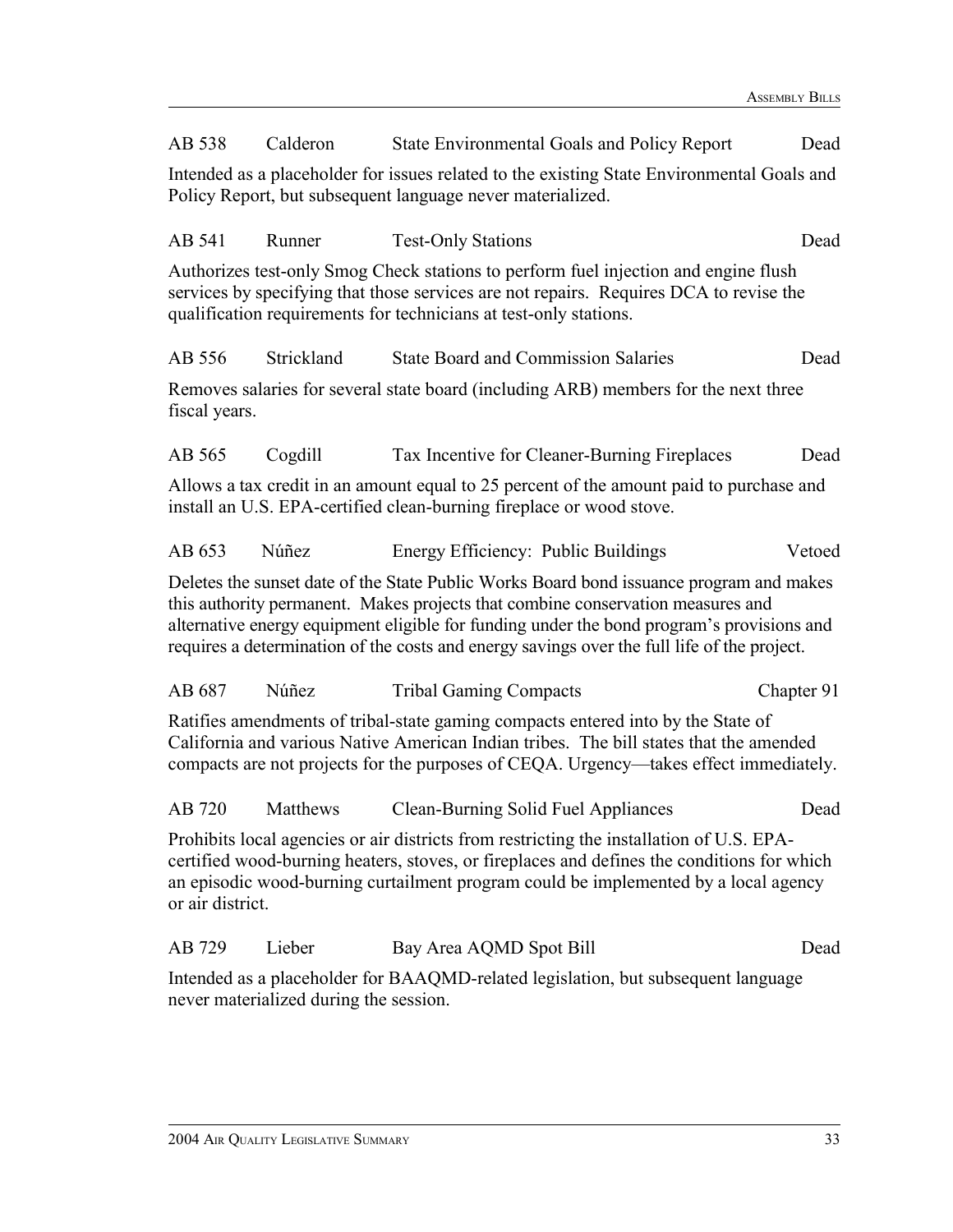AB 538 Calderon State Environmental Goals and Policy Report Dead

Intended as a placeholder for issues related to the existing State Environmental Goals and Policy Report, but subsequent language never materialized.

AB 541 Runner Test-Only Stations Dead

Authorizes test-only Smog Check stations to perform fuel injection and engine flush services by specifying that those services are not repairs. Requires DCA to revise the qualification requirements for technicians at test-only stations.

AB 556 Strickland State Board and Commission Salaries Dead

Removes salaries for several state board (including ARB) members for the next three fiscal years.

AB 565 Cogdill Tax Incentive for Cleaner-Burning Fireplaces Dead

Allows a tax credit in an amount equal to 25 percent of the amount paid to purchase and install an U.S. EPA-certified clean-burning fireplace or wood stove.

AB 653 Núñez Energy Efficiency: Public Buildings Vetoed

Deletes the sunset date of the State Public Works Board bond issuance program and makes this authority permanent. Makes projects that combine conservation measures and alternative energy equipment eligible for funding under the bond program's provisions and requires a determination of the costs and energy savings over the full life of the project.

AB 687 Núñez Tribal Gaming Compacts Chapter 91

Ratifies amendments of tribal-state gaming compacts entered into by the State of California and various Native American Indian tribes. The bill states that the amended compacts are not projects for the purposes of CEQA. Urgency—takes effect immediately.

AB 720 Matthews Clean-Burning Solid Fuel Appliances Dead

Prohibits local agencies or air districts from restricting the installation of U.S. EPA-certified wood-burning heaters, stoves, or fireplaces and defines the conditions for which an episodic wood-burning curtailment program could be implemented by a local agency or air district.

AB 729 Lieber Bay Area AQMD Spot Bill Dead

Intended as a placeholder for BAAQMD-related legislation, but subsequent language never materialized during the session.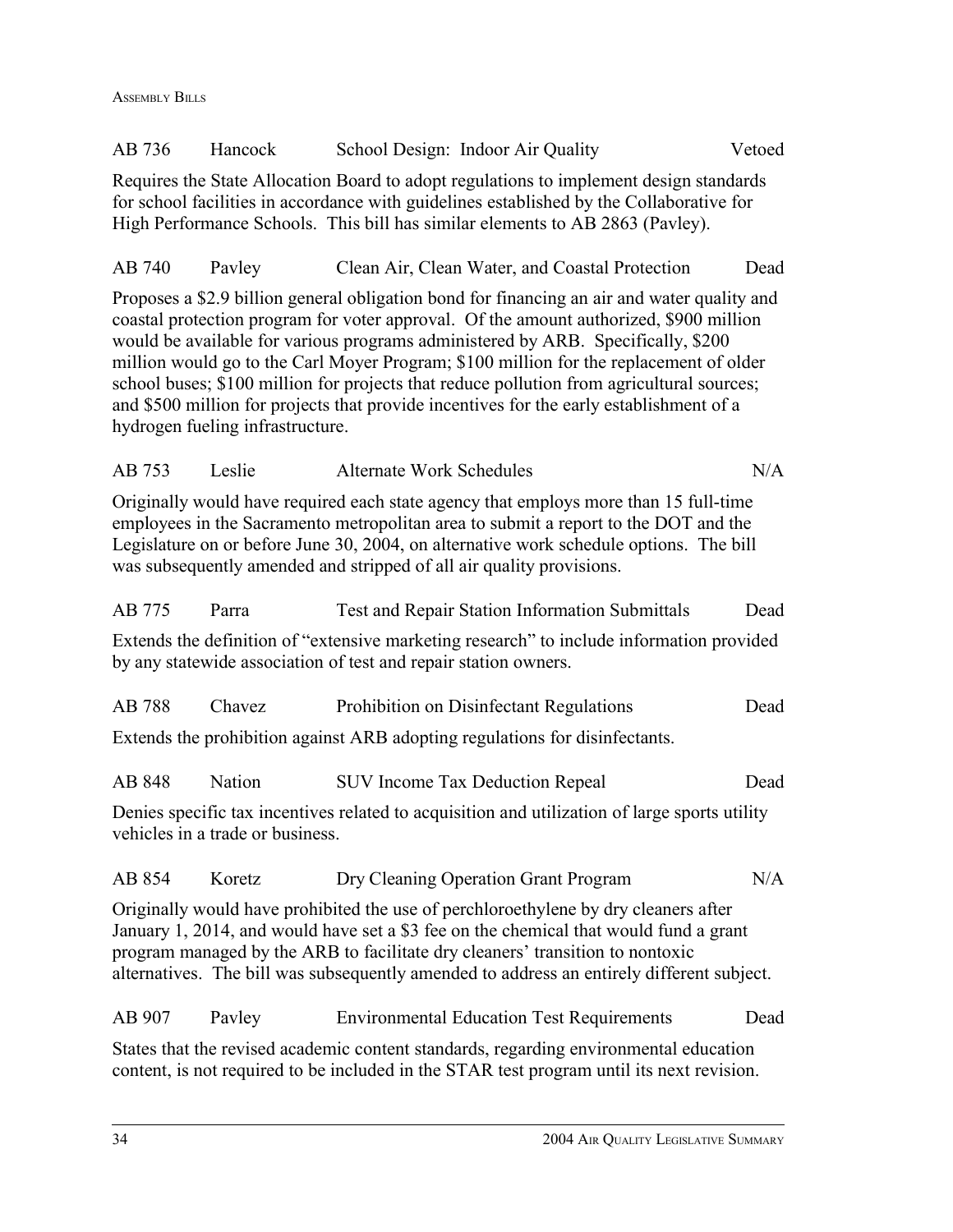AB 736 Hancock School Design: Indoor Air Quality Vetoed

Requires the State Allocation Board to adopt regulations to implement design standards for school facilities in accordance with guidelines established by the Collaborative for High Performance Schools. This bill has similar elements to AB 2863 (Pavley).

AB 740 Pavley Clean Air, Clean Water, and Coastal Protection Dead

Proposes a $2.9 billion general obligation bond for financing an air and water quality and coastal protection program for voter approval. Of the amount authorized, $900 million would be available for various programs administered by ARB. Specifically, $200 million would go to the Carl Moyer Program; $100 million for the replacement of older school buses; $100 million for projects that reduce pollution from agricultural sources; and $500 million for projects that provide incentives for the early establishment of a hydrogen fueling infrastructure.

AB 753 Leslie Alternate Work Schedules N/A

Originally would have required each state agency that employs more than 15 full-time employees in the Sacramento metropolitan area to submit a report to the DOT and the Legislature on or before June 30, 2004, on alternative work schedule options. The bill was subsequently amended and stripped of all air quality provisions.

AB 775 Parra Test and Repair Station Information Submittals Dead

Extends the definition of "extensive marketing research" to include information provided by any statewide association of test and repair station owners.

AB 788 Chavez Prohibition on Disinfectant Regulations Dead

Extends the prohibition against ARB adopting regulations for disinfectants.

AB 848 Nation SUV Income Tax Deduction Repeal Dead

Denies specific tax incentives related to acquisition and utilization of large sports utility vehicles in a trade or business.

AB 854 Koretz Dry Cleaning Operation Grant Program N/A

Originally would have prohibited the use of perchloroethylene by dry cleaners after January 1, 2014, and would have set a $3 fee on the chemical that would fund a grant program managed by the ARB to facilitate dry cleaners' transition to nontoxic alternatives. The bill was subsequently amended to address an entirely different subject.

AB 907 Pavley Environmental Education Test Requirements Dead

States that the revised academic content standards, regarding environmental education content, is not required to be included in the STAR test program until its next revision.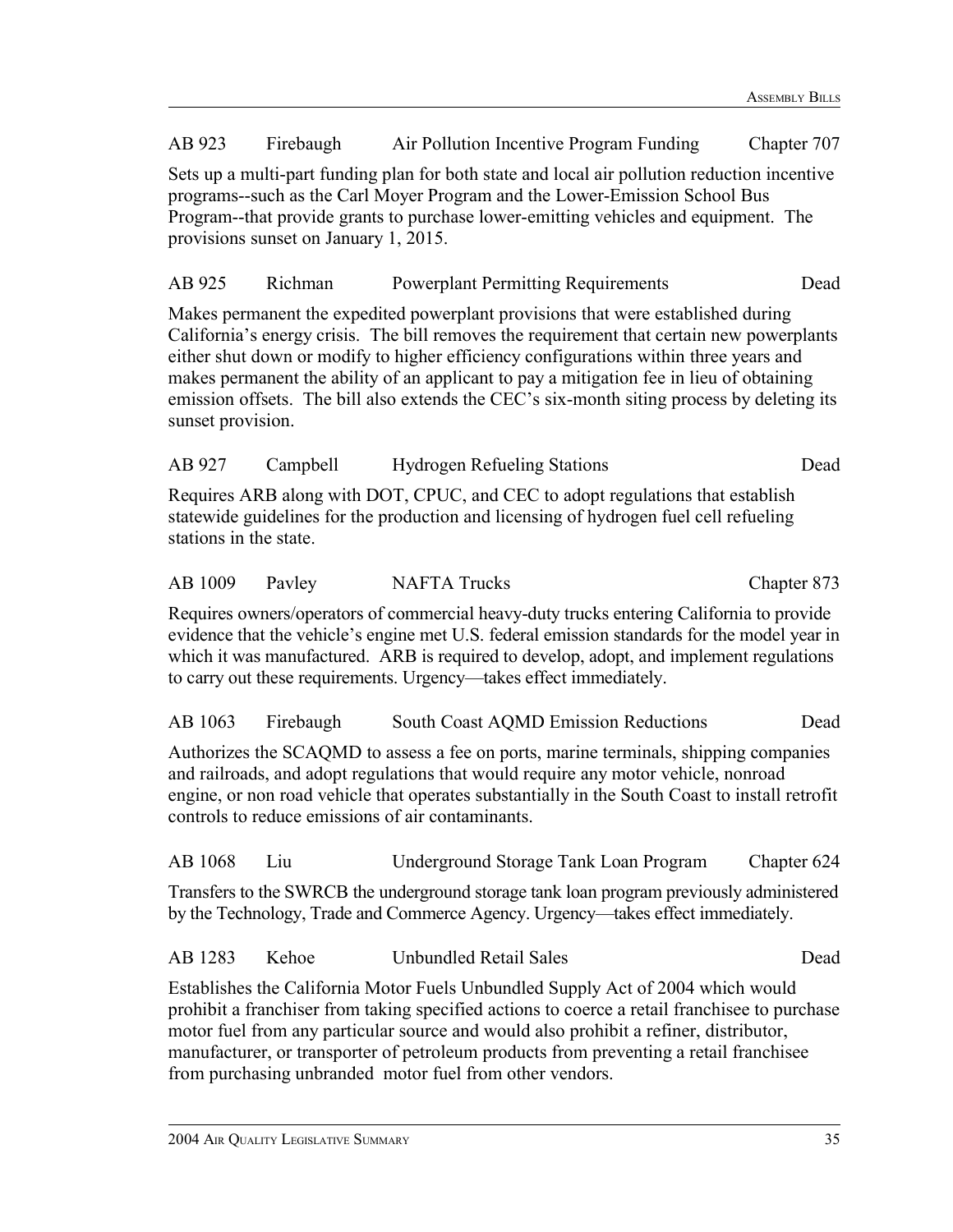AB 923 Firebaugh Air Pollution Incentive Program Funding Chapter 707

Sets up a multi-part funding plan for both state and local air pollution reduction incentive programs--such as the Carl Moyer Program and the Lower-Emission School Bus Program--that provide grants to purchase lower-emitting vehicles and equipment. The provisions sunset on January 1, 2015.

AB 925 Richman Powerplant Permitting Requirements Dead

Makes permanent the expedited powerplant provisions that were established during California's energy crisis. The bill removes the requirement that certain new powerplants either shut down or modify to higher efficiency configurations within three years and makes permanent the ability of an applicant to pay a mitigation fee in lieu of obtaining emission offsets. The bill also extends the CEC's six-month siting process by deleting its sunset provision.

AB 927 Campbell Hydrogen Refueling Stations Dead

Requires ARB along with DOT, CPUC, and CEC to adopt regulations that establish statewide guidelines for the production and licensing of hydrogen fuel cell refueling stations in the state.

AB 1009 Pavley NAFTA Trucks Chapter 873

Requires owners/operators of commercial heavy-duty trucks entering California to provide evidence that the vehicle's engine met U.S. federal emission standards for the model year in which it was manufactured. ARB is required to develop, adopt, and implement regulations to carry out these requirements. Urgency—takes effect immediately.

AB 1063 Firebaugh South Coast AQMD Emission Reductions Dead

Authorizes the SCAQMD to assess a fee on ports, marine terminals, shipping companies and railroads, and adopt regulations that would require any motor vehicle, nonroad engine, or non road vehicle that operates substantially in the South Coast to install retrofit controls to reduce emissions of air contaminants.

AB 1068 Liu Underground Storage Tank Loan Program Chapter 624

Transfers to the SWRCB the underground storage tank loan program previously administered by the Technology, Trade and Commerce Agency. Urgency—takes effect immediately.

AB 1283 Kehoe Unbundled Retail Sales Dead

Establishes the California Motor Fuels Unbundled Supply Act of 2004 which would prohibit a franchiser from taking specified actions to coerce a retail franchisee to purchase motor fuel from any particular source and would also prohibit a refiner, distributor, manufacturer, or transporter of petroleum products from preventing a retail franchisee from purchasing unbranded motor fuel from other vendors.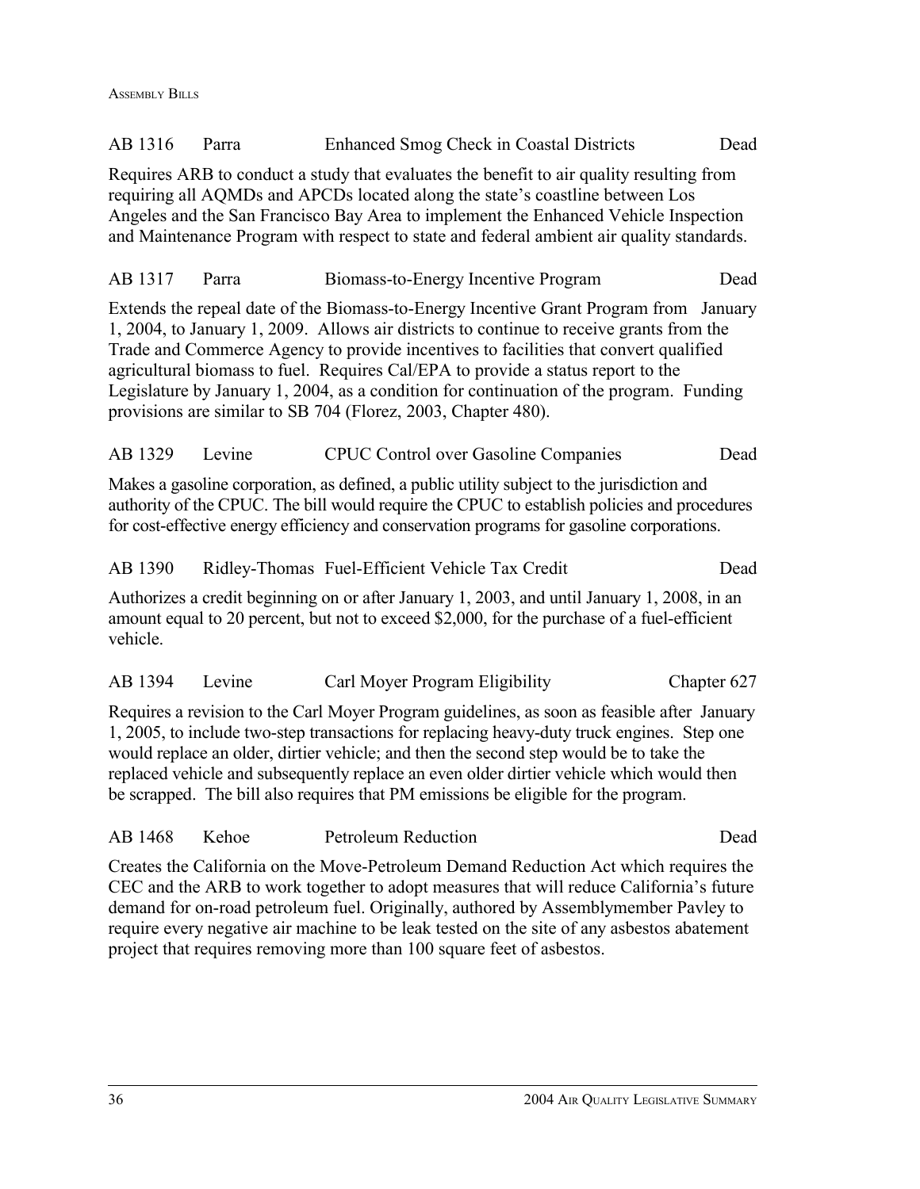AB 1316 Parra Enhanced Smog Check in Coastal Districts Dead

Requires ARB to conduct a study that evaluates the benefit to air quality resulting from requiring all AQMDs and APCDs located along the state's coastline between Los Angeles and the San Francisco Bay Area to implement the Enhanced Vehicle Inspection and Maintenance Program with respect to state and federal ambient air quality standards.

AB 1317 Parra Biomass-to-Energy Incentive Program Dead

Extends the repeal date of the Biomass-to-Energy Incentive Grant Program from January 1, 2004, to January 1, 2009. Allows air districts to continue to receive grants from the Trade and Commerce Agency to provide incentives to facilities that convert qualified agricultural biomass to fuel. Requires Cal/EPA to provide a status report to the Legislature by January 1, 2004, as a condition for continuation of the program. Funding provisions are similar to SB 704 (Florez, 2003, Chapter 480).

AB 1329 Levine CPUC Control over Gasoline Companies Dead

Makes a gasoline corporation, as defined, a public utility subject to the jurisdiction and authority of the CPUC. The bill would require the CPUC to establish policies and procedures for cost-effective energy efficiency and conservation programs for gasoline corporations.

AB 1390 Ridley-Thomas Fuel-Efficient Vehicle Tax Credit Dead

Authorizes a credit beginning on or after January 1, 2003, and until January 1, 2008, in an amount equal to 20 percent, but not to exceed $2,000, for the purchase of a fuel-efficient vehicle.

AB 1394 Levine Carl Moyer Program Eligibility Chapter 627

Requires a revision to the Carl Moyer Program guidelines, as soon as feasible after January 1, 2005, to include two-step transactions for replacing heavy-duty truck engines. Step one would replace an older, dirtier vehicle; and then the second step would be to take the replaced vehicle and subsequently replace an even older dirtier vehicle which would then be scrapped. The bill also requires that PM emissions be eligible for the program.

AB 1468 Kehoe Petroleum Reduction Dead

Creates the California on the Move-Petroleum Demand Reduction Act which requires the CEC and the ARB to work together to adopt measures that will reduce California's future demand for on-road petroleum fuel. Originally, authored by Assemblymember Pavley to require every negative air machine to be leak tested on the site of any asbestos abatement project that requires removing more than 100 square feet of asbestos.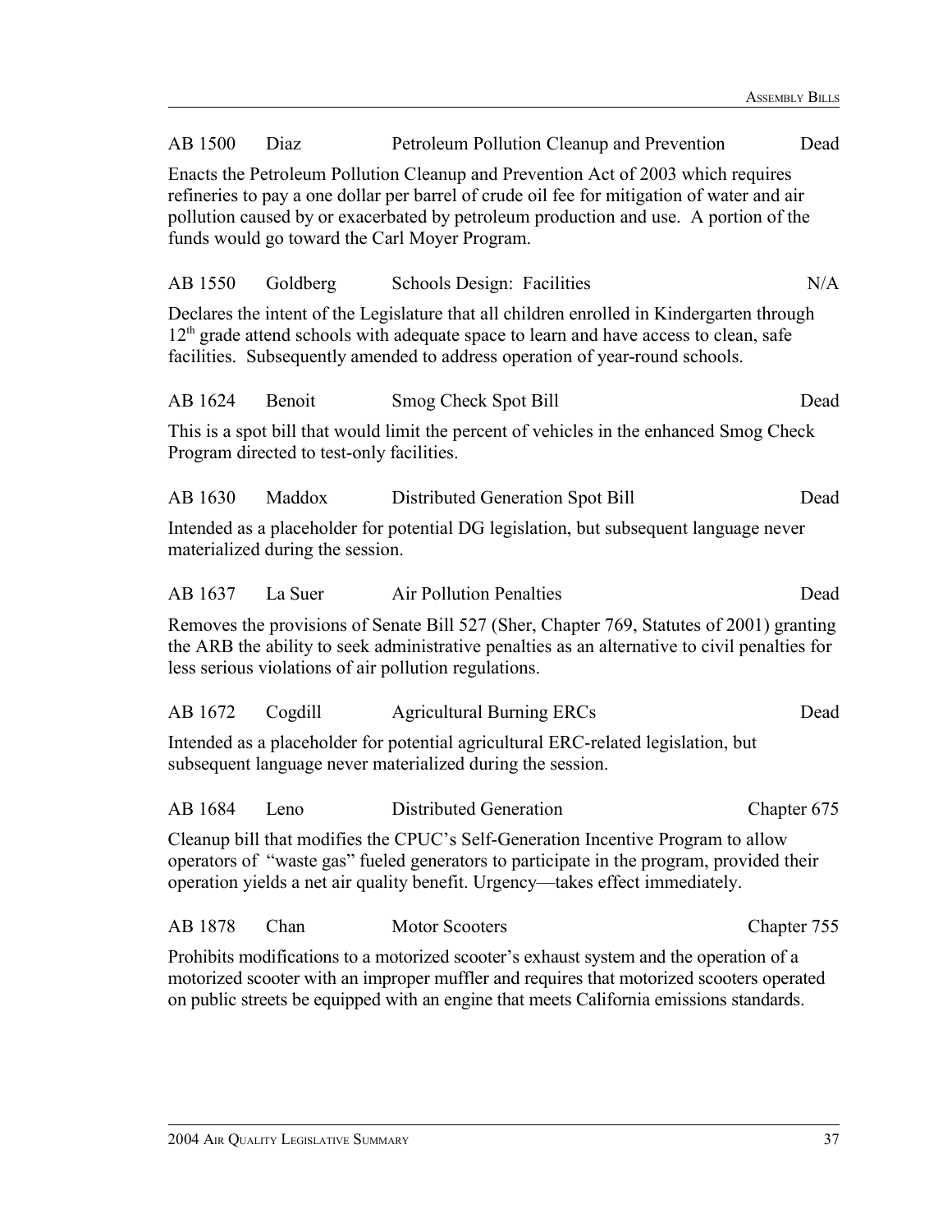AB 1500 Diaz Petroleum Pollution Cleanup and Prevention Dead

Enacts the Petroleum Pollution Cleanup and Prevention Act of 2003 which requires refineries to pay a one dollar per barrel of crude oil fee for mitigation of water and air pollution caused by or exacerbated by petroleum production and use. A portion of the funds would go toward the Carl Moyer Program.

AB 1550 Goldberg Schools Design: Facilities N/A

Declares the intent of the Legislature that all children enrolled in Kindergarten through 12th grade attend schools with adequate space to learn and have access to clean, safe facilities. Subsequently amended to address operation of year-round schools.

AB 1624 Benoit Smog Check Spot Bill Dead

This is a spot bill that would limit the percent of vehicles in the enhanced Smog Check Program directed to test-only facilities.

AB 1630 Maddox Distributed Generation Spot Bill Dead

Intended as a placeholder for potential DG legislation, but subsequent language never materialized during the session.

AB 1637 La Suer Air Pollution Penalties Dead

Removes the provisions of Senate Bill 527 (Sher, Chapter 769, Statutes of 2001) granting the ARB the ability to seek administrative penalties as an alternative to civil penalties for less serious violations of air pollution regulations.

AB 1672 Cogdill Agricultural Burning ERCs Dead

Intended as a placeholder for potential agricultural ERC-related legislation, but subsequent language never materialized during the session.

AB 1684 Leno Distributed Generation Chapter 675

Cleanup bill that modifies the CPUC's Self-Generation Incentive Program to allow operators of "waste gas" fueled generators to participate in the program, provided their operation yields a net air quality benefit. Urgency—takes effect immediately.

AB 1878 Chan Motor Scooters Chapter 755

Prohibits modifications to a motorized scooter's exhaust system and the operation of a motorized scooter with an improper muffler and requires that motorized scooters operated on public streets be equipped with an engine that meets California emissions standards.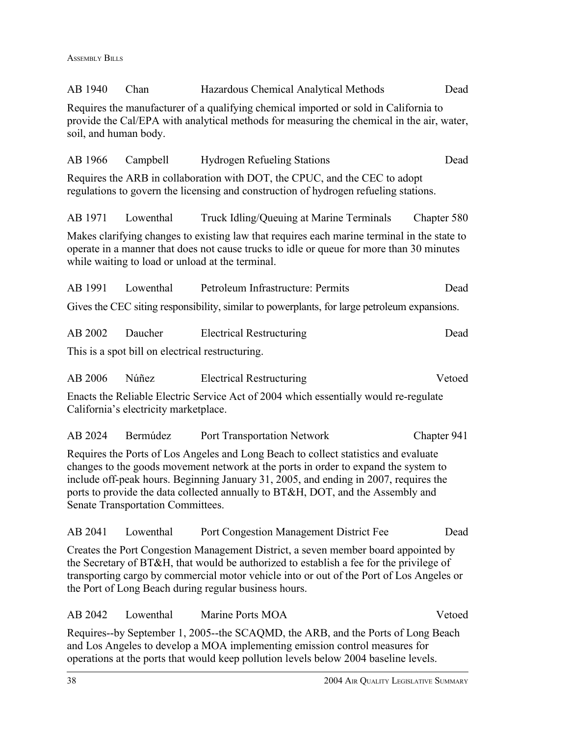AB 1940 | Chan | Hazardous Chemical Analytical Methods | Dead

Requires the manufacturer of a qualifying chemical imported or sold in California to provide the Cal/EPA with analytical methods for measuring the chemical in the air, water, soil, and human body.

AB 1966 | Campbell | Hydrogen Refueling Stations | Dead

Requires the ARB in collaboration with DOT, the CPUC, and the CEC to adopt regulations to govern the licensing and construction of hydrogen refueling stations.

AB 1971 | Lowenthal | Truck Idling/Queuing at Marine Terminals | Chapter 580

Makes clarifying changes to existing law that requires each marine terminal in the state to operate in a manner that does not cause trucks to idle or queue for more than 30 minutes while waiting to load or unload at the terminal.

AB 1991 | Lowenthal | Petroleum Infrastructure: Permits | Dead

Gives the CEC siting responsibility, similar to powerplants, for large petroleum expansions.

AB 2002 | Daucher | Electrical Restructuring | Dead

This is a spot bill on electrical restructuring.

AB 2006 | Núñez | Electrical Restructuring | Vetoed

Enacts the Reliable Electric Service Act of 2004 which essentially would re-regulate California's electricity marketplace.

AB 2024 | Bermúdez | Port Transportation Network | Chapter 941

Requires the Ports of Los Angeles and Long Beach to collect statistics and evaluate changes to the goods movement network at the ports in order to expand the system to include off-peak hours. Beginning January 31, 2005, and ending in 2007, requires the ports to provide the data collected annually to BT&H, DOT, and the Assembly and Senate Transportation Committees.

AB 2041 | Lowenthal | Port Congestion Management District Fee | Dead

Creates the Port Congestion Management District, a seven member board appointed by the Secretary of BT&H, that would be authorized to establish a fee for the privilege of transporting cargo by commercial motor vehicle into or out of the Port of Los Angeles or the Port of Long Beach during regular business hours.

AB 2042 | Lowenthal | Marine Ports MOA | Vetoed

Requires--by September 1, 2005--the SCAQMD, the ARB, and the Ports of Long Beach and Los Angeles to develop a MOA implementing emission control measures for operations at the ports that would keep pollution levels below 2004 baseline levels.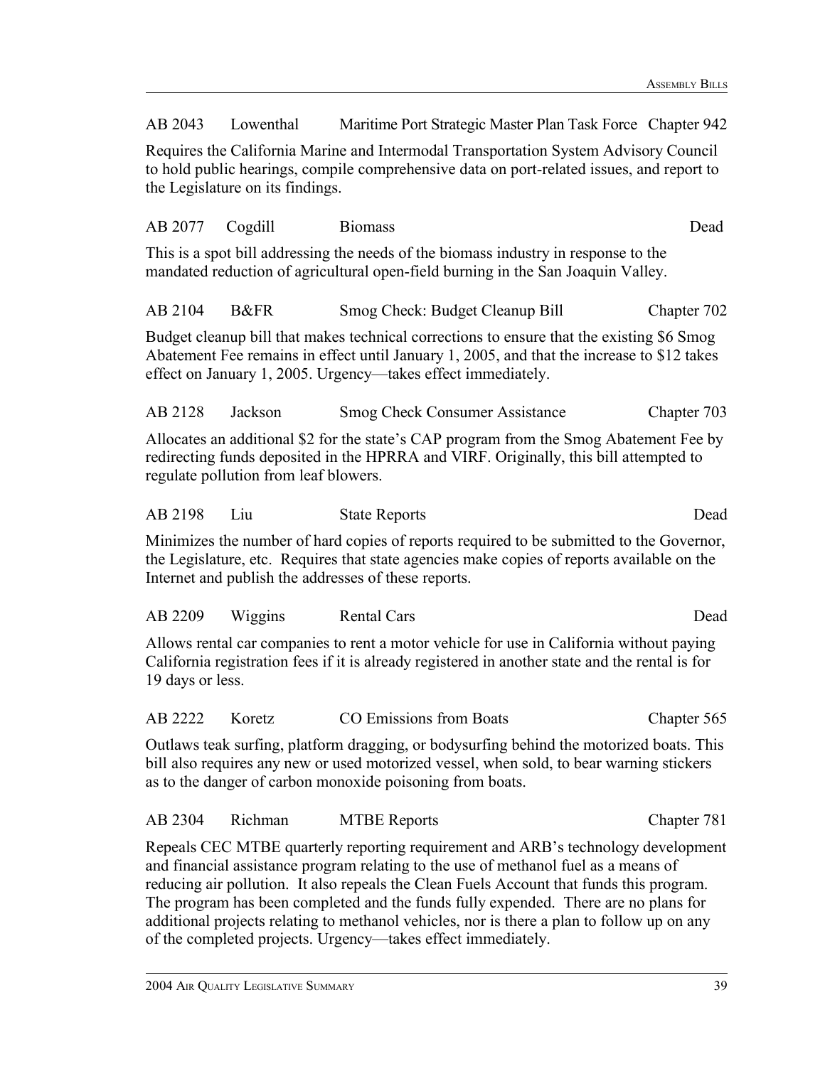AB 2043 Lowenthal Maritime Port Strategic Master Plan Task Force Chapter 942

Requires the California Marine and Intermodal Transportation System Advisory Council to hold public hearings, compile comprehensive data on port-related issues, and report to the Legislature on its findings.

AB 2077 Cogdill Biomass Dead

This is a spot bill addressing the needs of the biomass industry in response to the mandated reduction of agricultural open-field burning in the San Joaquin Valley.

AB 2104 B&FR Smog Check: Budget Cleanup Bill Chapter 702

Budget cleanup bill that makes technical corrections to ensure that the existing $6 Smog Abatement Fee remains in effect until January 1, 2005, and that the increase to $12 takes effect on January 1, 2005. Urgency—takes effect immediately.

AB 2128 Jackson Smog Check Consumer Assistance Chapter 703

Allocates an additional $2 for the state's CAP program from the Smog Abatement Fee by redirecting funds deposited in the HPRRA and VIRF. Originally, this bill attempted to regulate pollution from leaf blowers.

AB 2198 Liu State Reports Dead

Minimizes the number of hard copies of reports required to be submitted to the Governor, the Legislature, etc. Requires that state agencies make copies of reports available on the Internet and publish the addresses of these reports.

AB 2209 Wiggins Rental Cars Dead

Allows rental car companies to rent a motor vehicle for use in California without paying California registration fees if it is already registered in another state and the rental is for 19 days or less.

AB 2222 Koretz CO Emissions from Boats Chapter 565

Outlaws teak surfing, platform dragging, or bodysurfing behind the motorized boats. This bill also requires any new or used motorized vessel, when sold, to bear warning stickers as to the danger of carbon monoxide poisoning from boats.

AB 2304 Richman MTBE Reports Chapter 781

Repeals CEC MTBE quarterly reporting requirement and ARB's technology development and financial assistance program relating to the use of methanol fuel as a means of reducing air pollution. It also repeals the Clean Fuels Account that funds this program. The program has been completed and the funds fully expended. There are no plans for additional projects relating to methanol vehicles, nor is there a plan to follow up on any of the completed projects. Urgency—takes effect immediately.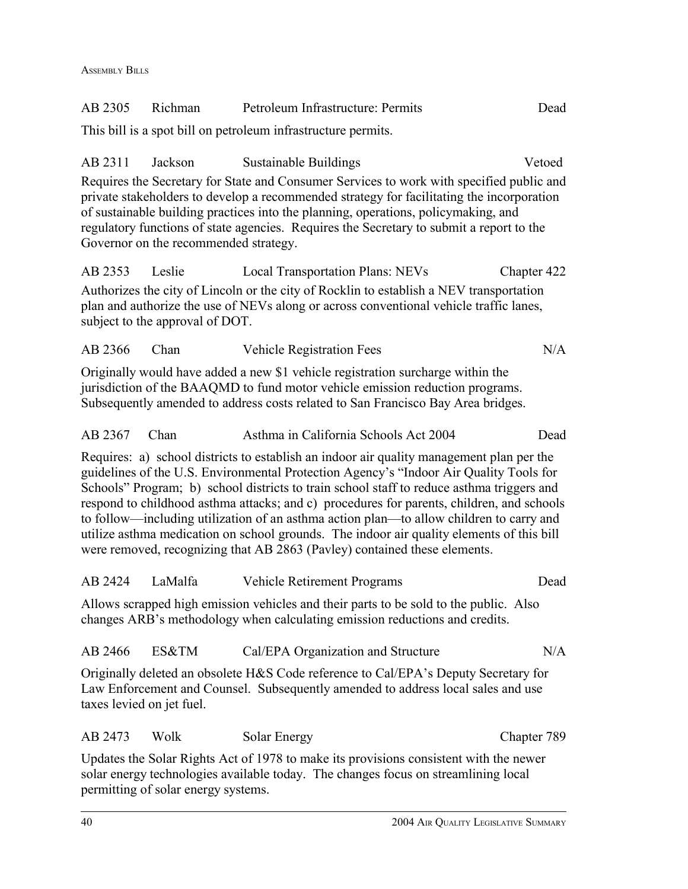| AB 2305 | Richman | Petroleum Infrastructure: Permits | Dead |
|---|---|---|---|

This bill is a spot bill on petroleum infrastructure permits.

| AB 2311 | Jackson | Sustainable Buildings | Vetoed |
|---|---|---|---|

Requires the Secretary for State and Consumer Services to work with specified public and private stakeholders to develop a recommended strategy for facilitating the incorporation of sustainable building practices into the planning, operations, policymaking, and regulatory functions of state agencies. Requires the Secretary to submit a report to the Governor on the recommended strategy.

| AB 2353 | Leslie | Local Transportation Plans: NEVs | Chapter 422 |
|---|---|---|---|

Authorizes the city of Lincoln or the city of Rocklin to establish a NEV transportation plan and authorize the use of NEVs along or across conventional vehicle traffic lanes, subject to the approval of DOT.

| AB 2366 | Chan | Vehicle Registration Fees | N/A |
|---|---|---|---|

Originally would have added a new $1 vehicle registration surcharge within the jurisdiction of the BAAQMD to fund motor vehicle emission reduction programs. Subsequently amended to address costs related to San Francisco Bay Area bridges.

| AB 2367 | Chan | Asthma in California Schools Act 2004 | Dead |
|---|---|---|---|

Requires: a) school districts to establish an indoor air quality management plan per the guidelines of the U.S. Environmental Protection Agency's "Indoor Air Quality Tools for Schools" Program; b) school districts to train school staff to reduce asthma triggers and respond to childhood asthma attacks; and c) procedures for parents, children, and schools to follow—including utilization of an asthma action plan—to allow children to carry and utilize asthma medication on school grounds. The indoor air quality elements of this bill were removed, recognizing that AB 2863 (Pavley) contained these elements.

| AB 2424 | LaMalfa | Vehicle Retirement Programs | Dead |
|---|---|---|---|

Allows scrapped high emission vehicles and their parts to be sold to the public. Also changes ARB's methodology when calculating emission reductions and credits.

| AB 2466 | ES&TM | Cal/EPA Organization and Structure | N/A |
|---|---|---|---|

Originally deleted an obsolete H&S Code reference to Cal/EPA's Deputy Secretary for Law Enforcement and Counsel. Subsequently amended to address local sales and use taxes levied on jet fuel.

| AB 2473 | Wolk | Solar Energy | Chapter 789 |
|---|---|---|---|

Updates the Solar Rights Act of 1978 to make its provisions consistent with the newer solar energy technologies available today. The changes focus on streamlining local permitting of solar energy systems.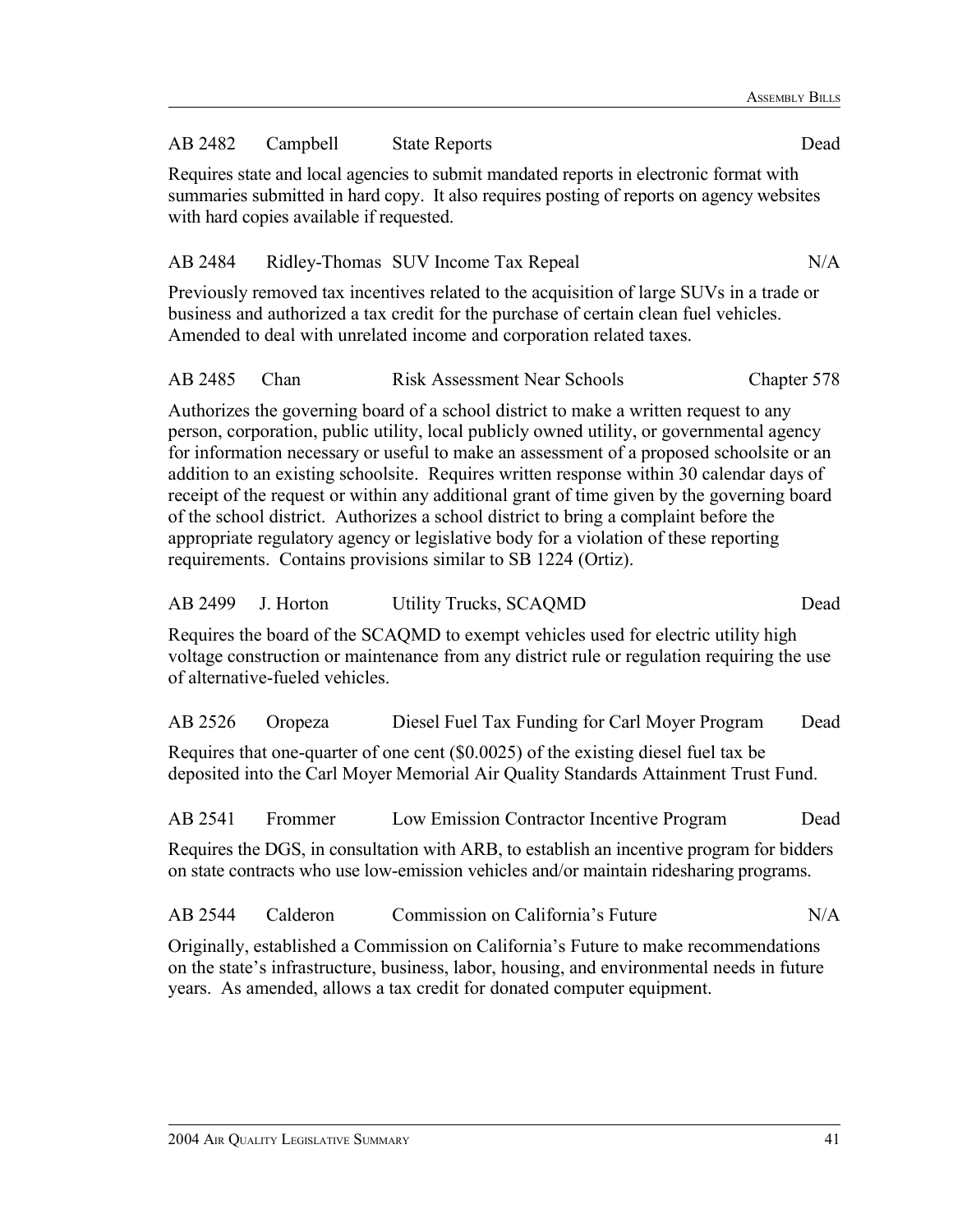AB 2482 Campbell State Reports Dead

Requires state and local agencies to submit mandated reports in electronic format with summaries submitted in hard copy. It also requires posting of reports on agency websites with hard copies available if requested.

AB 2484 Ridley-Thomas SUV Income Tax Repeal N/A

Previously removed tax incentives related to the acquisition of large SUVs in a trade or business and authorized a tax credit for the purchase of certain clean fuel vehicles. Amended to deal with unrelated income and corporation related taxes.

AB 2485 Chan Risk Assessment Near Schools Chapter 578

Authorizes the governing board of a school district to make a written request to any person, corporation, public utility, local publicly owned utility, or governmental agency for information necessary or useful to make an assessment of a proposed schoolsite or an addition to an existing schoolsite. Requires written response within 30 calendar days of receipt of the request or within any additional grant of time given by the governing board of the school district. Authorizes a school district to bring a complaint before the appropriate regulatory agency or legislative body for a violation of these reporting requirements. Contains provisions similar to SB 1224 (Ortiz).

AB 2499 J. Horton Utility Trucks, SCAQMD Dead

Requires the board of the SCAQMD to exempt vehicles used for electric utility high voltage construction or maintenance from any district rule or regulation requiring the use of alternative-fueled vehicles.

AB 2526 Oropeza Diesel Fuel Tax Funding for Carl Moyer Program Dead

Requires that one-quarter of one cent ($0.0025) of the existing diesel fuel tax be deposited into the Carl Moyer Memorial Air Quality Standards Attainment Trust Fund.

AB 2541 Frommer Low Emission Contractor Incentive Program Dead

Requires the DGS, in consultation with ARB, to establish an incentive program for bidders on state contracts who use low-emission vehicles and/or maintain ridesharing programs.

AB 2544 Calderon Commission on California's Future N/A

Originally, established a Commission on California's Future to make recommendations on the state's infrastructure, business, labor, housing, and environmental needs in future years. As amended, allows a tax credit for donated computer equipment.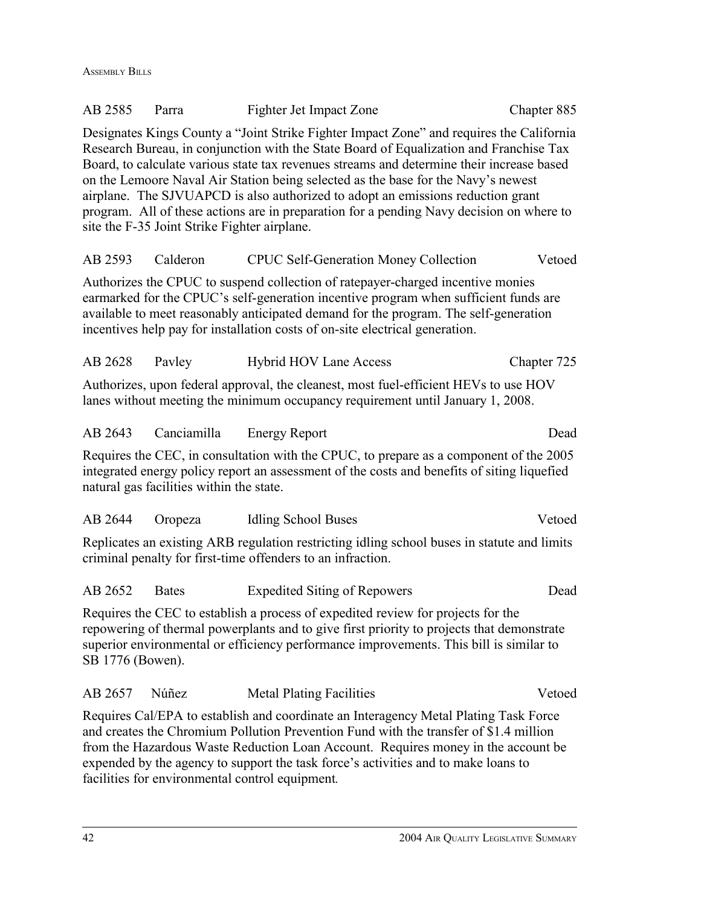AB 2585 Parra Fighter Jet Impact Zone Chapter 885

Designates Kings County a "Joint Strike Fighter Impact Zone" and requires the California Research Bureau, in conjunction with the State Board of Equalization and Franchise Tax Board, to calculate various state tax revenues streams and determine their increase based on the Lemoore Naval Air Station being selected as the base for the Navy's newest airplane. The SJVUAPCD is also authorized to adopt an emissions reduction grant program. All of these actions are in preparation for a pending Navy decision on where to site the F-35 Joint Strike Fighter airplane.

AB 2593 Calderon CPUC Self-Generation Money Collection Vetoed

Authorizes the CPUC to suspend collection of ratepayer-charged incentive monies earmarked for the CPUC's self-generation incentive program when sufficient funds are available to meet reasonably anticipated demand for the program. The self-generation incentives help pay for installation costs of on-site electrical generation.

AB 2628 Pavley Hybrid HOV Lane Access Chapter 725

Authorizes, upon federal approval, the cleanest, most fuel-efficient HEVs to use HOV lanes without meeting the minimum occupancy requirement until January 1, 2008.

AB 2643 Canciamilla Energy Report Dead

Requires the CEC, in consultation with the CPUC, to prepare as a component of the 2005 integrated energy policy report an assessment of the costs and benefits of siting liquefied natural gas facilities within the state.

AB 2644 Oropeza Idling School Buses Vetoed

Replicates an existing ARB regulation restricting idling school buses in statute and limits criminal penalty for first-time offenders to an infraction.

AB 2652 Bates Expedited Siting of Repowers Dead

Requires the CEC to establish a process of expedited review for projects for the repowering of thermal powerplants and to give first priority to projects that demonstrate superior environmental or efficiency performance improvements. This bill is similar to SB 1776 (Bowen).

AB 2657 Núñez Metal Plating Facilities Vetoed

Requires Cal/EPA to establish and coordinate an Interagency Metal Plating Task Force and creates the Chromium Pollution Prevention Fund with the transfer of $1.4 million from the Hazardous Waste Reduction Loan Account. Requires money in the account be expended by the agency to support the task force's activities and to make loans to facilities for environmental control equipment.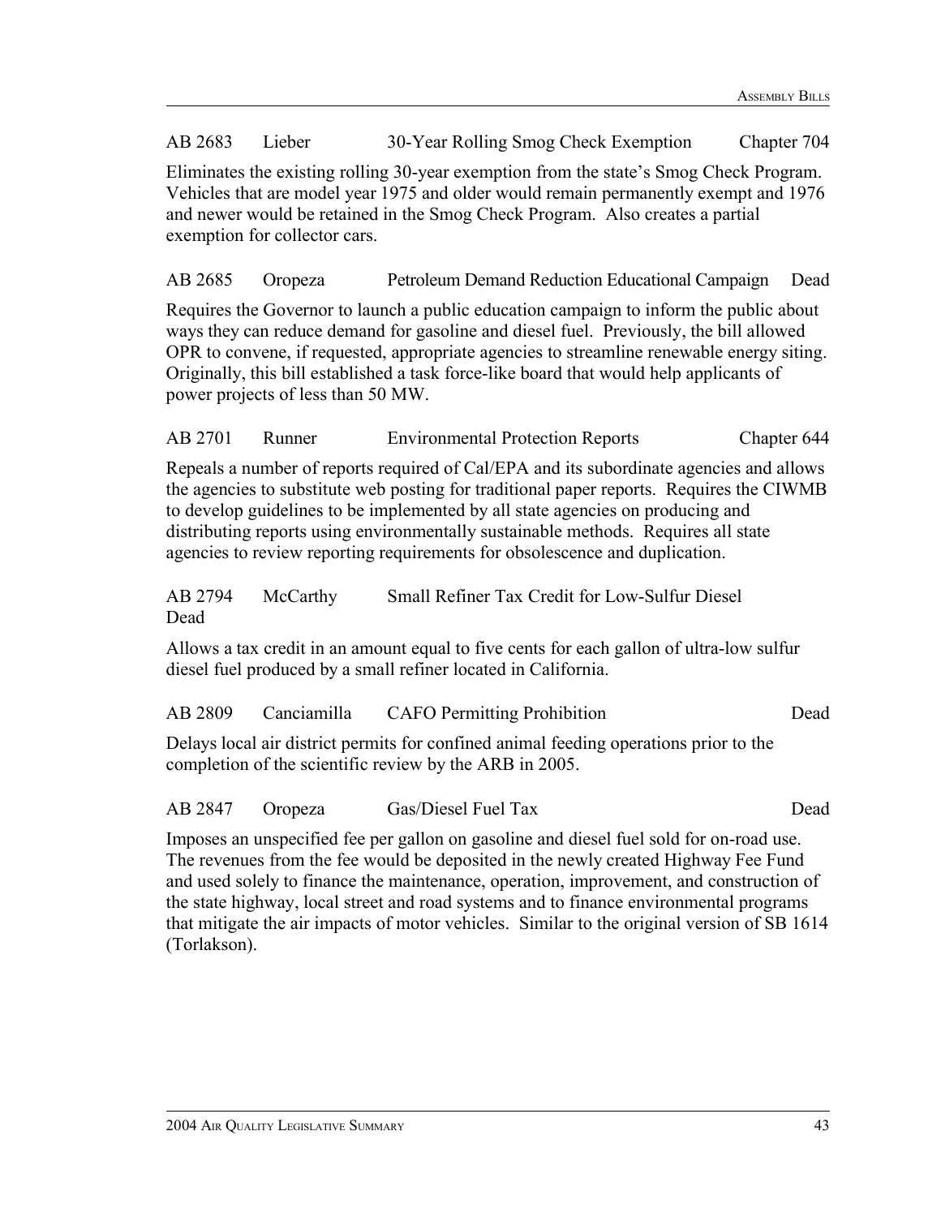AB 2683 Lieber 30-Year Rolling Smog Check Exemption Chapter 704

Eliminates the existing rolling 30-year exemption from the state's Smog Check Program. Vehicles that are model year 1975 and older would remain permanently exempt and 1976 and newer would be retained in the Smog Check Program. Also creates a partial exemption for collector cars.

AB 2685 Oropeza Petroleum Demand Reduction Educational Campaign Dead

Requires the Governor to launch a public education campaign to inform the public about ways they can reduce demand for gasoline and diesel fuel. Previously, the bill allowed OPR to convene, if requested, appropriate agencies to streamline renewable energy siting. Originally, this bill established a task force-like board that would help applicants of power projects of less than 50 MW.

AB 2701 Runner Environmental Protection Reports Chapter 644

Repeals a number of reports required of Cal/EPA and its subordinate agencies and allows the agencies to substitute web posting for traditional paper reports. Requires the CIWMB to develop guidelines to be implemented by all state agencies on producing and distributing reports using environmentally sustainable methods. Requires all state agencies to review reporting requirements for obsolescence and duplication.

AB 2794 McCarthy Small Refiner Tax Credit for Low-Sulfur Diesel Dead

Allows a tax credit in an amount equal to five cents for each gallon of ultra-low sulfur diesel fuel produced by a small refiner located in California.

AB 2809 Canciamilla CAFO Permitting Prohibition Dead

Delays local air district permits for confined animal feeding operations prior to the completion of the scientific review by the ARB in 2005.

AB 2847 Oropeza Gas/Diesel Fuel Tax Dead

Imposes an unspecified fee per gallon on gasoline and diesel fuel sold for on-road use. The revenues from the fee would be deposited in the newly created Highway Fee Fund and used solely to finance the maintenance, operation, improvement, and construction of the state highway, local street and road systems and to finance environmental programs that mitigate the air impacts of motor vehicles. Similar to the original version of SB 1614 (Torlakson).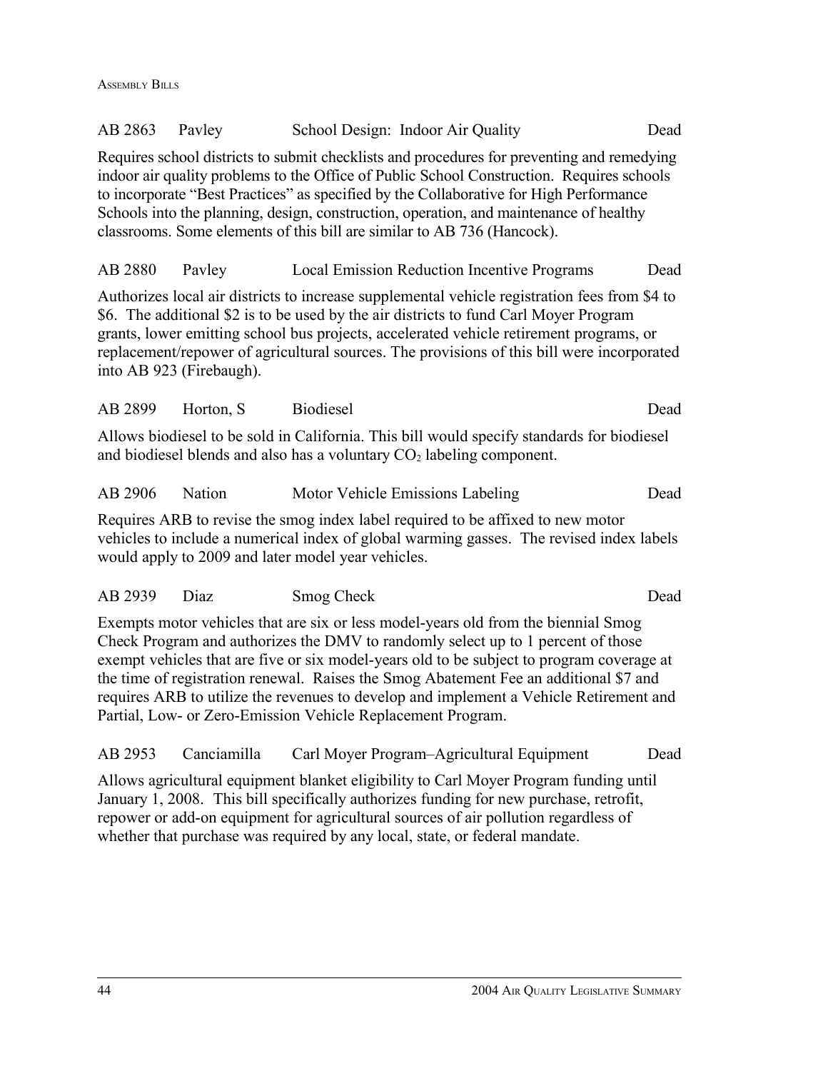AB 2863 Pavley School Design: Indoor Air Quality Dead

Requires school districts to submit checklists and procedures for preventing and remedying indoor air quality problems to the Office of Public School Construction. Requires schools to incorporate "Best Practices" as specified by the Collaborative for High Performance Schools into the planning, design, construction, operation, and maintenance of healthy classrooms. Some elements of this bill are similar to AB 736 (Hancock).

AB 2880 Pavley Local Emission Reduction Incentive Programs Dead

Authorizes local air districts to increase supplemental vehicle registration fees from $4 to $6. The additional $2 is to be used by the air districts to fund Carl Moyer Program grants, lower emitting school bus projects, accelerated vehicle retirement programs, or replacement/repower of agricultural sources. The provisions of this bill were incorporated into AB 923 (Firebaugh).

AB 2899 Horton, S Biodiesel Dead

Allows biodiesel to be sold in California. This bill would specify standards for biodiesel and biodiesel blends and also has a voluntary $CO_2$ labeling component.

AB 2906 Nation Motor Vehicle Emissions Labeling Dead

Requires ARB to revise the smog index label required to be affixed to new motor vehicles to include a numerical index of global warming gasses. The revised index labels would apply to 2009 and later model year vehicles.

AB 2939 Diaz Smog Check Dead

Exempts motor vehicles that are six or less model-years old from the biennial Smog Check Program and authorizes the DMV to randomly select up to 1 percent of those exempt vehicles that are five or six model-years old to be subject to program coverage at the time of registration renewal. Raises the Smog Abatement Fee an additional $7 and requires ARB to utilize the revenues to develop and implement a Vehicle Retirement and Partial, Low- or Zero-Emission Vehicle Replacement Program.

AB 2953 Canciamilla Carl Moyer Program–Agricultural Equipment Dead

Allows agricultural equipment blanket eligibility to Carl Moyer Program funding until January 1, 2008. This bill specifically authorizes funding for new purchase, retrofit, repower or add-on equipment for agricultural sources of air pollution regardless of whether that purchase was required by any local, state, or federal mandate.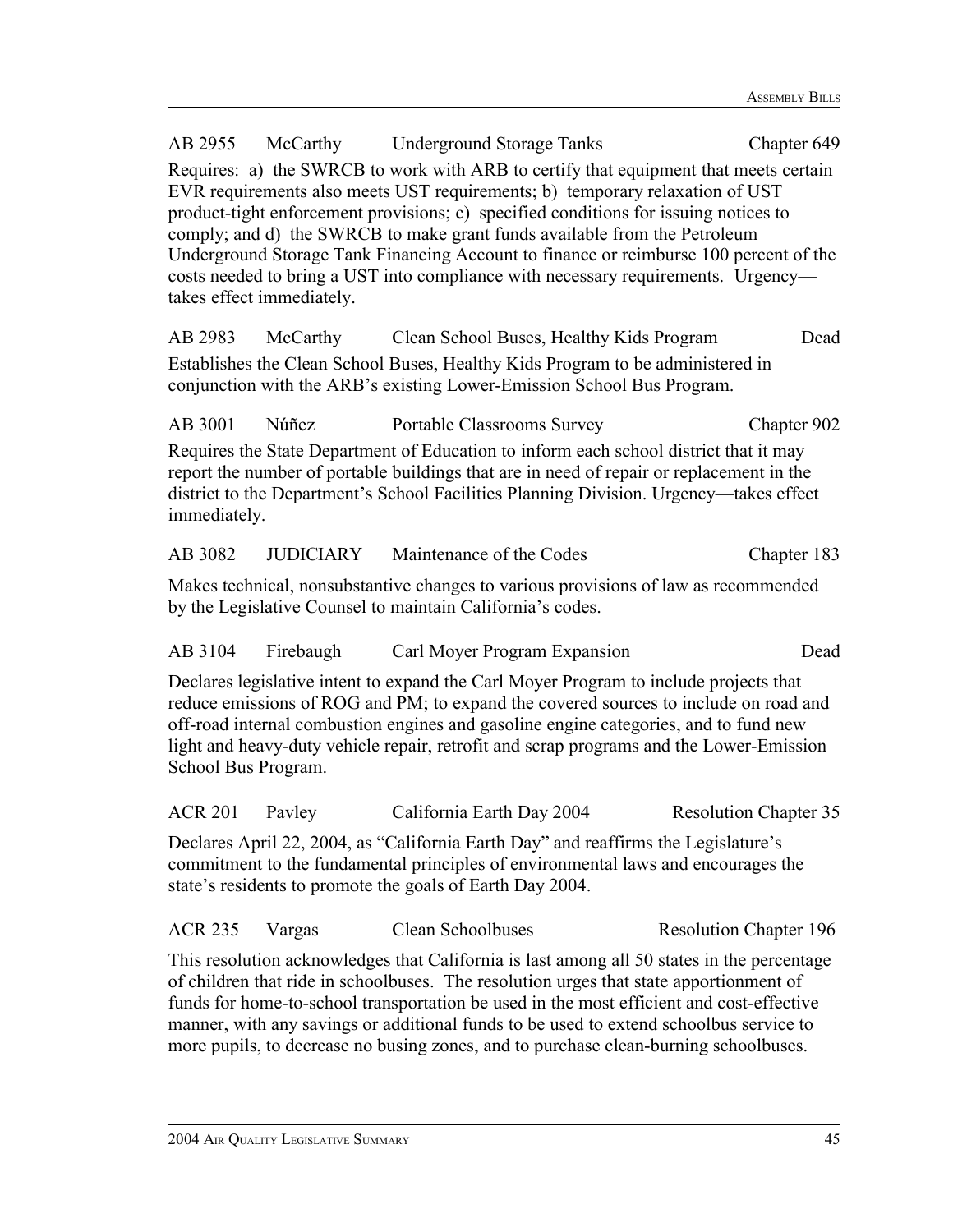AB 2955 McCarthy Underground Storage Tanks Chapter 649

Requires: a) the SWRCB to work with ARB to certify that equipment that meets certain EVR requirements also meets UST requirements; b) temporary relaxation of UST product-tight enforcement provisions; c) specified conditions for issuing notices to comply; and d) the SWRCB to make grant funds available from the Petroleum Underground Storage Tank Financing Account to finance or reimburse 100 percent of the costs needed to bring a UST into compliance with necessary requirements. Urgency—takes effect immediately.

AB 2983 McCarthy Clean School Buses, Healthy Kids Program Dead

Establishes the Clean School Buses, Healthy Kids Program to be administered in conjunction with the ARB's existing Lower-Emission School Bus Program.

AB 3001 Núñez Portable Classrooms Survey Chapter 902

Requires the State Department of Education to inform each school district that it may report the number of portable buildings that are in need of repair or replacement in the district to the Department's School Facilities Planning Division. Urgency—takes effect immediately.

AB 3082 JUDICIARY Maintenance of the Codes Chapter 183

Makes technical, nonsubstantive changes to various provisions of law as recommended by the Legislative Counsel to maintain California's codes.

AB 3104 Firebaugh Carl Moyer Program Expansion Dead

Declares legislative intent to expand the Carl Moyer Program to include projects that reduce emissions of ROG and PM; to expand the covered sources to include on road and off-road internal combustion engines and gasoline engine categories, and to fund new light and heavy-duty vehicle repair, retrofit and scrap programs and the Lower-Emission School Bus Program.

ACR 201 Pavley California Earth Day 2004 Resolution Chapter 35

Declares April 22, 2004, as "California Earth Day" and reaffirms the Legislature's commitment to the fundamental principles of environmental laws and encourages the state's residents to promote the goals of Earth Day 2004.

ACR 235 Vargas Clean Schoolbuses Resolution Chapter 196

This resolution acknowledges that California is last among all 50 states in the percentage of children that ride in schoolbuses. The resolution urges that state apportionment of funds for home-to-school transportation be used in the most efficient and cost-effective manner, with any savings or additional funds to be used to extend schoolbus service to more pupils, to decrease no busing zones, and to purchase clean-burning schoolbuses.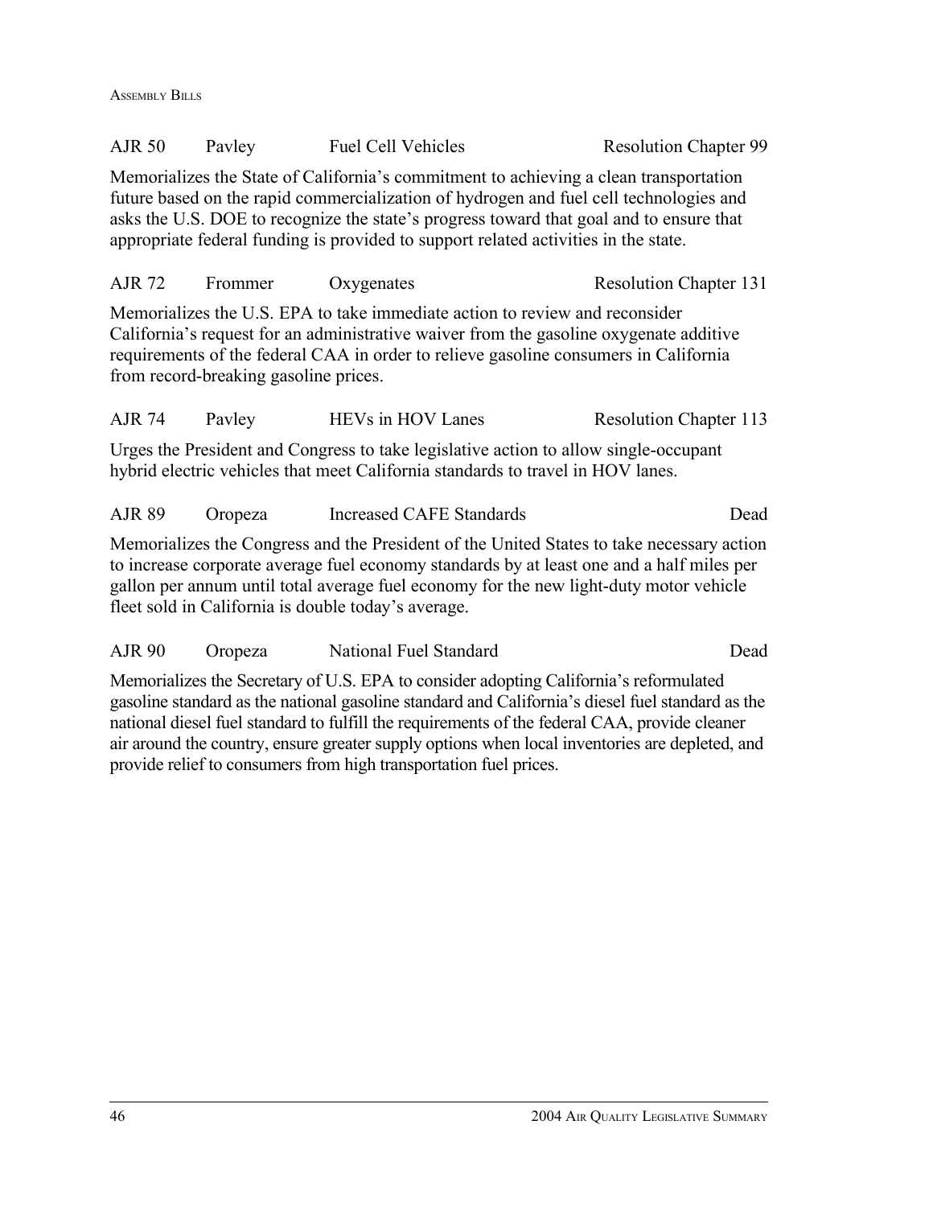AJR 50 Pavley Fuel Cell Vehicles Resolution Chapter 99

Memorializes the State of California's commitment to achieving a clean transportation future based on the rapid commercialization of hydrogen and fuel cell technologies and asks the U.S. DOE to recognize the state's progress toward that goal and to ensure that appropriate federal funding is provided to support related activities in the state.

AJR 72 Frommer Oxygenates Resolution Chapter 131

Memorializes the U.S. EPA to take immediate action to review and reconsider California's request for an administrative waiver from the gasoline oxygenate additive requirements of the federal CAA in order to relieve gasoline consumers in California from record-breaking gasoline prices.

AJR 74 Pavley HEVs in HOV Lanes Resolution Chapter 113

Urges the President and Congress to take legislative action to allow single-occupant hybrid electric vehicles that meet California standards to travel in HOV lanes.

AJR 89 Oropeza Increased CAFE Standards Dead

Memorializes the Congress and the President of the United States to take necessary action to increase corporate average fuel economy standards by at least one and a half miles per gallon per annum until total average fuel economy for the new light-duty motor vehicle fleet sold in California is double today's average.

AJR 90 Oropeza National Fuel Standard Dead

Memorializes the Secretary of U.S. EPA to consider adopting California's reformulated gasoline standard as the national gasoline standard and California's diesel fuel standard as the national diesel fuel standard to fulfill the requirements of the federal CAA, provide cleaner air around the country, ensure greater supply options when local inventories are depleted, and provide relief to consumers from high transportation fuel prices.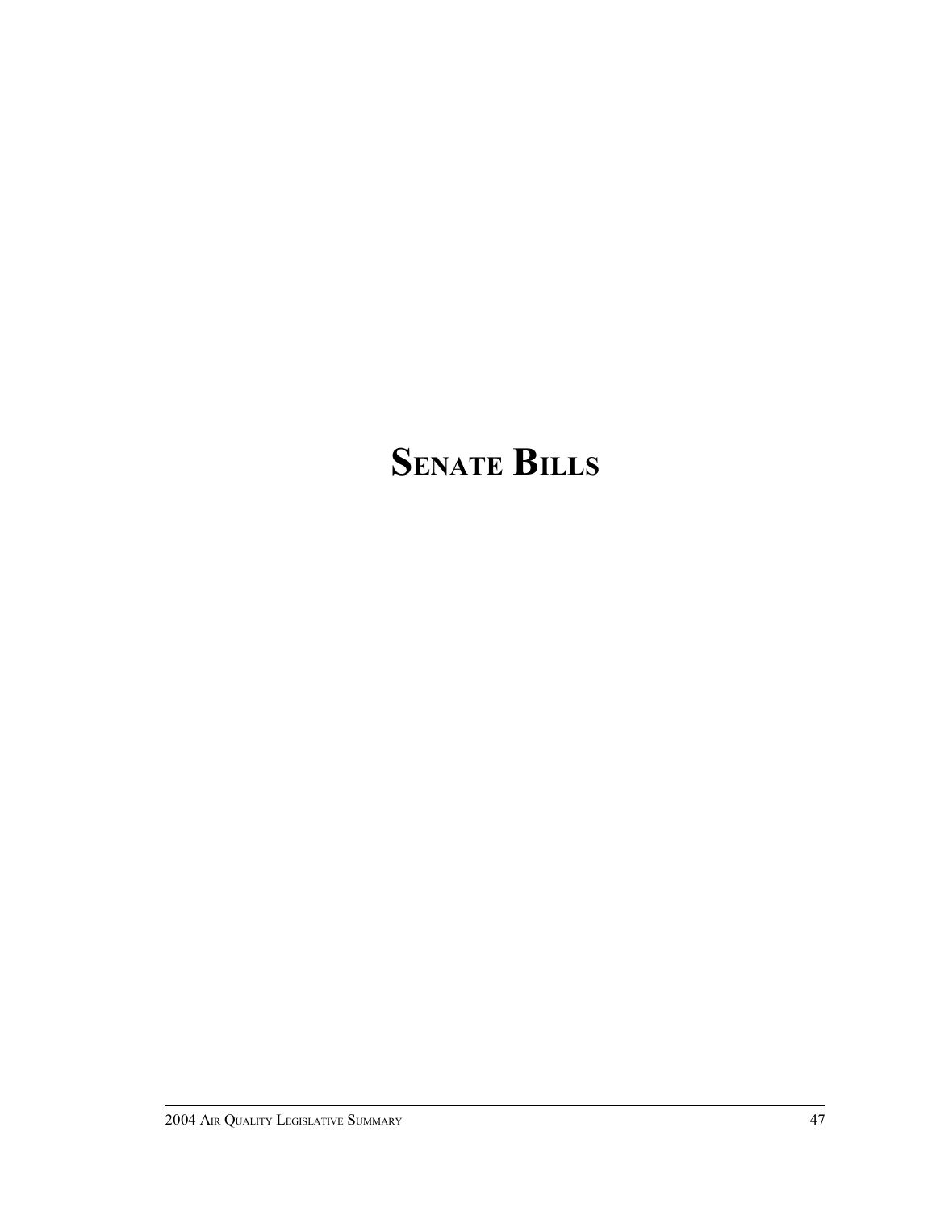# SENATE BILLS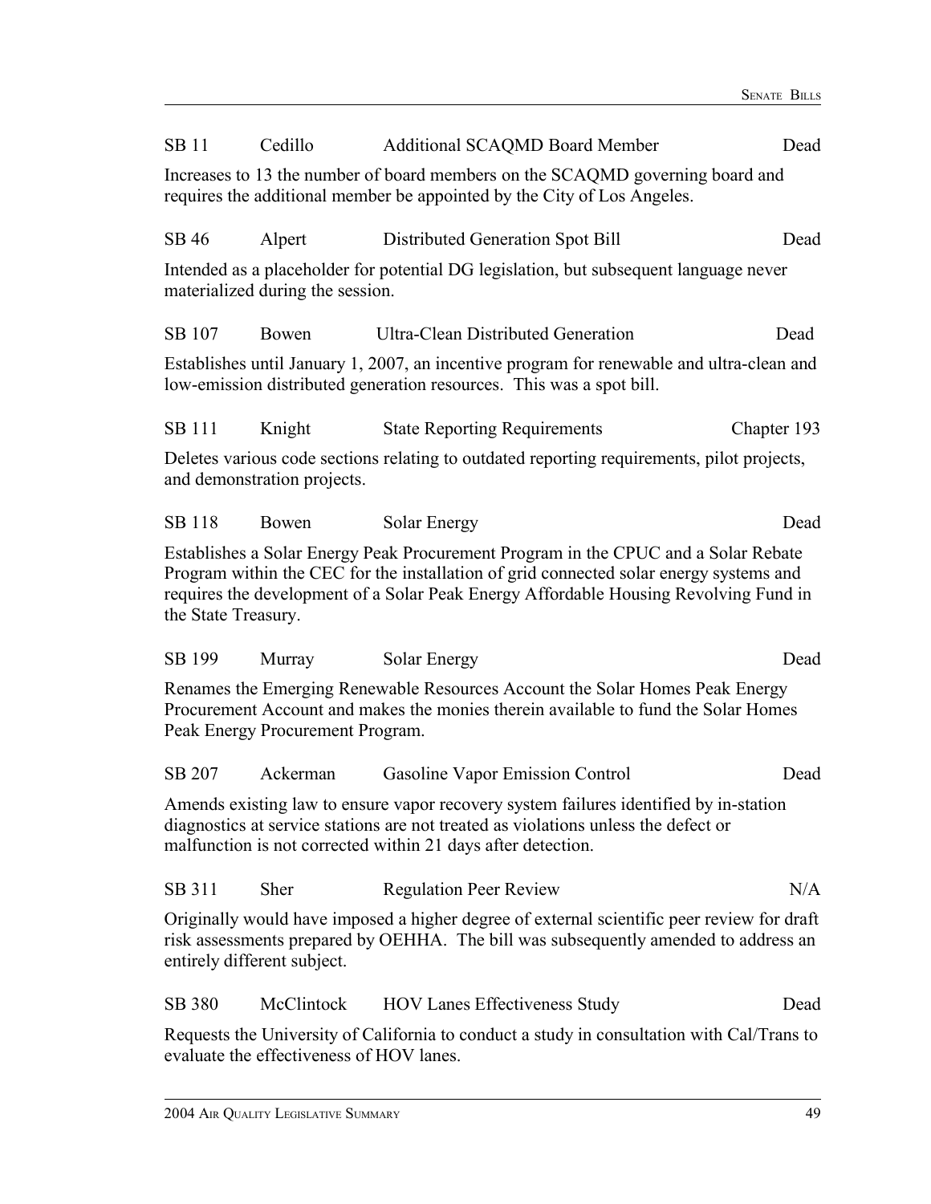SB 11 | Cedillo | Additional SCAQMD Board Member | Dead

Increases to 13 the number of board members on the SCAQMD governing board and requires the additional member be appointed by the City of Los Angeles.

SB 46 | Alpert | Distributed Generation Spot Bill | Dead

Intended as a placeholder for potential DG legislation, but subsequent language never materialized during the session.

SB 107 | Bowen | Ultra-Clean Distributed Generation | Dead

Establishes until January 1, 2007, an incentive program for renewable and ultra-clean and low-emission distributed generation resources. This was a spot bill.

SB 111 | Knight | State Reporting Requirements | Chapter 193

Deletes various code sections relating to outdated reporting requirements, pilot projects, and demonstration projects.

SB 118 | Bowen | Solar Energy | Dead

Establishes a Solar Energy Peak Procurement Program in the CPUC and a Solar Rebate Program within the CEC for the installation of grid connected solar energy systems and requires the development of a Solar Peak Energy Affordable Housing Revolving Fund in the State Treasury.

SB 199 | Murray | Solar Energy | Dead

Renames the Emerging Renewable Resources Account the Solar Homes Peak Energy Procurement Account and makes the monies therein available to fund the Solar Homes Peak Energy Procurement Program.

SB 207 | Ackerman | Gasoline Vapor Emission Control | Dead

Amends existing law to ensure vapor recovery system failures identified by in-station diagnostics at service stations are not treated as violations unless the defect or malfunction is not corrected within 21 days after detection.

SB 311 | Sher | Regulation Peer Review | N/A

Originally would have imposed a higher degree of external scientific peer review for draft risk assessments prepared by OEHHA. The bill was subsequently amended to address an entirely different subject.

SB 380 | McClintock | HOV Lanes Effectiveness Study | Dead

Requests the University of California to conduct a study in consultation with Cal/Trans to evaluate the effectiveness of HOV lanes.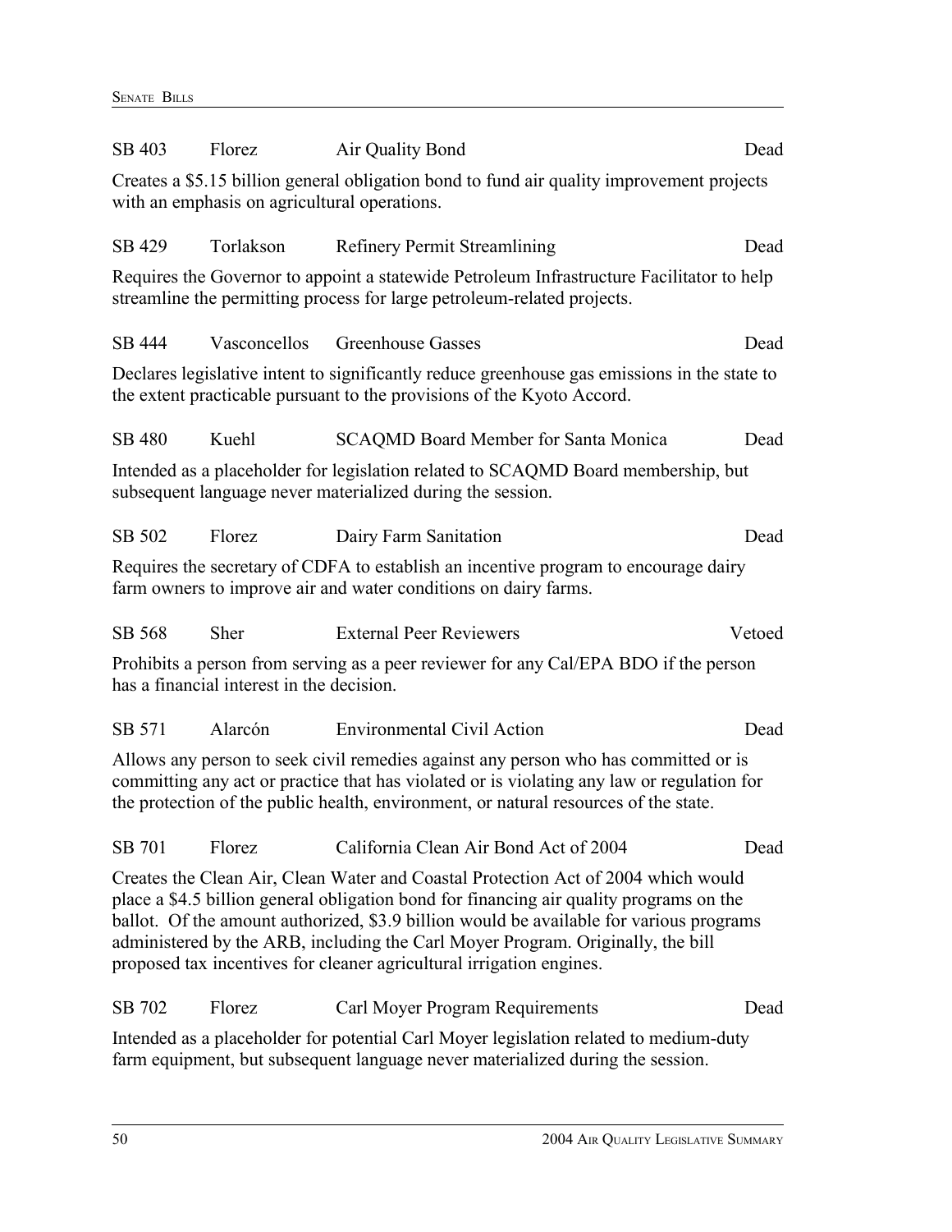SB 403 Florez Air Quality Bond Dead

Creates a $5.15 billion general obligation bond to fund air quality improvement projects with an emphasis on agricultural operations.

SB 429 Torlakson Refinery Permit Streamlining Dead

Requires the Governor to appoint a statewide Petroleum Infrastructure Facilitator to help streamline the permitting process for large petroleum-related projects.

SB 444 Vasconcellos Greenhouse Gasses Dead

Declares legislative intent to significantly reduce greenhouse gas emissions in the state to the extent practicable pursuant to the provisions of the Kyoto Accord.

SB 480 Kuehl SCAQMD Board Member for Santa Monica Dead

Intended as a placeholder for legislation related to SCAQMD Board membership, but subsequent language never materialized during the session.

SB 502 Florez Dairy Farm Sanitation Dead

Requires the secretary of CDFA to establish an incentive program to encourage dairy farm owners to improve air and water conditions on dairy farms.

SB 568 Sher External Peer Reviewers Vetoed

Prohibits a person from serving as a peer reviewer for any Cal/EPA BDO if the person has a financial interest in the decision.

SB 571 Alarcón Environmental Civil Action Dead

Allows any person to seek civil remedies against any person who has committed or is committing any act or practice that has violated or is violating any law or regulation for the protection of the public health, environment, or natural resources of the state.

SB 701 Florez California Clean Air Bond Act of 2004 Dead

Creates the Clean Air, Clean Water and Coastal Protection Act of 2004 which would place a $4.5 billion general obligation bond for financing air quality programs on the ballot. Of the amount authorized, $3.9 billion would be available for various programs administered by the ARB, including the Carl Moyer Program. Originally, the bill proposed tax incentives for cleaner agricultural irrigation engines.

SB 702 Florez Carl Moyer Program Requirements Dead

Intended as a placeholder for potential Carl Moyer legislation related to medium-duty farm equipment, but subsequent language never materialized during the session.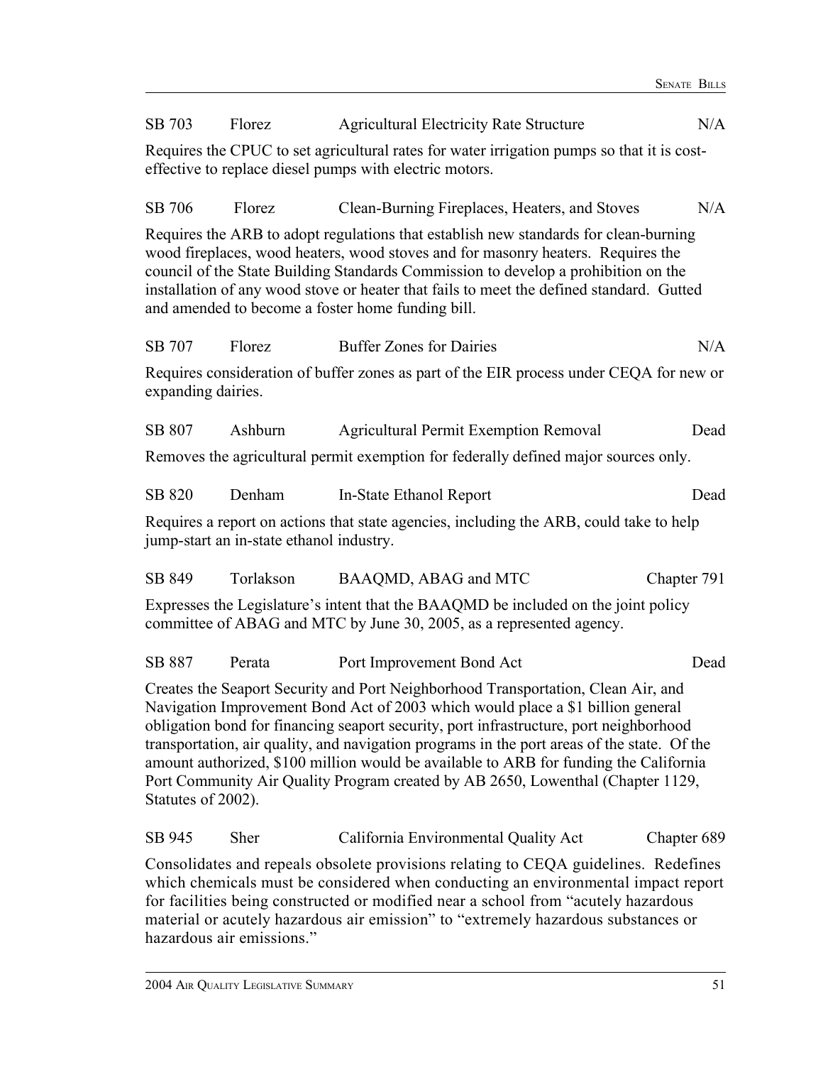SB 703 Florez Agricultural Electricity Rate Structure N/A

Requires the CPUC to set agricultural rates for water irrigation pumps so that it is cost-effective to replace diesel pumps with electric motors.

SB 706 Florez Clean-Burning Fireplaces, Heaters, and Stoves N/A

Requires the ARB to adopt regulations that establish new standards for clean-burning wood fireplaces, wood heaters, wood stoves and for masonry heaters. Requires the council of the State Building Standards Commission to develop a prohibition on the installation of any wood stove or heater that fails to meet the defined standard. Gutted and amended to become a foster home funding bill.

SB 707 Florez Buffer Zones for Dairies N/A

Requires consideration of buffer zones as part of the EIR process under CEQA for new or expanding dairies.

SB 807 Ashburn Agricultural Permit Exemption Removal Dead

Removes the agricultural permit exemption for federally defined major sources only.

SB 820 Denham In-State Ethanol Report Dead

Requires a report on actions that state agencies, including the ARB, could take to help jump-start an in-state ethanol industry.

SB 849 Torlakson BAAQMD, ABAG and MTC Chapter 791

Expresses the Legislature's intent that the BAAQMD be included on the joint policy committee of ABAG and MTC by June 30, 2005, as a represented agency.

SB 887 Perata Port Improvement Bond Act Dead

Creates the Seaport Security and Port Neighborhood Transportation, Clean Air, and Navigation Improvement Bond Act of 2003 which would place a $1 billion general obligation bond for financing seaport security, port infrastructure, port neighborhood transportation, air quality, and navigation programs in the port areas of the state. Of the amount authorized, $100 million would be available to ARB for funding the California Port Community Air Quality Program created by AB 2650, Lowenthal (Chapter 1129, Statutes of 2002).

SB 945 Sher California Environmental Quality Act Chapter 689

Consolidates and repeals obsolete provisions relating to CEQA guidelines. Redefines which chemicals must be considered when conducting an environmental impact report for facilities being constructed or modified near a school from "acutely hazardous material or acutely hazardous air emission" to "extremely hazardous substances or hazardous air emissions."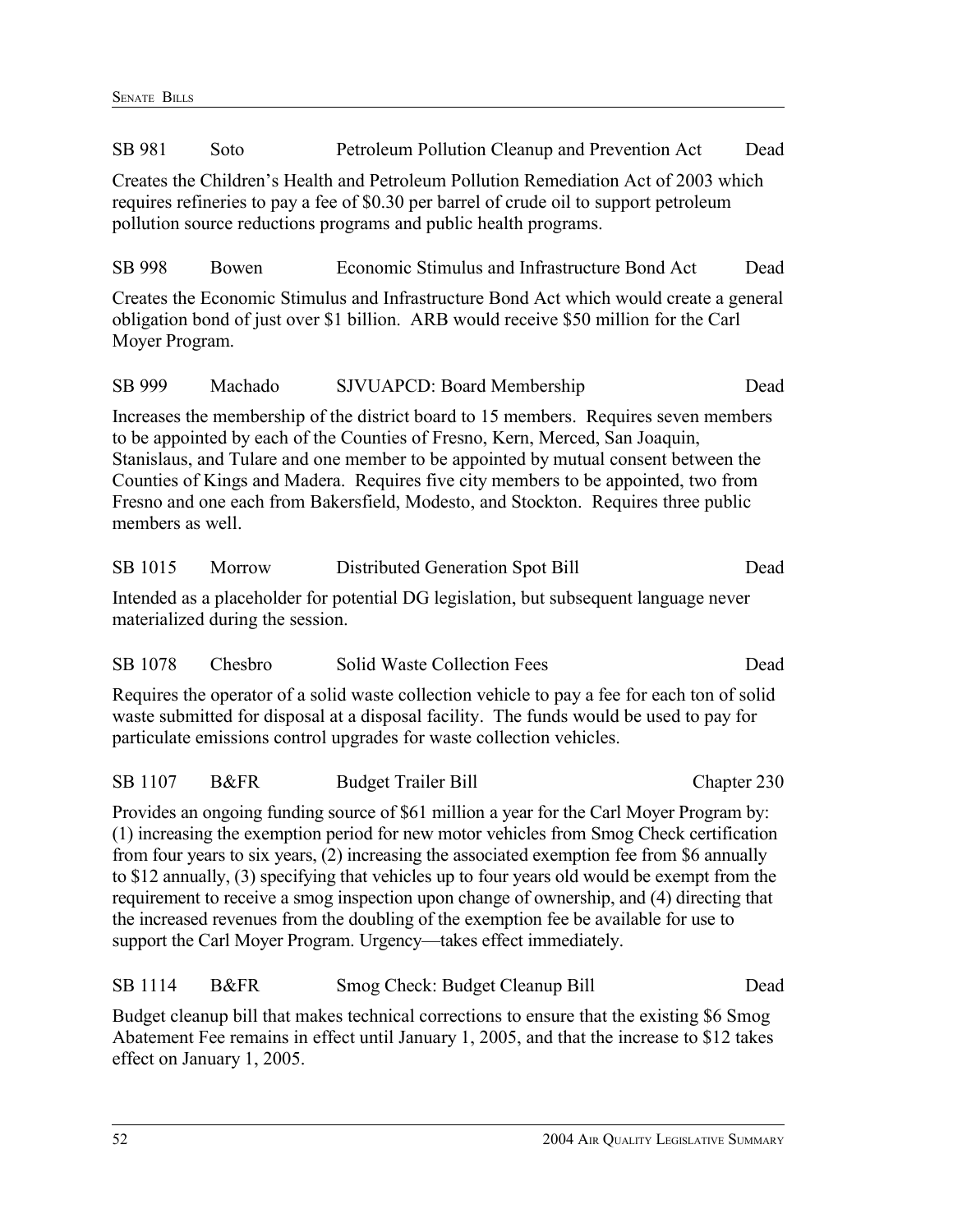SB 981 Soto Petroleum Pollution Cleanup and Prevention Act Dead

Creates the Children's Health and Petroleum Pollution Remediation Act of 2003 which requires refineries to pay a fee of $0.30 per barrel of crude oil to support petroleum pollution source reductions programs and public health programs.

SB 998 Bowen Economic Stimulus and Infrastructure Bond Act Dead

Creates the Economic Stimulus and Infrastructure Bond Act which would create a general obligation bond of just over $1 billion. ARB would receive $50 million for the Carl Moyer Program.

SB 999 Machado SJVUAPCD: Board Membership Dead

Increases the membership of the district board to 15 members. Requires seven members to be appointed by each of the Counties of Fresno, Kern, Merced, San Joaquin, Stanislaus, and Tulare and one member to be appointed by mutual consent between the Counties of Kings and Madera. Requires five city members to be appointed, two from Fresno and one each from Bakersfield, Modesto, and Stockton. Requires three public members as well.

SB 1015 Morrow Distributed Generation Spot Bill Dead

Intended as a placeholder for potential DG legislation, but subsequent language never materialized during the session.

SB 1078 Chesbro Solid Waste Collection Fees Dead

Requires the operator of a solid waste collection vehicle to pay a fee for each ton of solid waste submitted for disposal at a disposal facility. The funds would be used to pay for particulate emissions control upgrades for waste collection vehicles.

SB 1107 B&FR Budget Trailer Bill Chapter 230

Provides an ongoing funding source of $61 million a year for the Carl Moyer Program by: (1) increasing the exemption period for new motor vehicles from Smog Check certification from four years to six years, (2) increasing the associated exemption fee from $6 annually to $12 annually, (3) specifying that vehicles up to four years old would be exempt from the requirement to receive a smog inspection upon change of ownership, and (4) directing that the increased revenues from the doubling of the exemption fee be available for use to support the Carl Moyer Program. Urgency—takes effect immediately.

SB 1114 B&FR Smog Check: Budget Cleanup Bill Dead

Budget cleanup bill that makes technical corrections to ensure that the existing $6 Smog Abatement Fee remains in effect until January 1, 2005, and that the increase to $12 takes effect on January 1, 2005.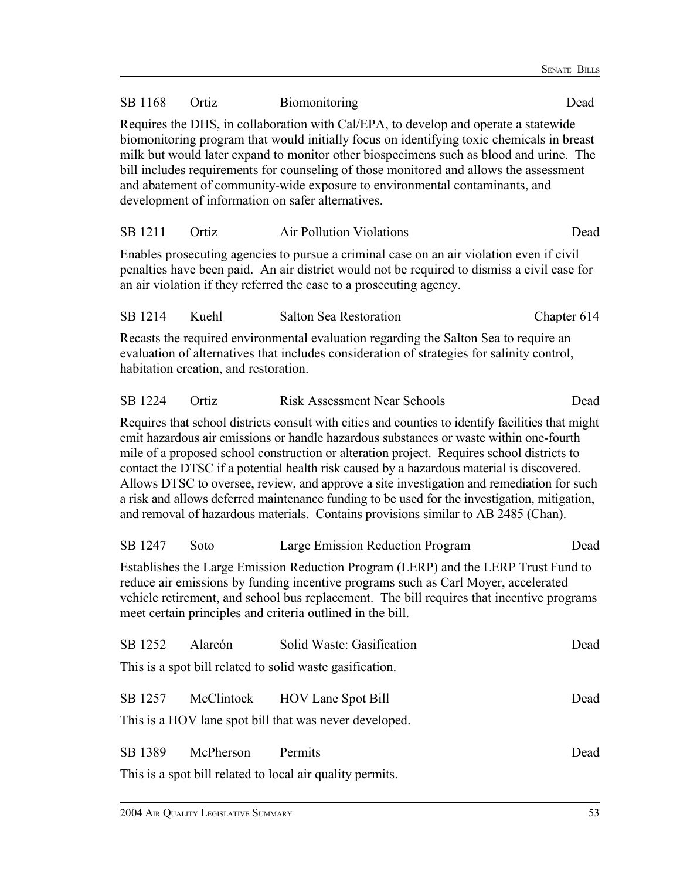SB 1168 Ortiz Biomonitoring Dead

Requires the DHS, in collaboration with Cal/EPA, to develop and operate a statewide biomonitoring program that would initially focus on identifying toxic chemicals in breast milk but would later expand to monitor other biospecimens such as blood and urine. The bill includes requirements for counseling of those monitored and allows the assessment and abatement of community-wide exposure to environmental contaminants, and development of information on safer alternatives.

SB 1211 Ortiz Air Pollution Violations Dead

Enables prosecuting agencies to pursue a criminal case on an air violation even if civil penalties have been paid. An air district would not be required to dismiss a civil case for an air violation if they referred the case to a prosecuting agency.

SB 1214 Kuehl Salton Sea Restoration Chapter 614

Recasts the required environmental evaluation regarding the Salton Sea to require an evaluation of alternatives that includes consideration of strategies for salinity control, habitation creation, and restoration.

SB 1224 Ortiz Risk Assessment Near Schools Dead

Requires that school districts consult with cities and counties to identify facilities that might emit hazardous air emissions or handle hazardous substances or waste within one-fourth mile of a proposed school construction or alteration project. Requires school districts to contact the DTSC if a potential health risk caused by a hazardous material is discovered. Allows DTSC to oversee, review, and approve a site investigation and remediation for such a risk and allows deferred maintenance funding to be used for the investigation, mitigation, and removal of hazardous materials. Contains provisions similar to AB 2485 (Chan).

SB 1247 Soto Large Emission Reduction Program Dead

Establishes the Large Emission Reduction Program (LERP) and the LERP Trust Fund to reduce air emissions by funding incentive programs such as Carl Moyer, accelerated vehicle retirement, and school bus replacement. The bill requires that incentive programs meet certain principles and criteria outlined in the bill.

SB 1252 Alarcón Solid Waste: Gasification Dead

This is a spot bill related to solid waste gasification.

SB 1257 McClintock HOV Lane Spot Bill Dead

This is a HOV lane spot bill that was never developed.

SB 1389 McPherson Permits Dead

This is a spot bill related to local air quality permits.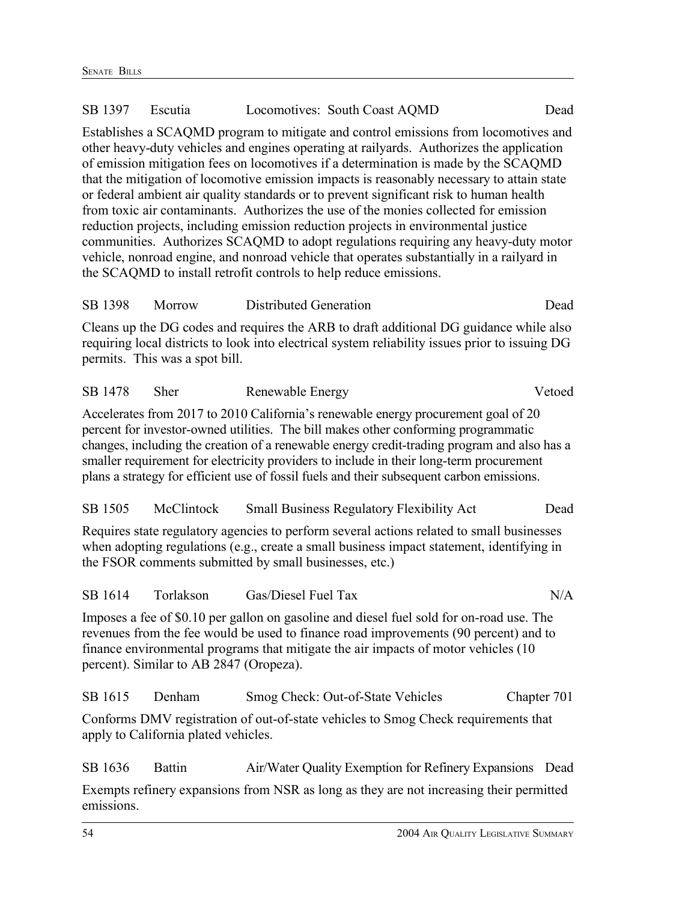SB 1397 Escutia Locomotives: South Coast AQMD Dead

Establishes a SCAQMD program to mitigate and control emissions from locomotives and other heavy-duty vehicles and engines operating at railyards. Authorizes the application of emission mitigation fees on locomotives if a determination is made by the SCAQMD that the mitigation of locomotive emission impacts is reasonably necessary to attain state or federal ambient air quality standards or to prevent significant risk to human health from toxic air contaminants. Authorizes the use of the monies collected for emission reduction projects, including emission reduction projects in environmental justice communities. Authorizes SCAQMD to adopt regulations requiring any heavy-duty motor vehicle, nonroad engine, and nonroad vehicle that operates substantially in a railyard in the SCAQMD to install retrofit controls to help reduce emissions.

SB 1398 Morrow Distributed Generation Dead

Cleans up the DG codes and requires the ARB to draft additional DG guidance while also requiring local districts to look into electrical system reliability issues prior to issuing DG permits. This was a spot bill.

SB 1478 Sher Renewable Energy Vetoed

Accelerates from 2017 to 2010 California's renewable energy procurement goal of 20 percent for investor-owned utilities. The bill makes other conforming programmatic changes, including the creation of a renewable energy credit-trading program and also has a smaller requirement for electricity providers to include in their long-term procurement plans a strategy for efficient use of fossil fuels and their subsequent carbon emissions.

SB 1505 McClintock Small Business Regulatory Flexibility Act Dead

Requires state regulatory agencies to perform several actions related to small businesses when adopting regulations (e.g., create a small business impact statement, identifying in the FSOR comments submitted by small businesses, etc.)

SB 1614 Torlakson Gas/Diesel Fuel Tax N/A

Imposes a fee of $0.10 per gallon on gasoline and diesel fuel sold for on-road use. The revenues from the fee would be used to finance road improvements (90 percent) and to finance environmental programs that mitigate the air impacts of motor vehicles (10 percent). Similar to AB 2847 (Oropeza).

SB 1615 Denham Smog Check: Out-of-State Vehicles Chapter 701

Conforms DMV registration of out-of-state vehicles to Smog Check requirements that apply to California plated vehicles.

SB 1636 Battin Air/Water Quality Exemption for Refinery Expansions Dead

Exempts refinery expansions from NSR as long as they are not increasing their permitted emissions.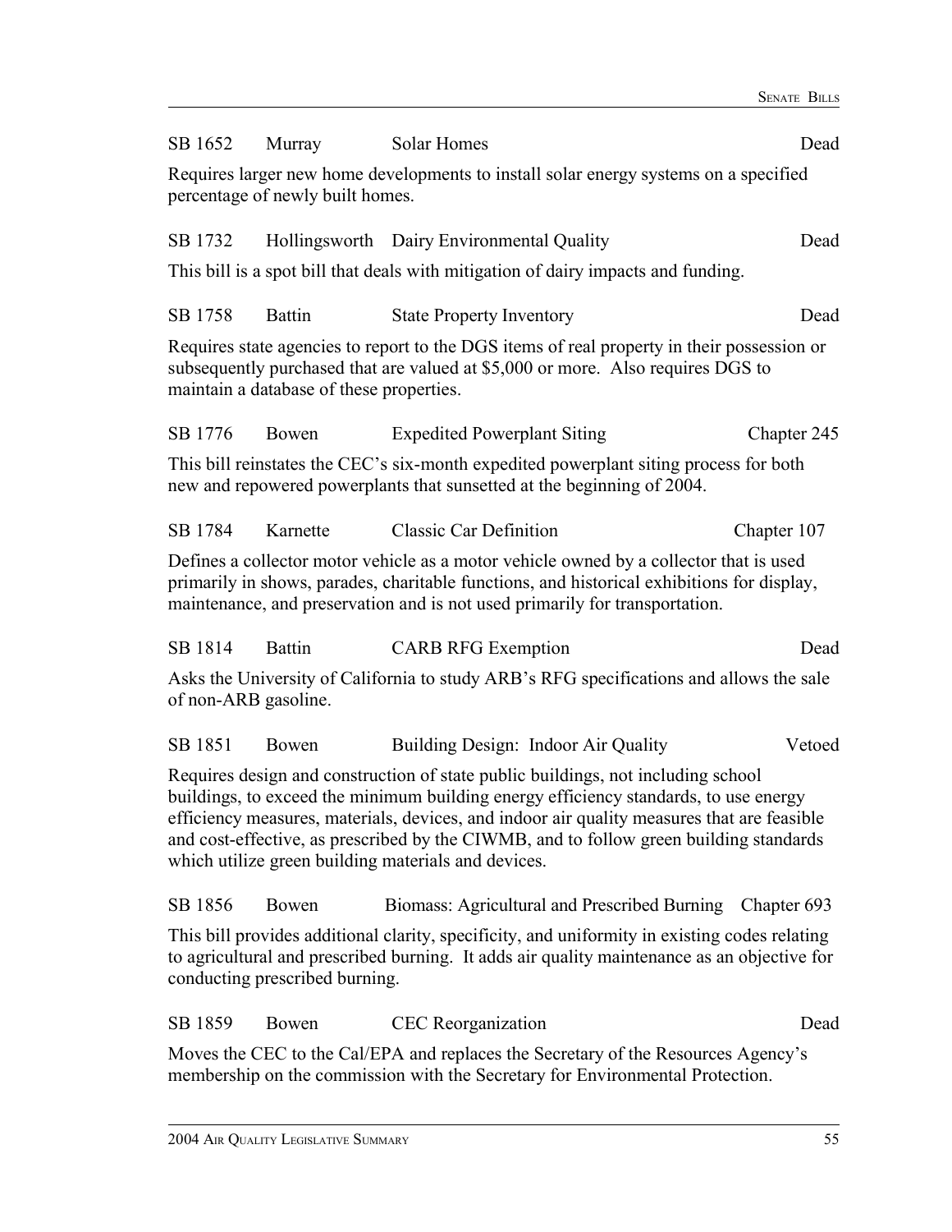SB 1652 Murray Solar Homes Dead

Requires larger new home developments to install solar energy systems on a specified percentage of newly built homes.

SB 1732 Hollingsworth Dairy Environmental Quality Dead

This bill is a spot bill that deals with mitigation of dairy impacts and funding.

SB 1758 Battin State Property Inventory Dead

Requires state agencies to report to the DGS items of real property in their possession or subsequently purchased that are valued at $5,000 or more. Also requires DGS to maintain a database of these properties.

SB 1776 Bowen Expedited Powerplant Siting Chapter 245

This bill reinstates the CEC's six-month expedited powerplant siting process for both new and repowered powerplants that sunsetted at the beginning of 2004.

SB 1784 Karnette Classic Car Definition Chapter 107

Defines a collector motor vehicle as a motor vehicle owned by a collector that is used primarily in shows, parades, charitable functions, and historical exhibitions for display, maintenance, and preservation and is not used primarily for transportation.

SB 1814 Battin CARB RFG Exemption Dead

Asks the University of California to study ARB's RFG specifications and allows the sale of non-ARB gasoline.

SB 1851 Bowen Building Design: Indoor Air Quality Vetoed

Requires design and construction of state public buildings, not including school buildings, to exceed the minimum building energy efficiency standards, to use energy efficiency measures, materials, devices, and indoor air quality measures that are feasible and cost-effective, as prescribed by the CIWMB, and to follow green building standards which utilize green building materials and devices.

SB 1856 Bowen Biomass: Agricultural and Prescribed Burning Chapter 693

This bill provides additional clarity, specificity, and uniformity in existing codes relating to agricultural and prescribed burning. It adds air quality maintenance as an objective for conducting prescribed burning.

SB 1859 Bowen CEC Reorganization Dead

Moves the CEC to the Cal/EPA and replaces the Secretary of the Resources Agency's membership on the commission with the Secretary for Environmental Protection.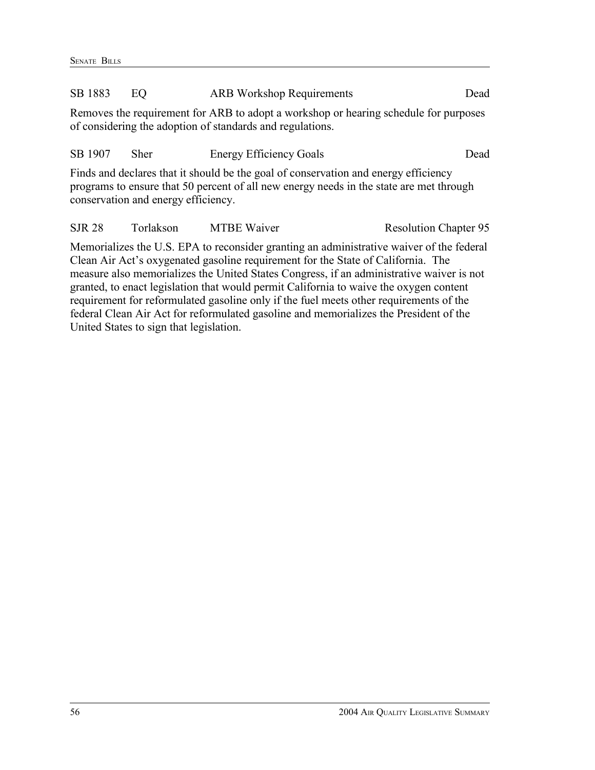SB 1883 EQ ARB Workshop Requirements Dead

Removes the requirement for ARB to adopt a workshop or hearing schedule for purposes of considering the adoption of standards and regulations.

SB 1907 Sher Energy Efficiency Goals Dead

Finds and declares that it should be the goal of conservation and energy efficiency programs to ensure that 50 percent of all new energy needs in the state are met through conservation and energy efficiency.

SJR 28 Torlakson MTBE Waiver Resolution Chapter 95

Memorializes the U.S. EPA to reconsider granting an administrative waiver of the federal Clean Air Act's oxygenated gasoline requirement for the State of California. The measure also memorializes the United States Congress, if an administrative waiver is not granted, to enact legislation that would permit California to waive the oxygen content requirement for reformulated gasoline only if the fuel meets other requirements of the federal Clean Air Act for reformulated gasoline and memorializes the President of the United States to sign that legislation.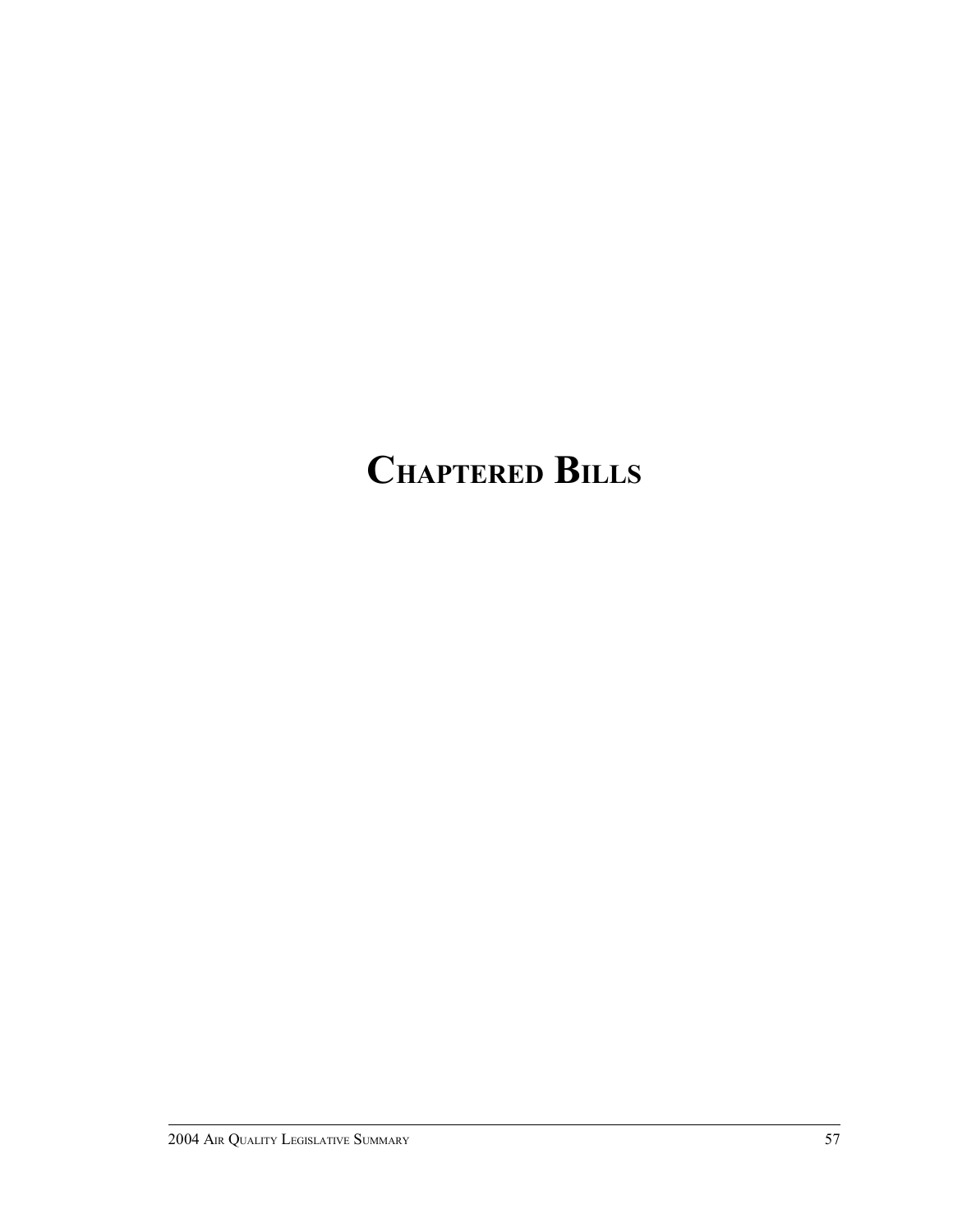# CHAPTERED BILLS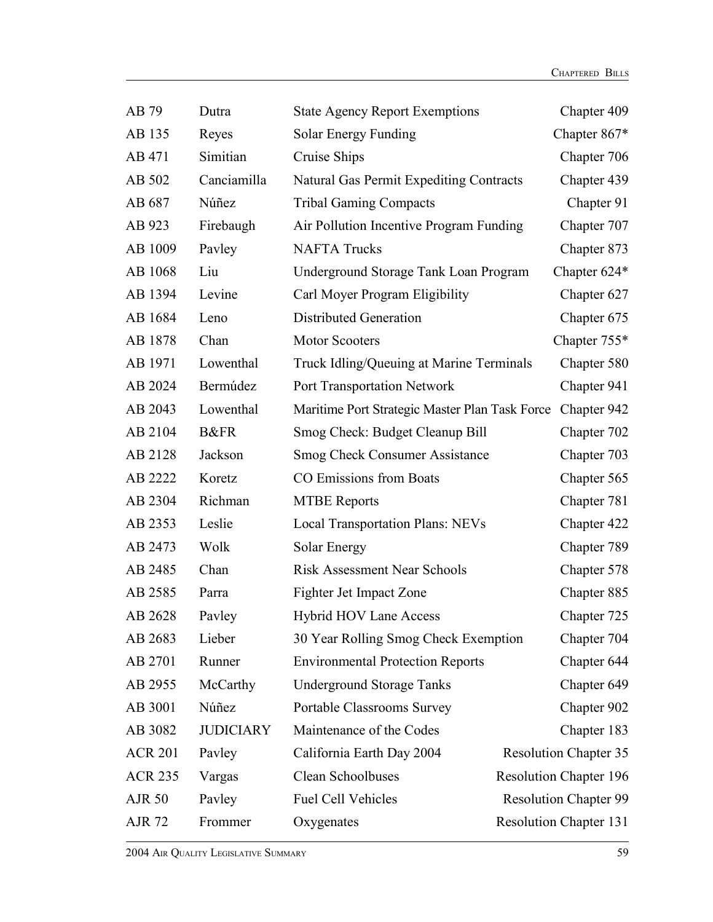| | | | |
|---|---|---|---|
| AB 79 | Dutra | State Agency Report Exemptions | Chapter 409 |
| AB 135 | Reyes | Solar Energy Funding | Chapter 867* |
| AB 471 | Simitian | Cruise Ships | Chapter 706 |
| AB 502 | Canciamilla | Natural Gas Permit Expediting Contracts | Chapter 439 |
| AB 687 | Núñez | Tribal Gaming Compacts | Chapter 91 |
| AB 923 | Firebaugh | Air Pollution Incentive Program Funding | Chapter 707 |
| AB 1009 | Pavley | NAFTA Trucks | Chapter 873 |
| AB 1068 | Liu | Underground Storage Tank Loan Program | Chapter 624* |
| AB 1394 | Levine | Carl Moyer Program Eligibility | Chapter 627 |
| AB 1684 | Leno | Distributed Generation | Chapter 675 |
| AB 1878 | Chan | Motor Scooters | Chapter 755* |
| AB 1971 | Lowenthal | Truck Idling/Queuing at Marine Terminals | Chapter 580 |
| AB 2024 | Bermúdez | Port Transportation Network | Chapter 941 |
| AB 2043 | Lowenthal | Maritime Port Strategic Master Plan Task Force | Chapter 942 |
| AB 2104 | B&FR | Smog Check: Budget Cleanup Bill | Chapter 702 |
| AB 2128 | Jackson | Smog Check Consumer Assistance | Chapter 703 |
| AB 2222 | Koretz | CO Emissions from Boats | Chapter 565 |
| AB 2304 | Richman | MTBE Reports | Chapter 781 |
| AB 2353 | Leslie | Local Transportation Plans: NEVs | Chapter 422 |
| AB 2473 | Wolk | Solar Energy | Chapter 789 |
| AB 2485 | Chan | Risk Assessment Near Schools | Chapter 578 |
| AB 2585 | Parra | Fighter Jet Impact Zone | Chapter 885 |
| AB 2628 | Pavley | Hybrid HOV Lane Access | Chapter 725 |
| AB 2683 | Lieber | 30 Year Rolling Smog Check Exemption | Chapter 704 |
| AB 2701 | Runner | Environmental Protection Reports | Chapter 644 |
| AB 2955 | McCarthy | Underground Storage Tanks | Chapter 649 |
| AB 3001 | Núñez | Portable Classrooms Survey | Chapter 902 |
| AB 3082 | JUDICIARY | Maintenance of the Codes | Chapter 183 |
| ACR 201 | Pavley | California Earth Day 2004 | Resolution Chapter 35 |
| ACR 235 | Vargas | Clean Schoolbuses | Resolution Chapter 196 |
| AJR 50 | Pavley | Fuel Cell Vehicles | Resolution Chapter 99 |
| AJR 72 | Frommer | Oxygenates | Resolution Chapter 131 |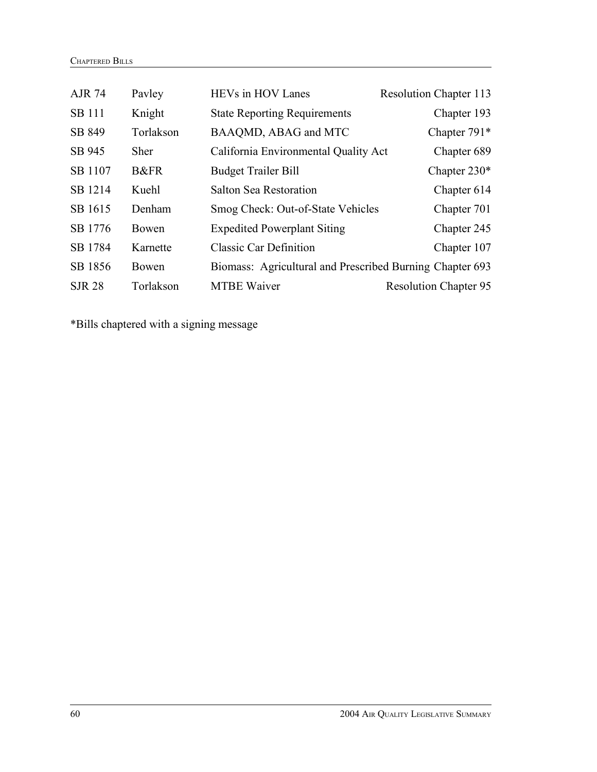| | | | |
|---|---|---|---|
| AJR 74 | Pavley | HEVs in HOV Lanes | Resolution Chapter 113 |
| SB 111 | Knight | State Reporting Requirements | Chapter 193 |
| SB 849 | Torlakson | BAAQMD, ABAG and MTC | Chapter 791* |
| SB 945 | Sher | California Environmental Quality Act | Chapter 689 |
| SB 1107 | B&FR | Budget Trailer Bill | Chapter 230* |
| SB 1214 | Kuehl | Salton Sea Restoration | Chapter 614 |
| SB 1615 | Denham | Smog Check: Out-of-State Vehicles | Chapter 701 |
| SB 1776 | Bowen | Expedited Powerplant Siting | Chapter 245 |
| SB 1784 | Karnette | Classic Car Definition | Chapter 107 |
| SB 1856 | Bowen | Biomass: Agricultural and Prescribed Burning | Chapter 693 |
| SJR 28 | Torlakson | MTBE Waiver | Resolution Chapter 95 |

*Bills chaptered with a signing message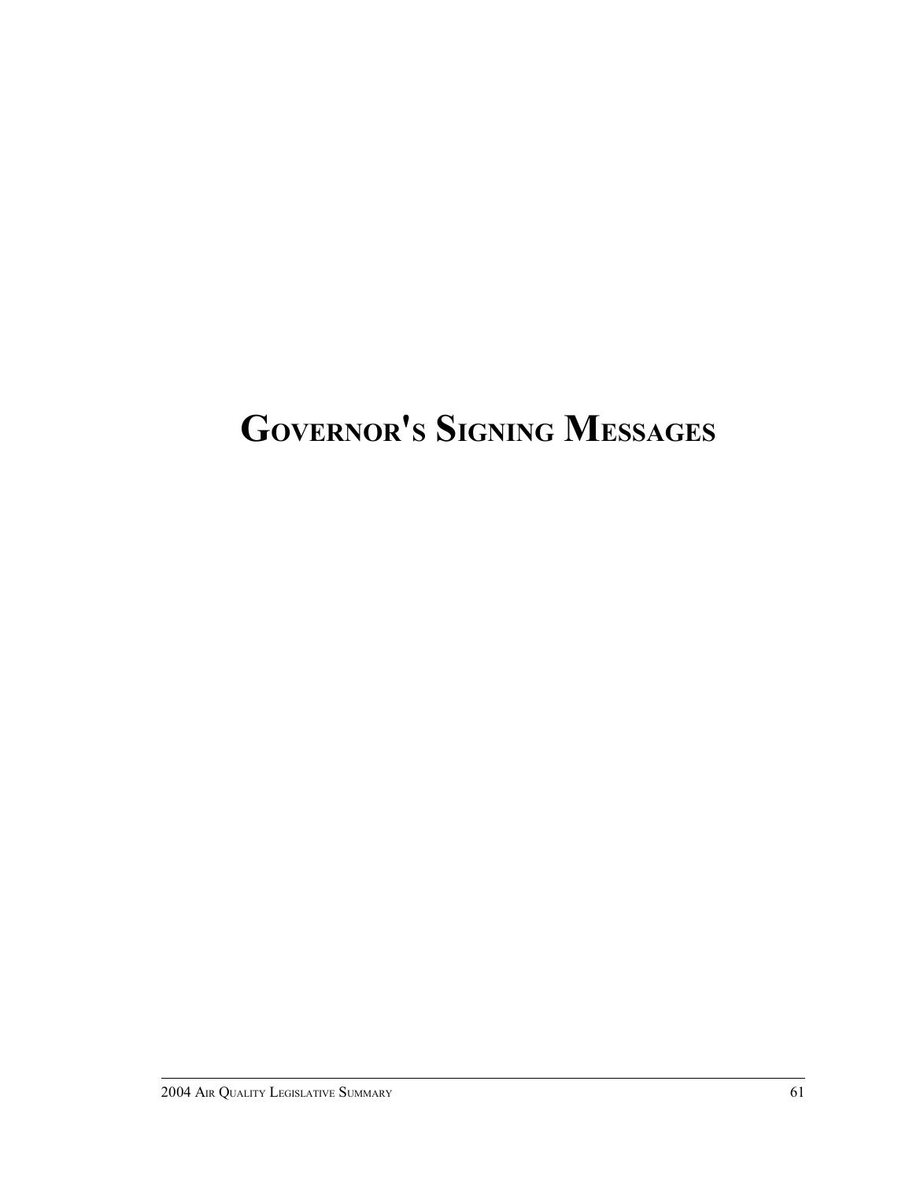# Governor's Signing Messages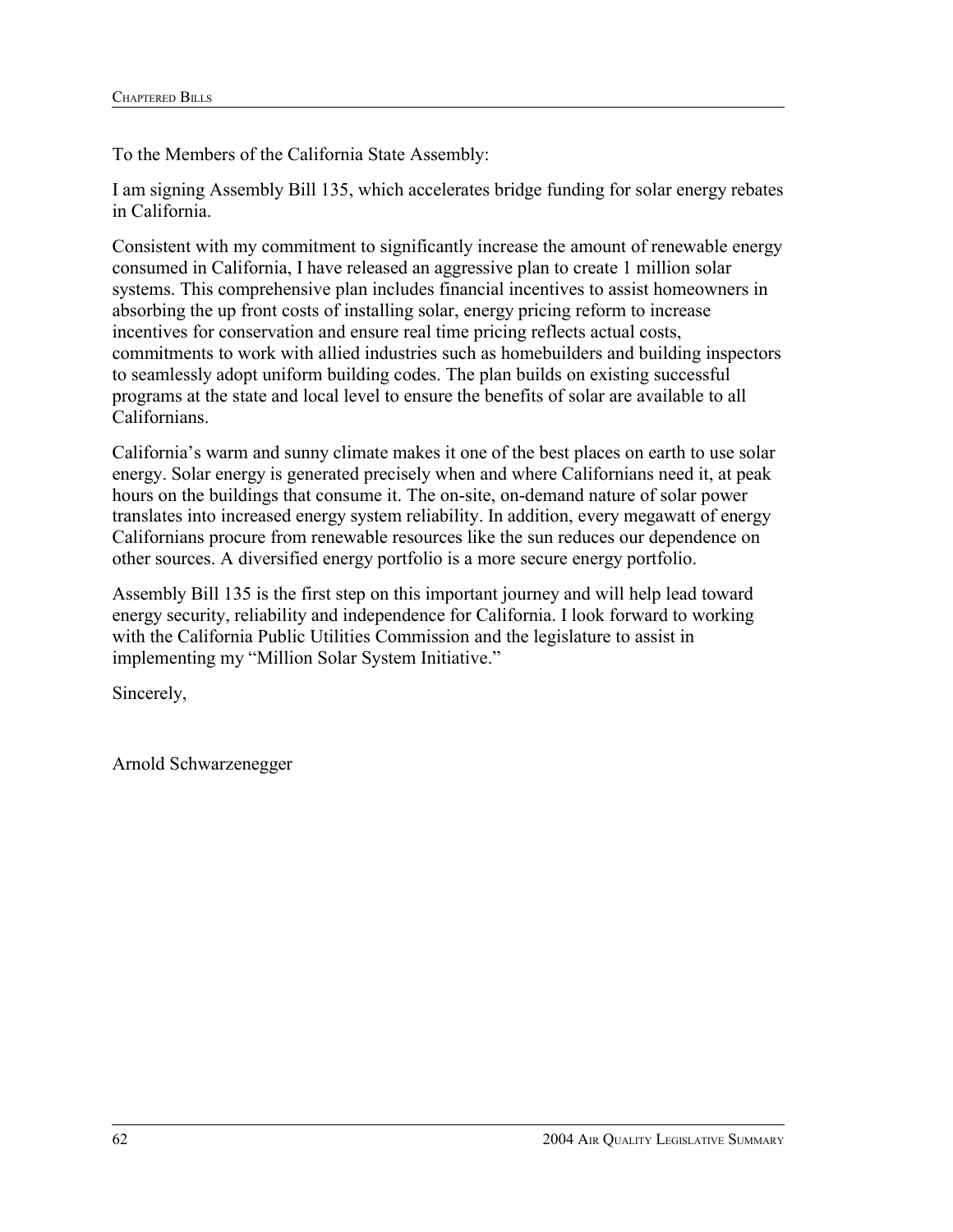To the Members of the California State Assembly:

I am signing Assembly Bill 135, which accelerates bridge funding for solar energy rebates in California.

Consistent with my commitment to significantly increase the amount of renewable energy consumed in California, I have released an aggressive plan to create 1 million solar systems. This comprehensive plan includes financial incentives to assist homeowners in absorbing the up front costs of installing solar, energy pricing reform to increase incentives for conservation and ensure real time pricing reflects actual costs, commitments to work with allied industries such as homebuilders and building inspectors to seamlessly adopt uniform building codes. The plan builds on existing successful programs at the state and local level to ensure the benefits of solar are available to all Californians.

California's warm and sunny climate makes it one of the best places on earth to use solar energy. Solar energy is generated precisely when and where Californians need it, at peak hours on the buildings that consume it. The on-site, on-demand nature of solar power translates into increased energy system reliability. In addition, every megawatt of energy Californians procure from renewable resources like the sun reduces our dependence on other sources. A diversified energy portfolio is a more secure energy portfolio.

Assembly Bill 135 is the first step on this important journey and will help lead toward energy security, reliability and independence for California. I look forward to working with the California Public Utilities Commission and the legislature to assist in implementing my "Million Solar System Initiative."

Sincerely,

Arnold Schwarzenegger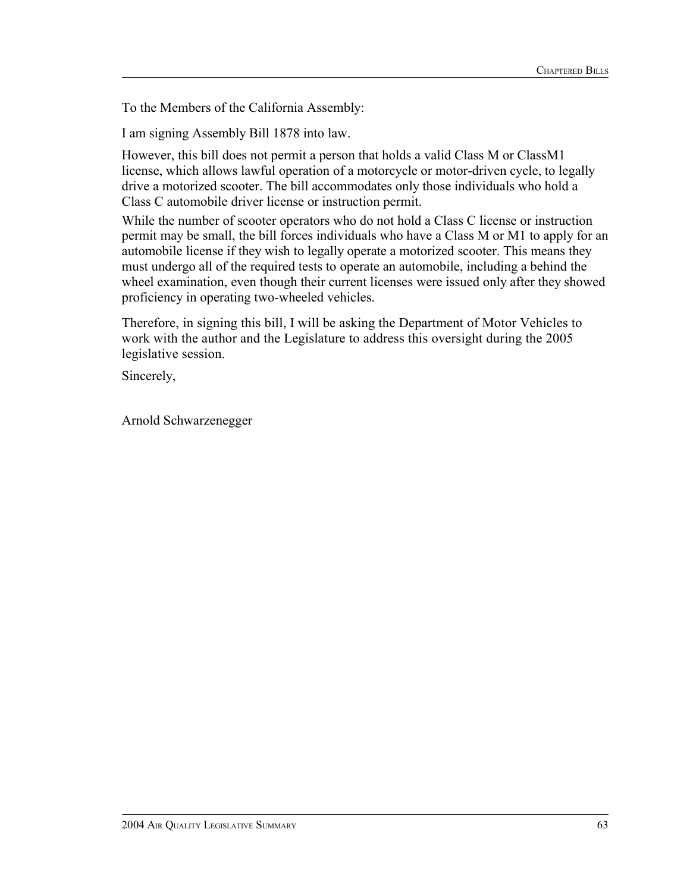To the Members of the California Assembly:

I am signing Assembly Bill 1878 into law.

However, this bill does not permit a person that holds a valid Class M or ClassM1 license, which allows lawful operation of a motorcycle or motor-driven cycle, to legally drive a motorized scooter. The bill accommodates only those individuals who hold a Class C automobile driver license or instruction permit.

While the number of scooter operators who do not hold a Class C license or instruction permit may be small, the bill forces individuals who have a Class M or M1 to apply for an automobile license if they wish to legally operate a motorized scooter. This means they must undergo all of the required tests to operate an automobile, including a behind the wheel examination, even though their current licenses were issued only after they showed proficiency in operating two-wheeled vehicles.

Therefore, in signing this bill, I will be asking the Department of Motor Vehicles to work with the author and the Legislature to address this oversight during the 2005 legislative session.

Sincerely,

Arnold Schwarzenegger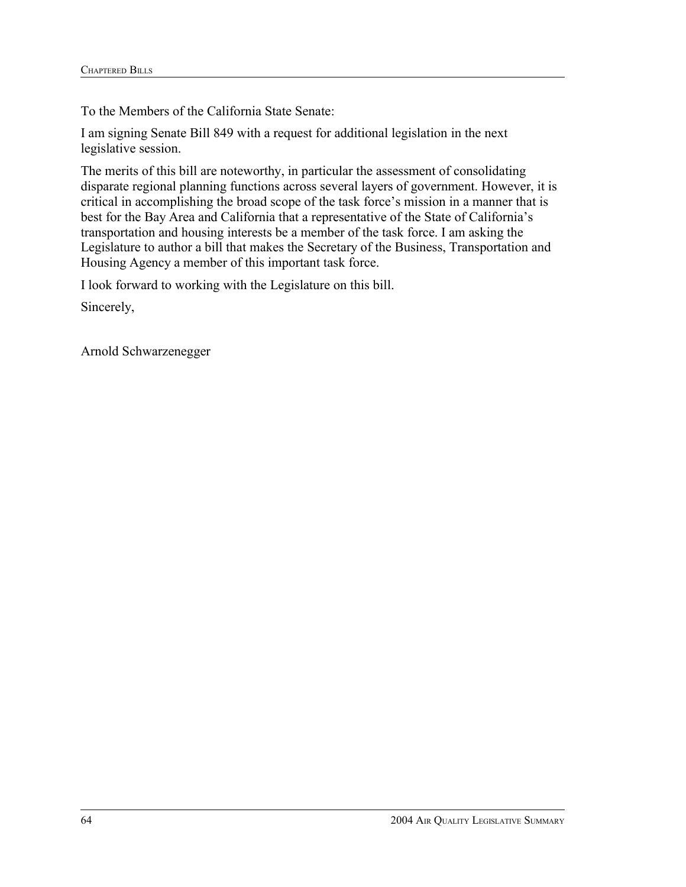To the Members of the California State Senate:

I am signing Senate Bill 849 with a request for additional legislation in the next legislative session.

The merits of this bill are noteworthy, in particular the assessment of consolidating disparate regional planning functions across several layers of government. However, it is critical in accomplishing the broad scope of the task force's mission in a manner that is best for the Bay Area and California that a representative of the State of California's transportation and housing interests be a member of the task force. I am asking the Legislature to author a bill that makes the Secretary of the Business, Transportation and Housing Agency a member of this important task force.

I look forward to working with the Legislature on this bill.

Sincerely,

Arnold Schwarzenegger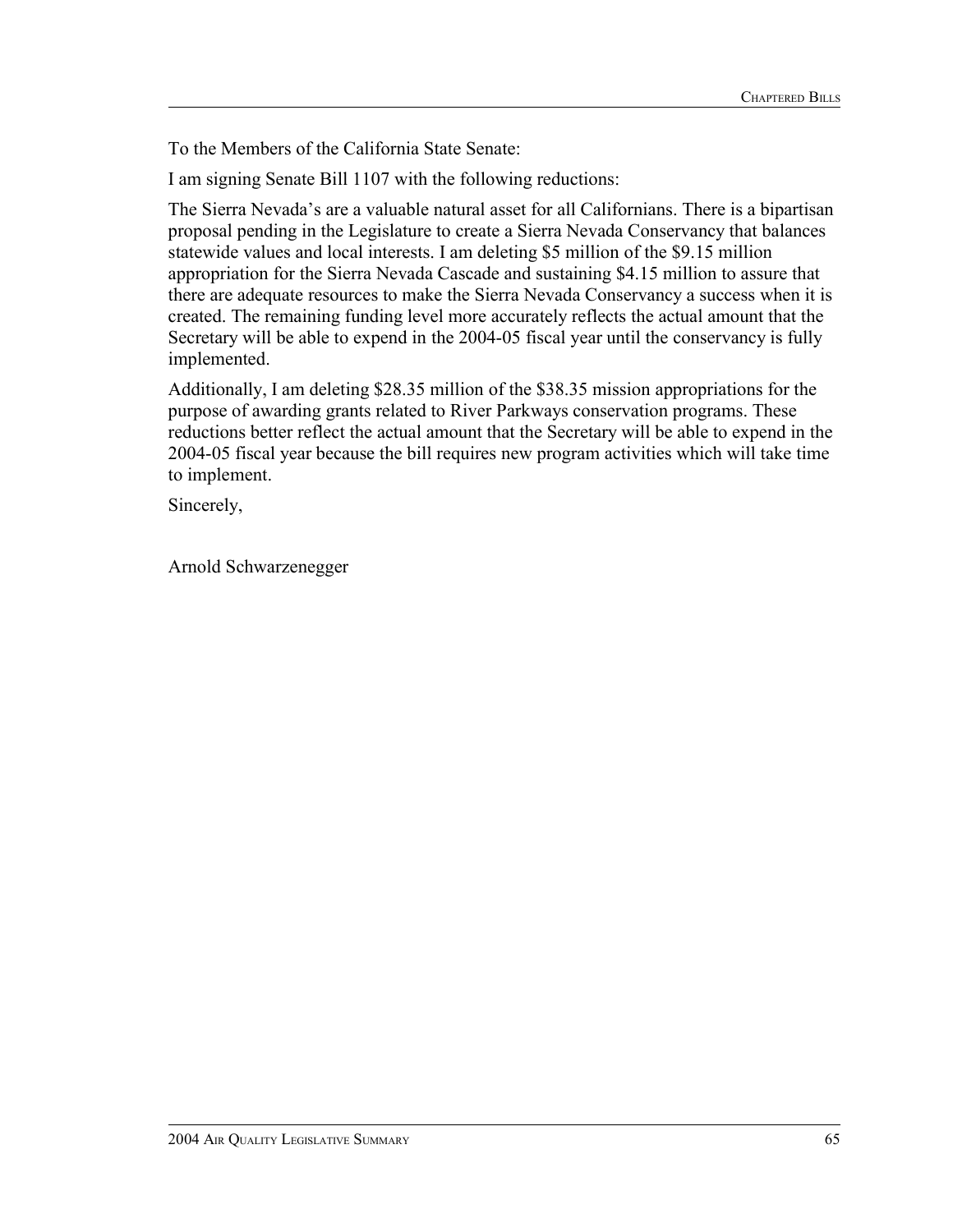To the Members of the California State Senate:

I am signing Senate Bill 1107 with the following reductions:

The Sierra Nevada's are a valuable natural asset for all Californians. There is a bipartisan proposal pending in the Legislature to create a Sierra Nevada Conservancy that balances statewide values and local interests. I am deleting $5 million of the $9.15 million appropriation for the Sierra Nevada Cascade and sustaining $4.15 million to assure that there are adequate resources to make the Sierra Nevada Conservancy a success when it is created. The remaining funding level more accurately reflects the actual amount that the Secretary will be able to expend in the 2004-05 fiscal year until the conservancy is fully implemented.

Additionally, I am deleting $28.35 million of the $38.35 mission appropriations for the purpose of awarding grants related to River Parkways conservation programs. These reductions better reflect the actual amount that the Secretary will be able to expend in the 2004-05 fiscal year because the bill requires new program activities which will take time to implement.

Sincerely,

Arnold Schwarzenegger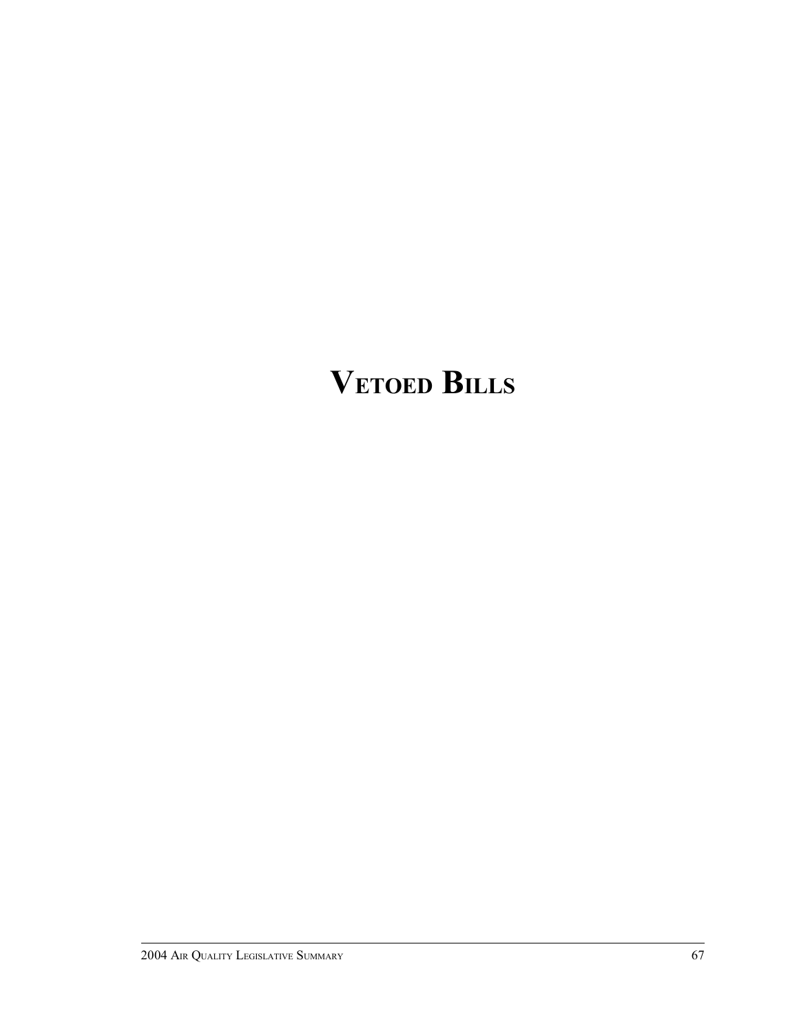# VETOED BILLS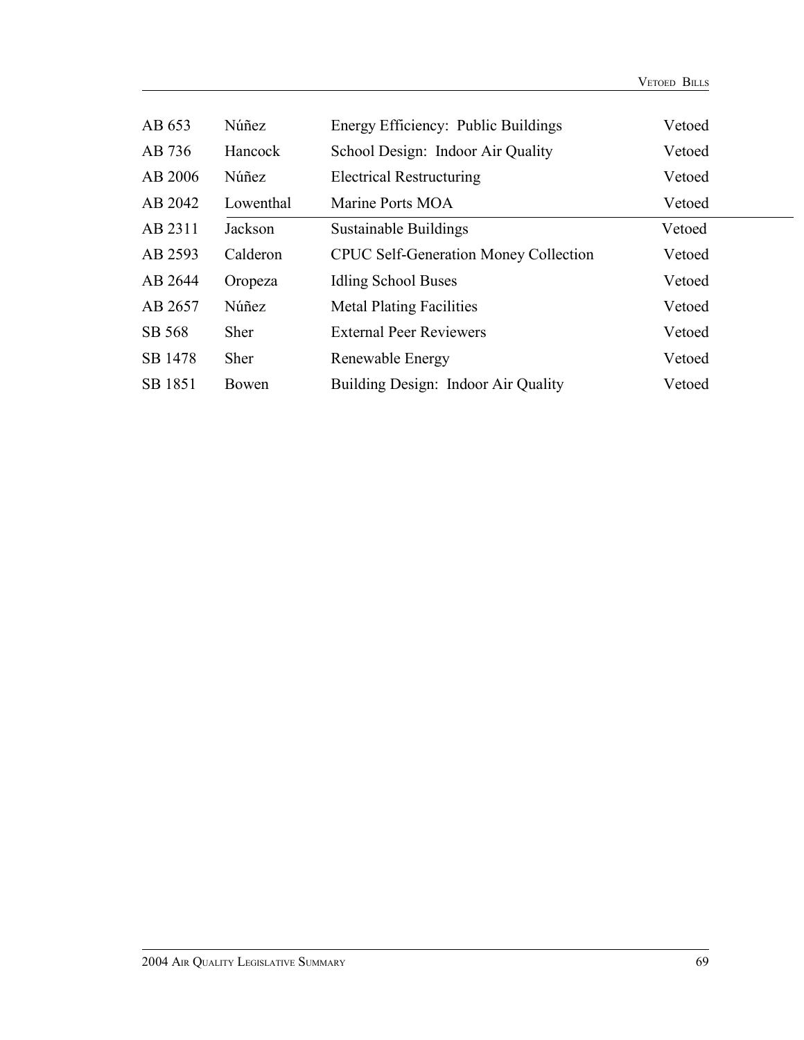| | | | |
|---|---|---|---|
| AB 653 | Núñez | Energy Efficiency: Public Buildings | Vetoed |
| AB 736 | Hancock | School Design: Indoor Air Quality | Vetoed |
| AB 2006 | Núñez | Electrical Restructuring | Vetoed |
| AB 2042 | Lowenthal | Marine Ports MOA | Vetoed |
| AB 2311 | Jackson | Sustainable Buildings | Vetoed |
| AB 2593 | Calderon | CPUC Self-Generation Money Collection | Vetoed |
| AB 2644 | Oropeza | Idling School Buses | Vetoed |
| AB 2657 | Núñez | Metal Plating Facilities | Vetoed |
| SB 568 | Sher | External Peer Reviewers | Vetoed |
| SB 1478 | Sher | Renewable Energy | Vetoed |
| SB 1851 | Bowen | Building Design: Indoor Air Quality | Vetoed |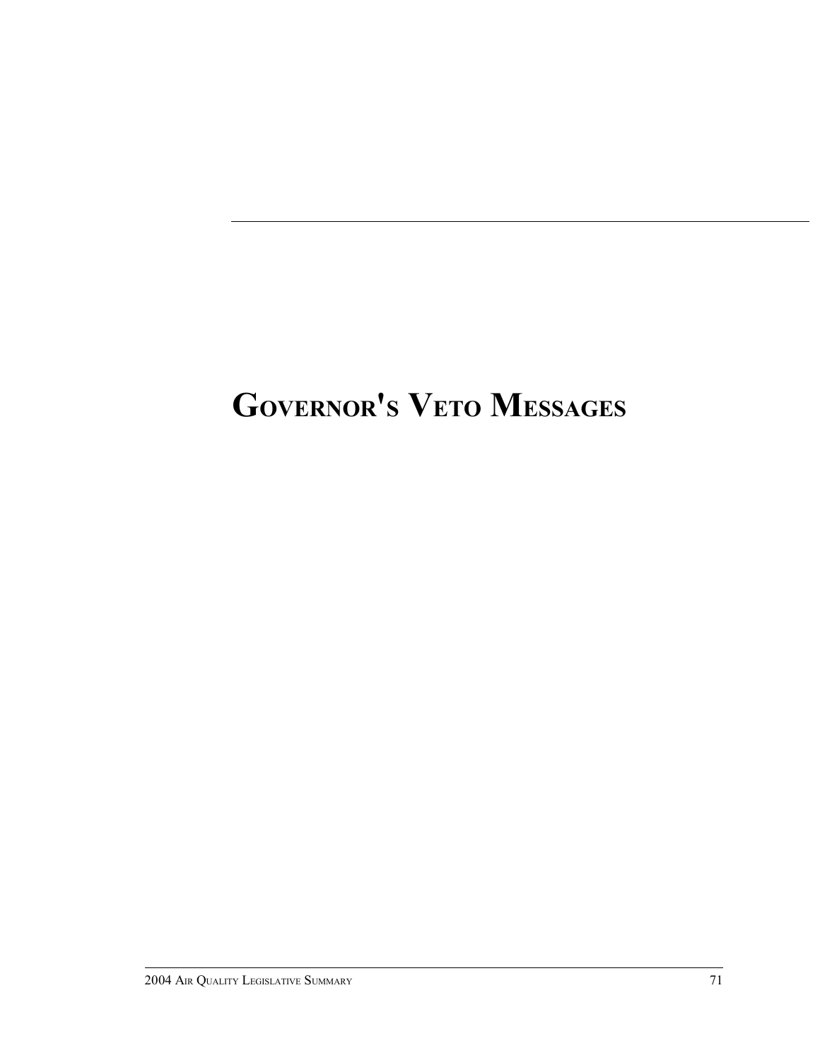# Governor's Veto Messages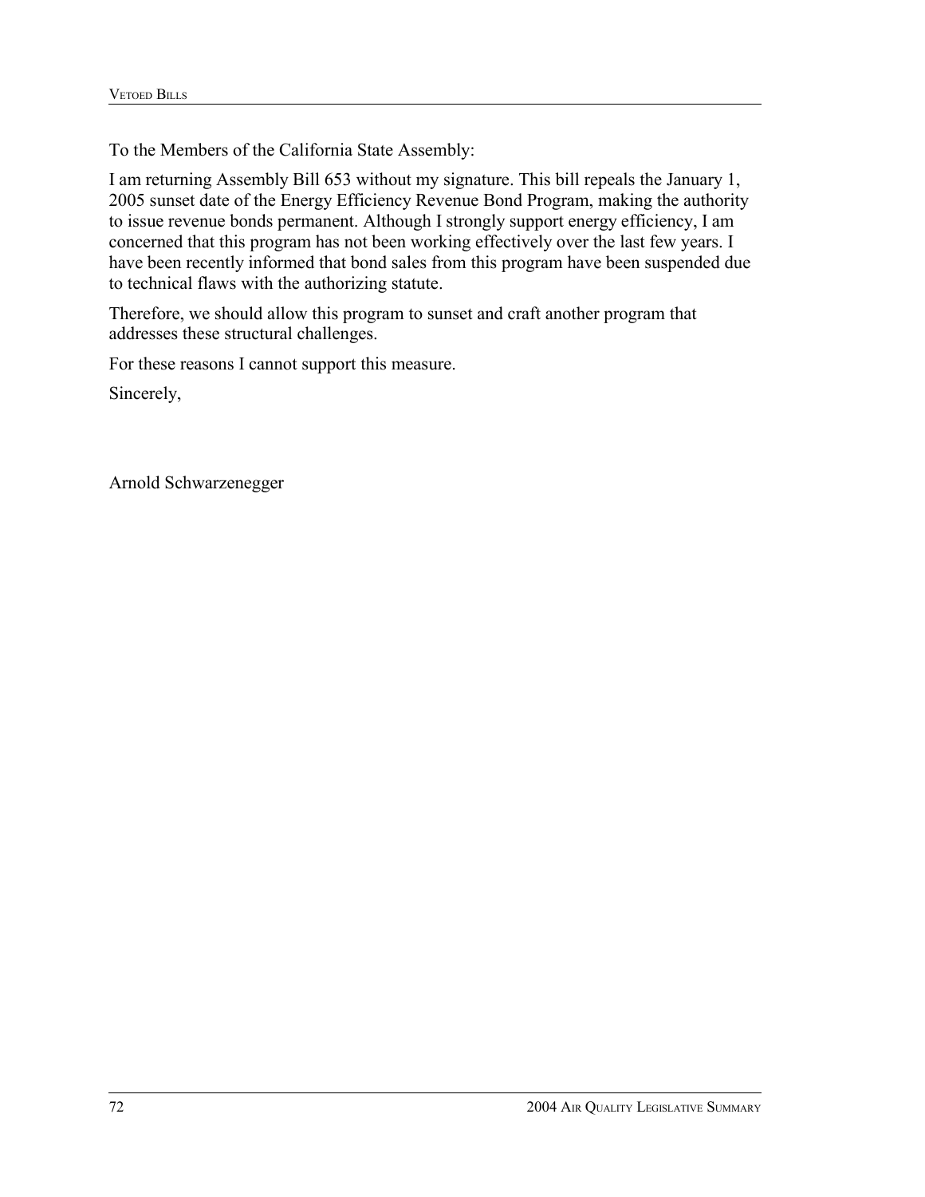To the Members of the California State Assembly:

I am returning Assembly Bill 653 without my signature. This bill repeals the January 1, 2005 sunset date of the Energy Efficiency Revenue Bond Program, making the authority to issue revenue bonds permanent. Although I strongly support energy efficiency, I am concerned that this program has not been working effectively over the last few years. I have been recently informed that bond sales from this program have been suspended due to technical flaws with the authorizing statute.

Therefore, we should allow this program to sunset and craft another program that addresses these structural challenges.

For these reasons I cannot support this measure.

Sincerely,

Arnold Schwarzenegger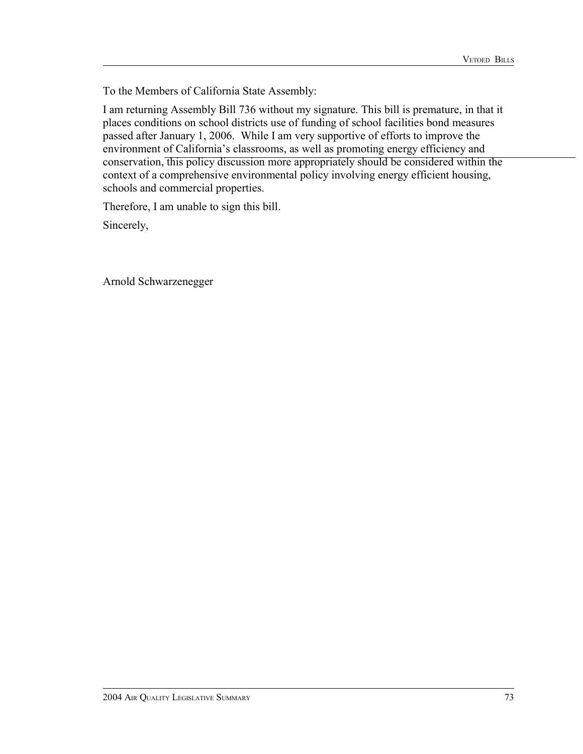To the Members of California State Assembly:

I am returning Assembly Bill 736 without my signature. This bill is premature, in that it places conditions on school districts use of funding of school facilities bond measures passed after January 1, 2006. While I am very supportive of efforts to improve the environment of California's classrooms, as well as promoting energy efficiency and conservation, this policy discussion more appropriately should be considered within the context of a comprehensive environmental policy involving energy efficient housing, schools and commercial properties.

Therefore, I am unable to sign this bill.

Sincerely,

Arnold Schwarzenegger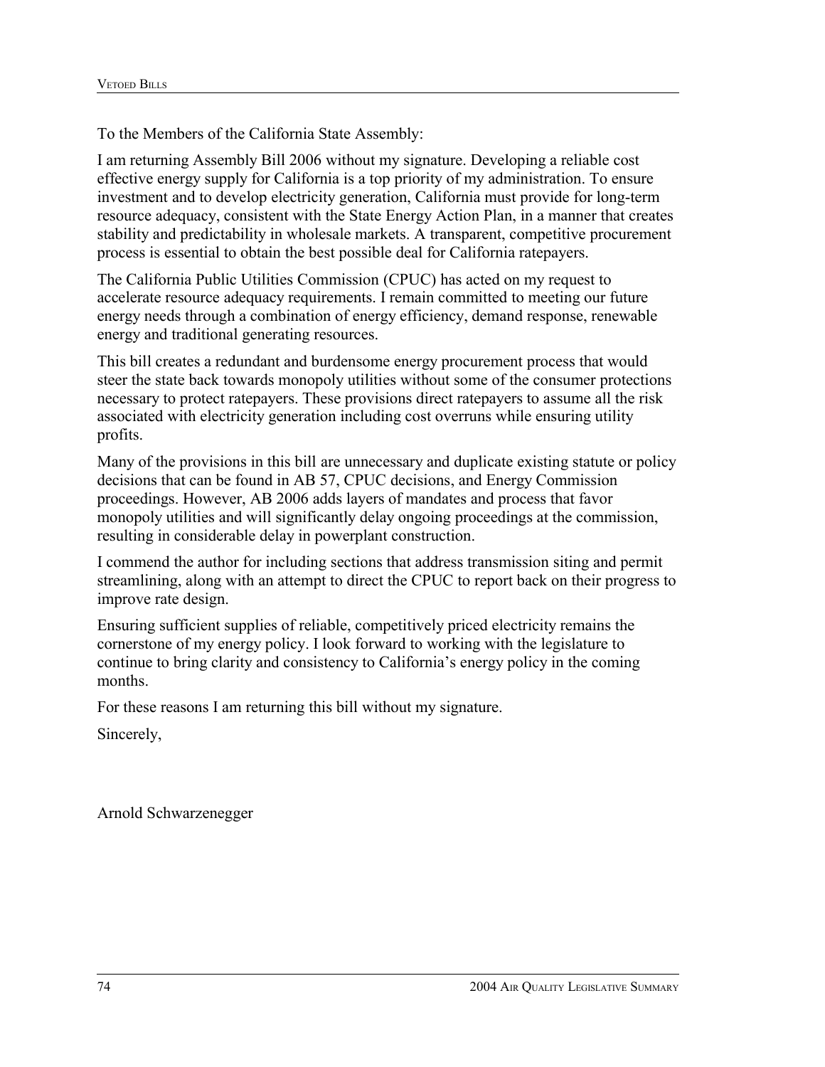To the Members of the California State Assembly:

I am returning Assembly Bill 2006 without my signature. Developing a reliable cost effective energy supply for California is a top priority of my administration. To ensure investment and to develop electricity generation, California must provide for long-term resource adequacy, consistent with the State Energy Action Plan, in a manner that creates stability and predictability in wholesale markets. A transparent, competitive procurement process is essential to obtain the best possible deal for California ratepayers.

The California Public Utilities Commission (CPUC) has acted on my request to accelerate resource adequacy requirements. I remain committed to meeting our future energy needs through a combination of energy efficiency, demand response, renewable energy and traditional generating resources.

This bill creates a redundant and burdensome energy procurement process that would steer the state back towards monopoly utilities without some of the consumer protections necessary to protect ratepayers. These provisions direct ratepayers to assume all the risk associated with electricity generation including cost overruns while ensuring utility profits.

Many of the provisions in this bill are unnecessary and duplicate existing statute or policy decisions that can be found in AB 57, CPUC decisions, and Energy Commission proceedings. However, AB 2006 adds layers of mandates and process that favor monopoly utilities and will significantly delay ongoing proceedings at the commission, resulting in considerable delay in powerplant construction.

I commend the author for including sections that address transmission siting and permit streamlining, along with an attempt to direct the CPUC to report back on their progress to improve rate design.

Ensuring sufficient supplies of reliable, competitively priced electricity remains the cornerstone of my energy policy. I look forward to working with the legislature to continue to bring clarity and consistency to California's energy policy in the coming months.

For these reasons I am returning this bill without my signature.

Sincerely,

Arnold Schwarzenegger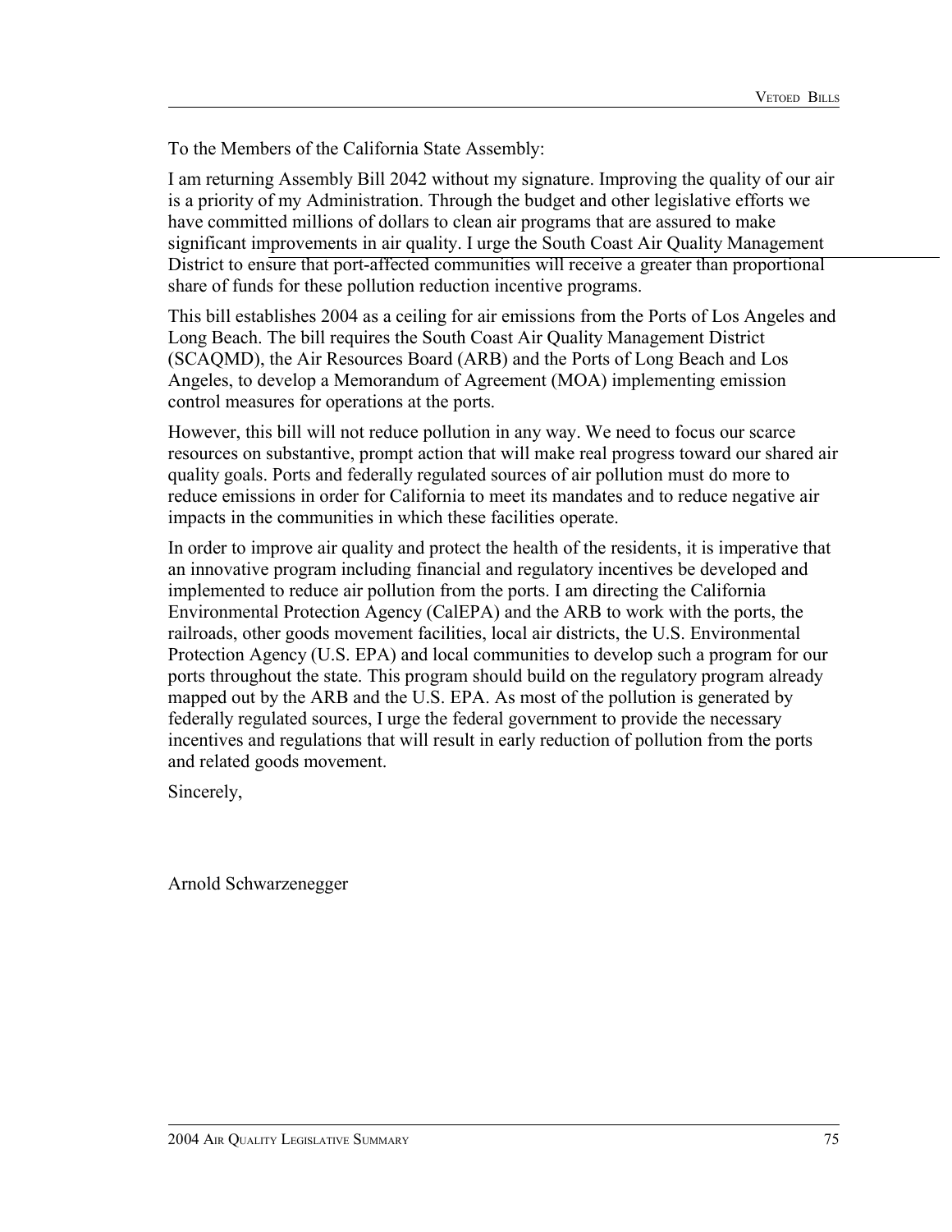To the Members of the California State Assembly:

I am returning Assembly Bill 2042 without my signature. Improving the quality of our air is a priority of my Administration. Through the budget and other legislative efforts we have committed millions of dollars to clean air programs that are assured to make significant improvements in air quality. I urge the South Coast Air Quality Management District to ensure that port-affected communities will receive a greater than proportional share of funds for these pollution reduction incentive programs.

This bill establishes 2004 as a ceiling for air emissions from the Ports of Los Angeles and Long Beach. The bill requires the South Coast Air Quality Management District (SCAQMD), the Air Resources Board (ARB) and the Ports of Long Beach and Los Angeles, to develop a Memorandum of Agreement (MOA) implementing emission control measures for operations at the ports.

However, this bill will not reduce pollution in any way. We need to focus our scarce resources on substantive, prompt action that will make real progress toward our shared air quality goals. Ports and federally regulated sources of air pollution must do more to reduce emissions in order for California to meet its mandates and to reduce negative air impacts in the communities in which these facilities operate.

In order to improve air quality and protect the health of the residents, it is imperative that an innovative program including financial and regulatory incentives be developed and implemented to reduce air pollution from the ports. I am directing the California Environmental Protection Agency (CalEPA) and the ARB to work with the ports, the railroads, other goods movement facilities, local air districts, the U.S. Environmental Protection Agency (U.S. EPA) and local communities to develop such a program for our ports throughout the state. This program should build on the regulatory program already mapped out by the ARB and the U.S. EPA. As most of the pollution is generated by federally regulated sources, I urge the federal government to provide the necessary incentives and regulations that will result in early reduction of pollution from the ports and related goods movement.

Sincerely,

Arnold Schwarzenegger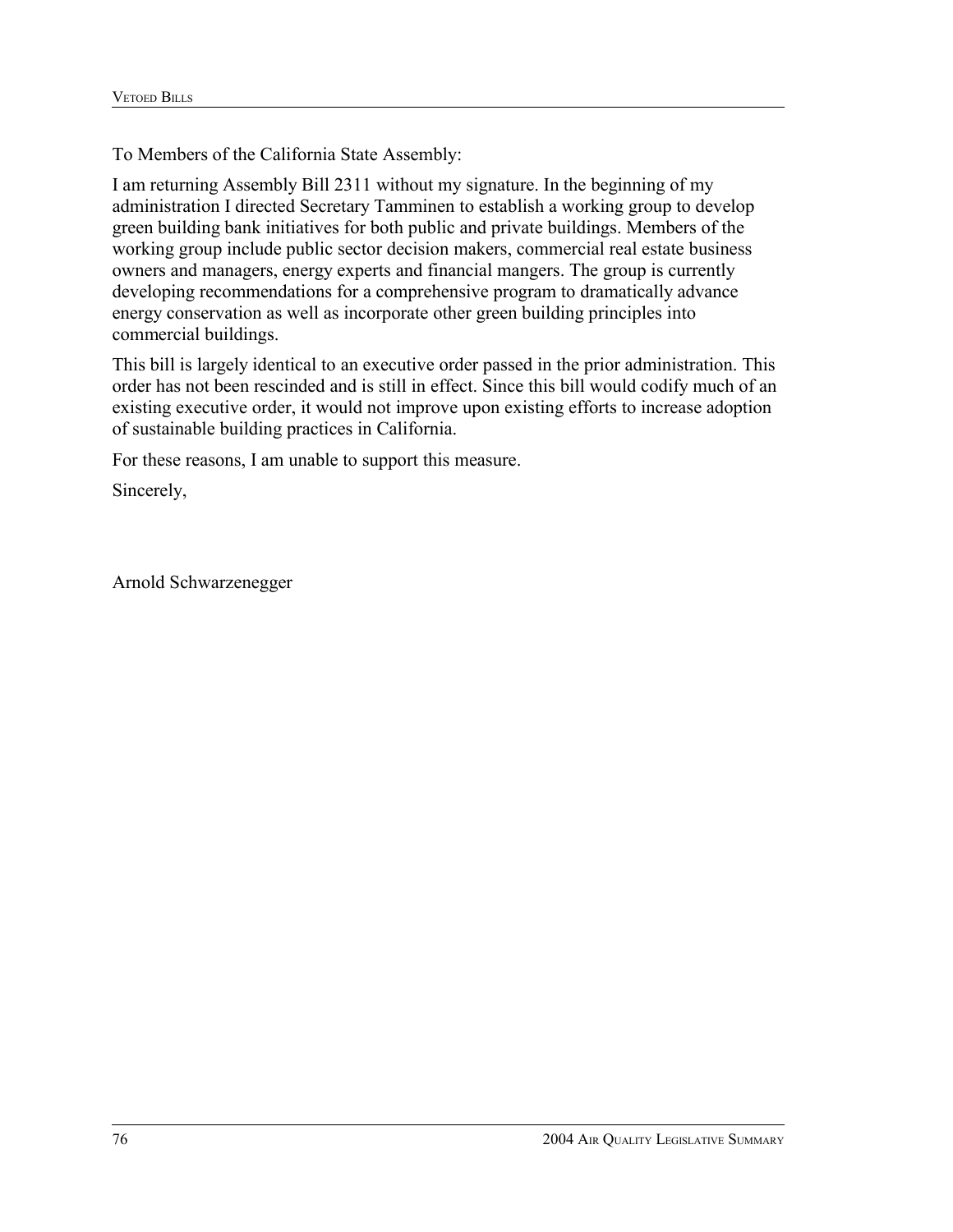To Members of the California State Assembly:

I am returning Assembly Bill 2311 without my signature. In the beginning of my administration I directed Secretary Tamminen to establish a working group to develop green building bank initiatives for both public and private buildings. Members of the working group include public sector decision makers, commercial real estate business owners and managers, energy experts and financial mangers. The group is currently developing recommendations for a comprehensive program to dramatically advance energy conservation as well as incorporate other green building principles into commercial buildings.

This bill is largely identical to an executive order passed in the prior administration. This order has not been rescinded and is still in effect. Since this bill would codify much of an existing executive order, it would not improve upon existing efforts to increase adoption of sustainable building practices in California.

For these reasons, I am unable to support this measure.

Sincerely,

Arnold Schwarzenegger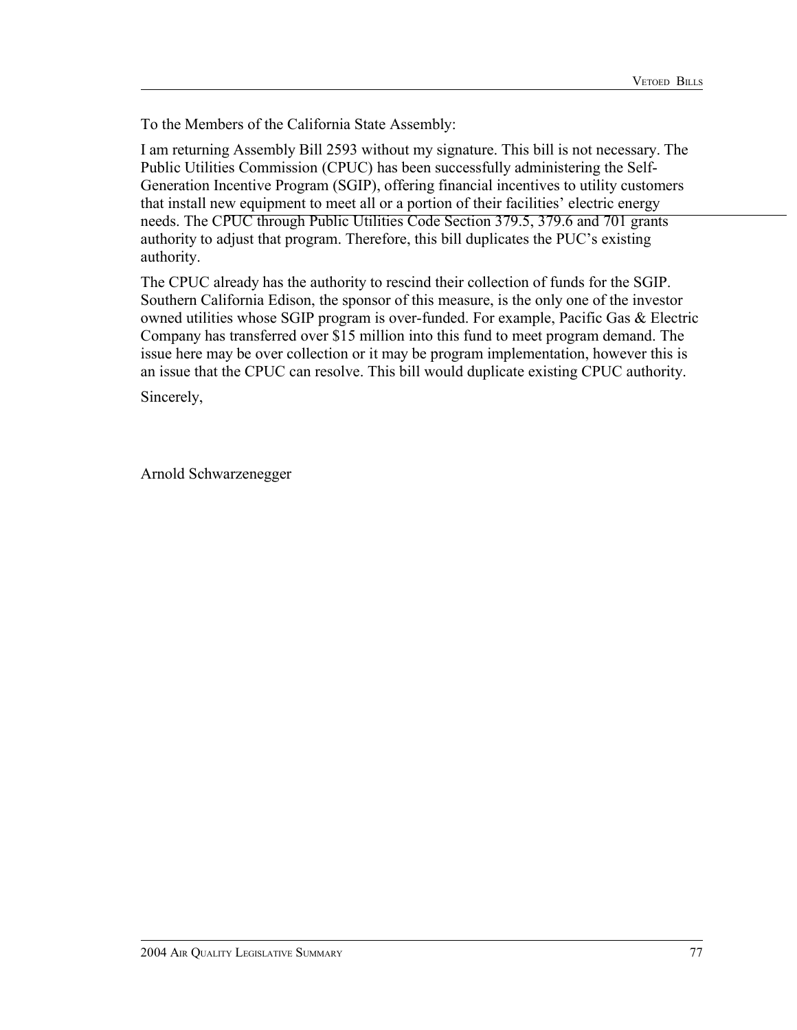To the Members of the California State Assembly:

I am returning Assembly Bill 2593 without my signature. This bill is not necessary. The Public Utilities Commission (CPUC) has been successfully administering the Self-Generation Incentive Program (SGIP), offering financial incentives to utility customers that install new equipment to meet all or a portion of their facilities' electric energy needs. The CPUC through Public Utilities Code Section 379.5, 379.6 and 701 grants authority to adjust that program. Therefore, this bill duplicates the PUC's existing authority.

The CPUC already has the authority to rescind their collection of funds for the SGIP. Southern California Edison, the sponsor of this measure, is the only one of the investor owned utilities whose SGIP program is over-funded. For example, Pacific Gas & Electric Company has transferred over $15 million into this fund to meet program demand. The issue here may be over collection or it may be program implementation, however this is an issue that the CPUC can resolve. This bill would duplicate existing CPUC authority.

Sincerely,

Arnold Schwarzenegger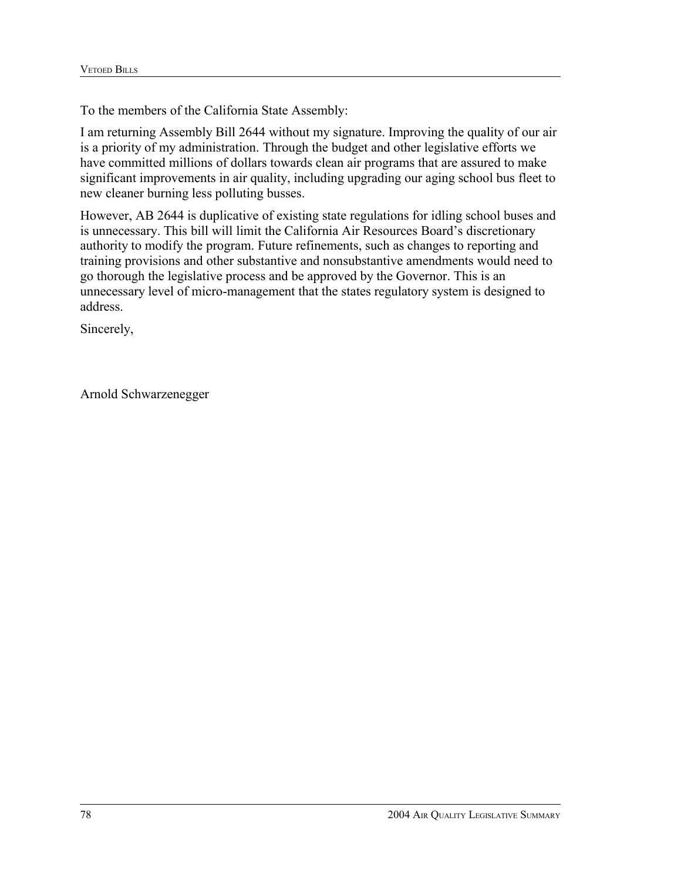To the members of the California State Assembly:

I am returning Assembly Bill 2644 without my signature. Improving the quality of our air is a priority of my administration. Through the budget and other legislative efforts we have committed millions of dollars towards clean air programs that are assured to make significant improvements in air quality, including upgrading our aging school bus fleet to new cleaner burning less polluting busses.

However, AB 2644 is duplicative of existing state regulations for idling school buses and is unnecessary. This bill will limit the California Air Resources Board's discretionary authority to modify the program. Future refinements, such as changes to reporting and training provisions and other substantive and nonsubstantive amendments would need to go thorough the legislative process and be approved by the Governor. This is an unnecessary level of micro-management that the states regulatory system is designed to address.

Sincerely,

Arnold Schwarzenegger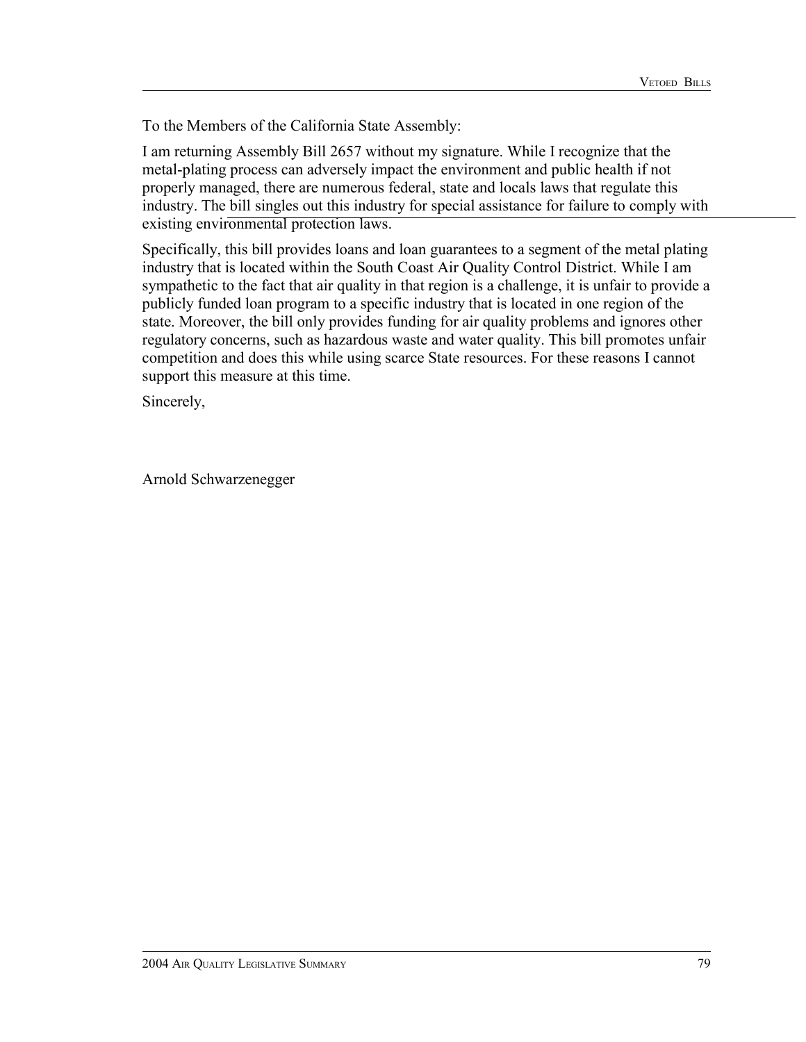To the Members of the California State Assembly:

I am returning Assembly Bill 2657 without my signature. While I recognize that the metal-plating process can adversely impact the environment and public health if not properly managed, there are numerous federal, state and locals laws that regulate this industry. The bill singles out this industry for special assistance for failure to comply with existing environmental protection laws.

Specifically, this bill provides loans and loan guarantees to a segment of the metal plating industry that is located within the South Coast Air Quality Control District. While I am sympathetic to the fact that air quality in that region is a challenge, it is unfair to provide a publicly funded loan program to a specific industry that is located in one region of the state. Moreover, the bill only provides funding for air quality problems and ignores other regulatory concerns, such as hazardous waste and water quality. This bill promotes unfair competition and does this while using scarce State resources. For these reasons I cannot support this measure at this time.

Sincerely,

Arnold Schwarzenegger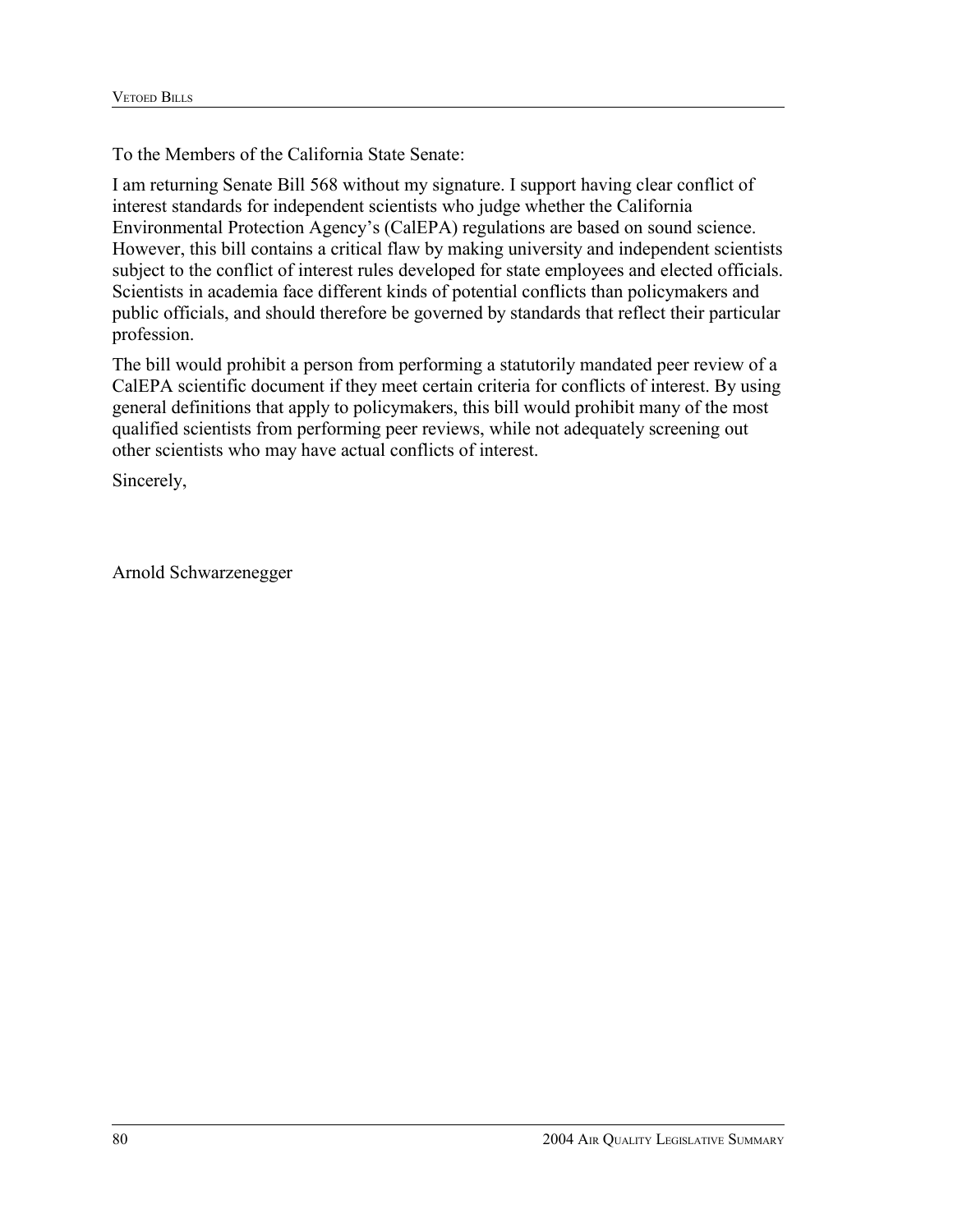To the Members of the California State Senate:

I am returning Senate Bill 568 without my signature. I support having clear conflict of interest standards for independent scientists who judge whether the California Environmental Protection Agency's (CalEPA) regulations are based on sound science. However, this bill contains a critical flaw by making university and independent scientists subject to the conflict of interest rules developed for state employees and elected officials. Scientists in academia face different kinds of potential conflicts than policymakers and public officials, and should therefore be governed by standards that reflect their particular profession.

The bill would prohibit a person from performing a statutorily mandated peer review of a CalEPA scientific document if they meet certain criteria for conflicts of interest. By using general definitions that apply to policymakers, this bill would prohibit many of the most qualified scientists from performing peer reviews, while not adequately screening out other scientists who may have actual conflicts of interest.

Sincerely,

Arnold Schwarzenegger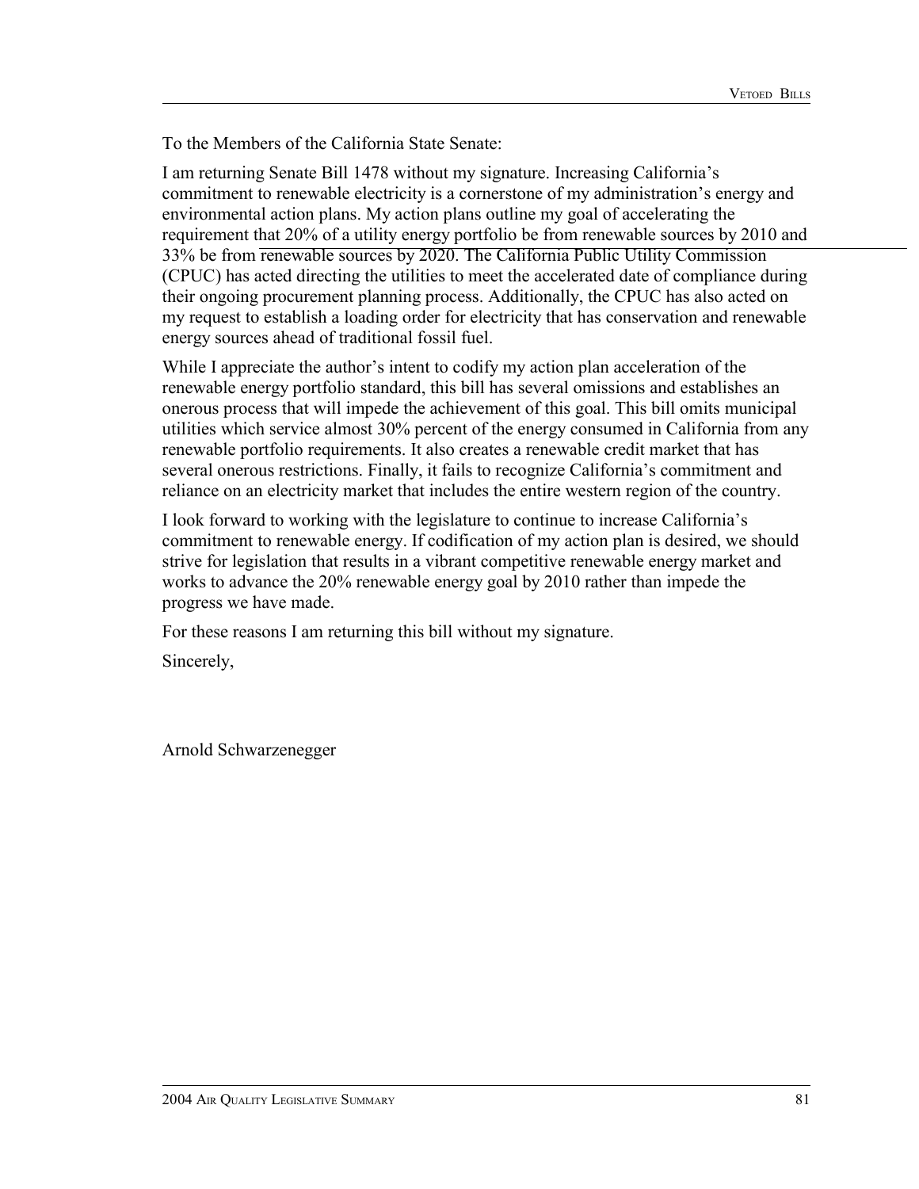To the Members of the California State Senate:

I am returning Senate Bill 1478 without my signature. Increasing California's commitment to renewable electricity is a cornerstone of my administration's energy and environmental action plans. My action plans outline my goal of accelerating the requirement that 20% of a utility energy portfolio be from renewable sources by 2010 and 33% be from renewable sources by 2020. The California Public Utility Commission (CPUC) has acted directing the utilities to meet the accelerated date of compliance during their ongoing procurement planning process. Additionally, the CPUC has also acted on my request to establish a loading order for electricity that has conservation and renewable energy sources ahead of traditional fossil fuel.

While I appreciate the author's intent to codify my action plan acceleration of the renewable energy portfolio standard, this bill has several omissions and establishes an onerous process that will impede the achievement of this goal. This bill omits municipal utilities which service almost 30% percent of the energy consumed in California from any renewable portfolio requirements. It also creates a renewable credit market that has several onerous restrictions. Finally, it fails to recognize California's commitment and reliance on an electricity market that includes the entire western region of the country.

I look forward to working with the legislature to continue to increase California's commitment to renewable energy. If codification of my action plan is desired, we should strive for legislation that results in a vibrant competitive renewable energy market and works to advance the 20% renewable energy goal by 2010 rather than impede the progress we have made.

For these reasons I am returning this bill without my signature.

Sincerely,

Arnold Schwarzenegger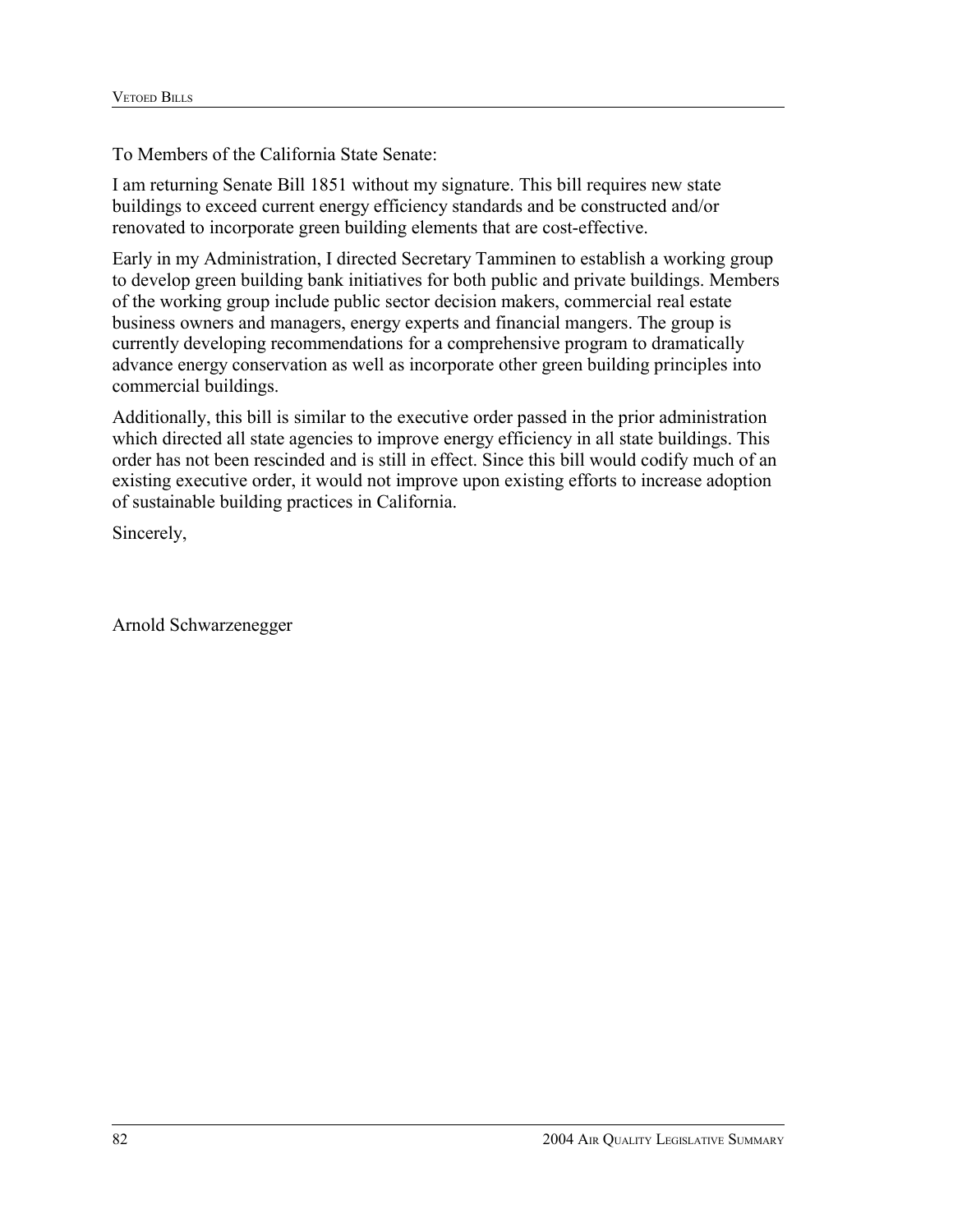To Members of the California State Senate:

I am returning Senate Bill 1851 without my signature. This bill requires new state buildings to exceed current energy efficiency standards and be constructed and/or renovated to incorporate green building elements that are cost-effective.

Early in my Administration, I directed Secretary Tamminen to establish a working group to develop green building bank initiatives for both public and private buildings. Members of the working group include public sector decision makers, commercial real estate business owners and managers, energy experts and financial mangers. The group is currently developing recommendations for a comprehensive program to dramatically advance energy conservation as well as incorporate other green building principles into commercial buildings.

Additionally, this bill is similar to the executive order passed in the prior administration which directed all state agencies to improve energy efficiency in all state buildings. This order has not been rescinded and is still in effect. Since this bill would codify much of an existing executive order, it would not improve upon existing efforts to increase adoption of sustainable building practices in California.

Sincerely,

Arnold Schwarzenegger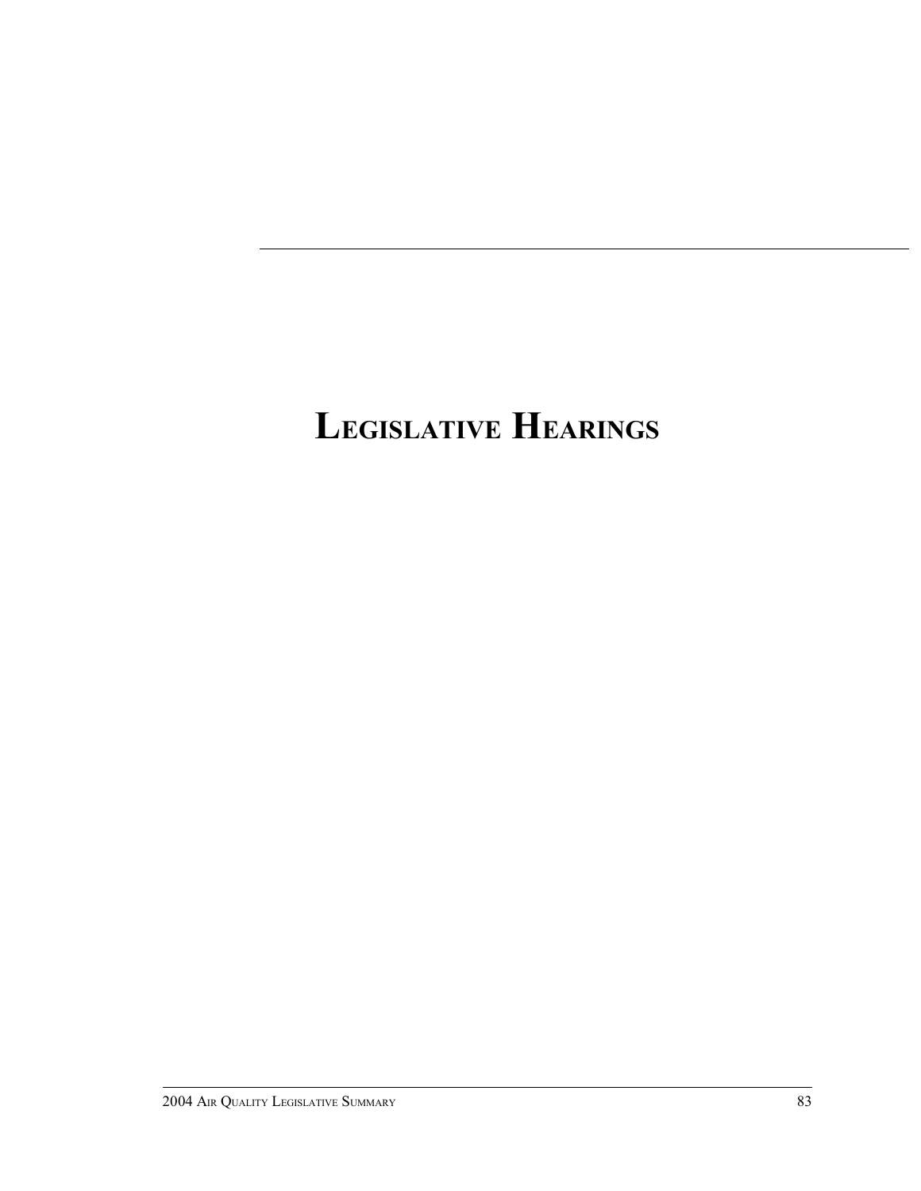# Legislative Hearings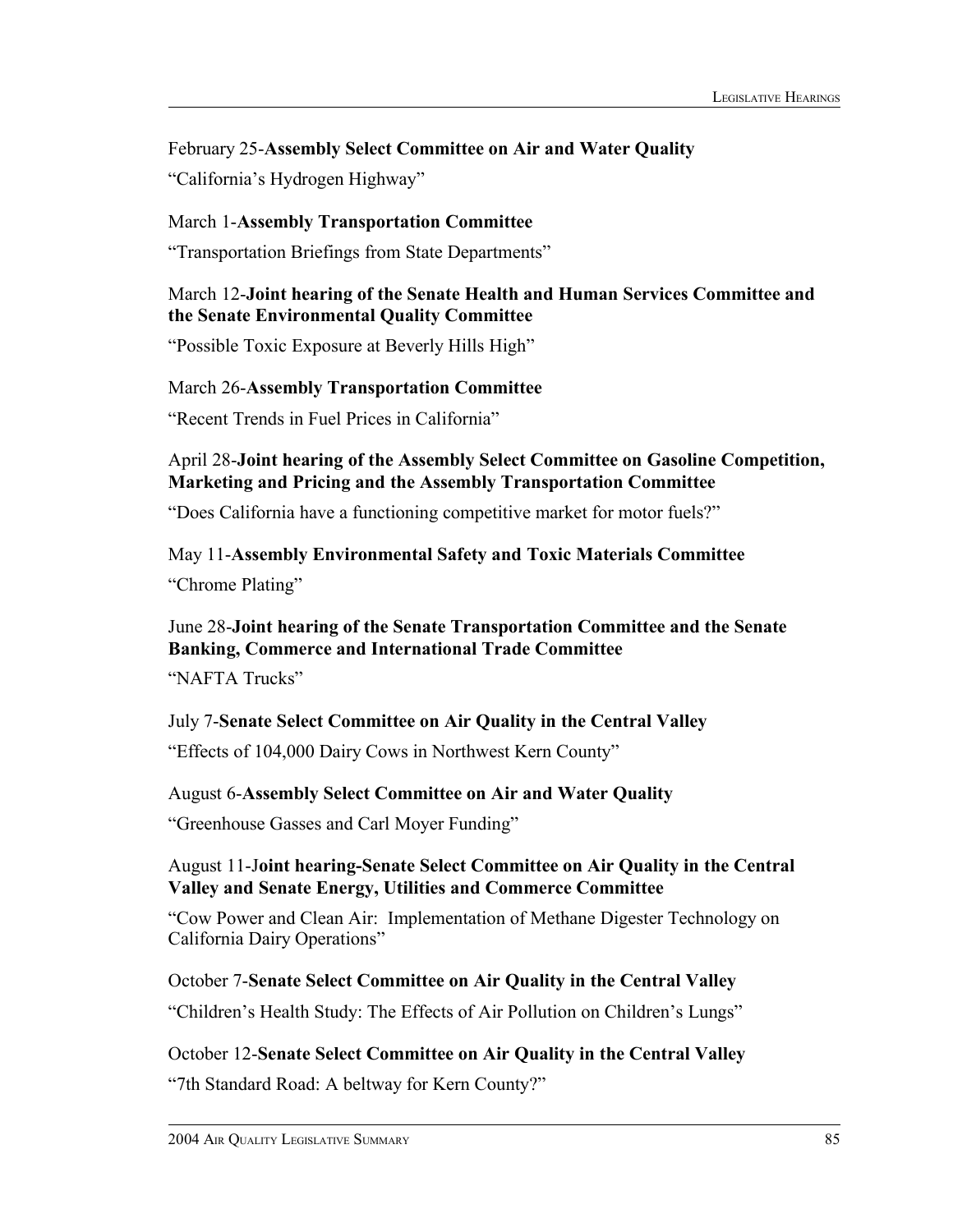February 25-**Assembly Select Committee on Air and Water Quality**

"California's Hydrogen Highway"

March 1-**Assembly Transportation Committee**

"Transportation Briefings from State Departments"

March 12-**Joint hearing of the Senate Health and Human Services Committee and the Senate Environmental Quality Committee**

"Possible Toxic Exposure at Beverly Hills High"

March 26-**Assembly Transportation Committee**

"Recent Trends in Fuel Prices in California"

April 28-**Joint hearing of the Assembly Select Committee on Gasoline Competition, Marketing and Pricing and the Assembly Transportation Committee**

"Does California have a functioning competitive market for motor fuels?"

May 11-**Assembly Environmental Safety and Toxic Materials Committee**

"Chrome Plating"

June 28-**Joint hearing of the Senate Transportation Committee and the Senate Banking, Commerce and International Trade Committee**

"NAFTA Trucks"

July 7-**Senate Select Committee on Air Quality in the Central Valley**

"Effects of 104,000 Dairy Cows in Northwest Kern County"

August 6-**Assembly Select Committee on Air and Water Quality**

"Greenhouse Gasses and Carl Moyer Funding"

August 11-J**oint hearing-Senate Select Committee on Air Quality in the Central Valley and Senate Energy, Utilities and Commerce Committee**

"Cow Power and Clean Air: Implementation of Methane Digester Technology on California Dairy Operations"

October 7-**Senate Select Committee on Air Quality in the Central Valley**

"Children's Health Study: The Effects of Air Pollution on Children's Lungs"

October 12-**Senate Select Committee on Air Quality in the Central Valley**

"7th Standard Road: A beltway for Kern County?"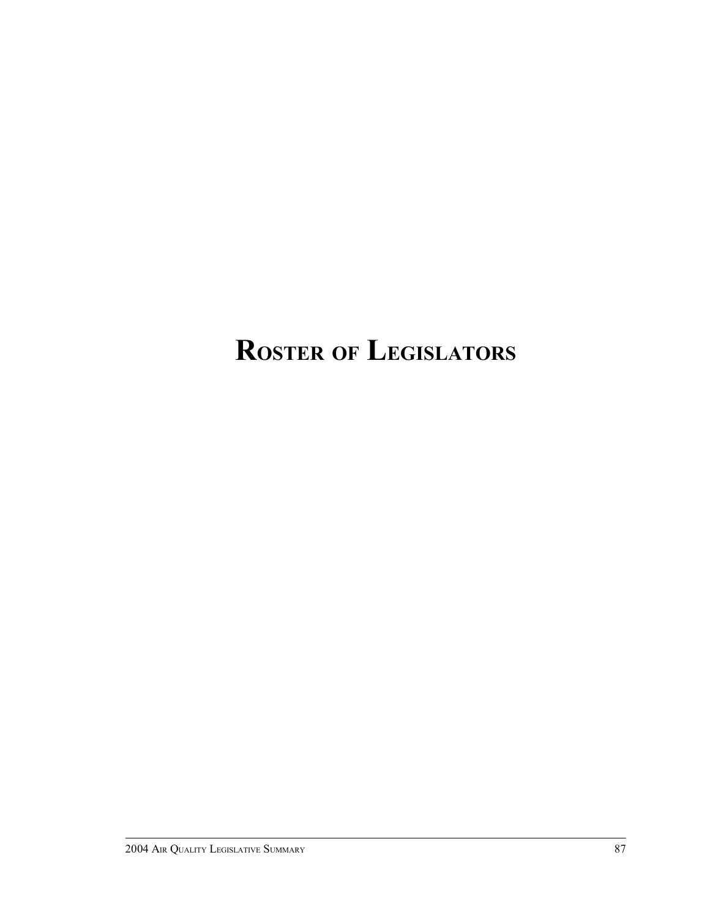# Roster of Legislators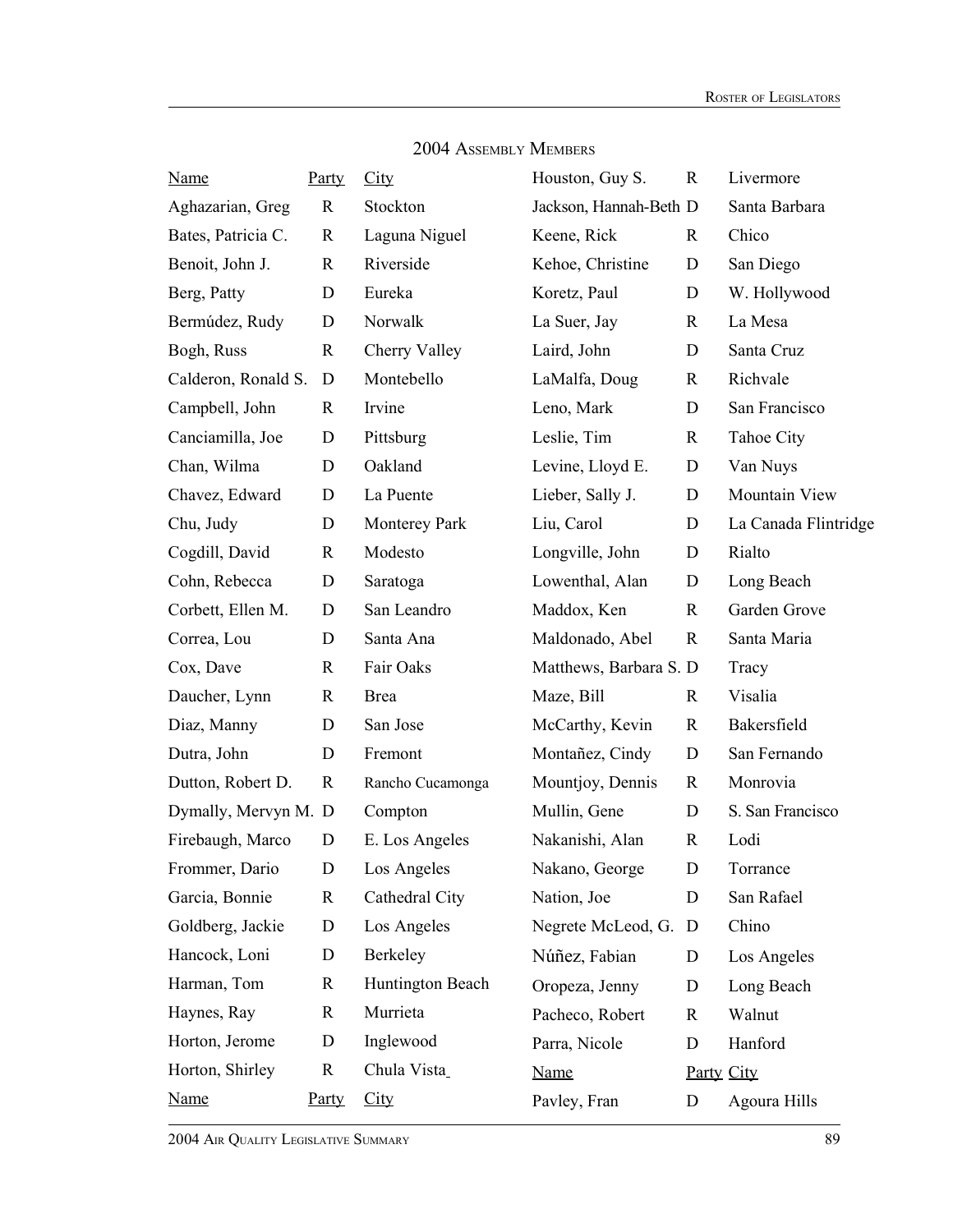## 2004 Assembly Members

| Name | Party | City |
|---|---|---|
| Aghazarian, Greg | R | Stockton |
| Bates, Patricia C. | R | Laguna Niguel |
| Benoit, John J. | R | Riverside |
| Berg, Patty | D | Eureka |
| Bermúdez, Rudy | D | Norwalk |
| Bogh, Russ | R | Cherry Valley |
| Calderon, Ronald S. | D | Montebello |
| Campbell, John | R | Irvine |
| Canciamilla, Joe | D | Pittsburg |
| Chan, Wilma | D | Oakland |
| Chavez, Edward | D | La Puente |
| Chu, Judy | D | Monterey Park |
| Cogdill, David | R | Modesto |
| Cohn, Rebecca | D | Saratoga |
| Corbett, Ellen M. | D | San Leandro |
| Correa, Lou | D | Santa Ana |
| Cox, Dave | R | Fair Oaks |
| Daucher, Lynn | R | Brea |
| Diaz, Manny | D | San Jose |
| Dutra, John | D | Fremont |
| Dutton, Robert D. | R | Rancho Cucamonga |
| Dymally, Mervyn M. | D | Compton |
| Firebaugh, Marco | D | E. Los Angeles |
| Frommer, Dario | D | Los Angeles |
| Garcia, Bonnie | R | Cathedral City |
| Goldberg, Jackie | D | Los Angeles |
| Hancock, Loni | D | Berkeley |
| Harman, Tom | R | Huntington Beach |
| Haynes, Ray | R | Murrieta |
| Horton, Jerome | D | Inglewood |
| Horton, Shirley | R | Chula Vista |
| Houston, Guy S. | R | Livermore |
| Jackson, Hannah-Beth | D | Santa Barbara |
| Keene, Rick | R | Chico |
| Kehoe, Christine | D | San Diego |
| Koretz, Paul | D | W. Hollywood |
| La Suer, Jay | R | La Mesa |
| Laird, John | D | Santa Cruz |
| LaMalfa, Doug | R | Richvale |
| Leno, Mark | D | San Francisco |
| Leslie, Tim | R | Tahoe City |
| Levine, Lloyd E. | D | Van Nuys |
| Lieber, Sally J. | D | Mountain View |
| Liu, Carol | D | La Canada Flintridge |
| Longville, John | D | Rialto |
| Lowenthal, Alan | D | Long Beach |
| Maddox, Ken | R | Garden Grove |
| Maldonado, Abel | R | Santa Maria |
| Matthews, Barbara S. | D | Tracy |
| Maze, Bill | R | Visalia |
| McCarthy, Kevin | R | Bakersfield |
| Montañez, Cindy | D | San Fernando |
| Mountjoy, Dennis | R | Monrovia |
| Mullin, Gene | D | S. San Francisco |
| Nakanishi, Alan | R | Lodi |
| Nakano, George | D | Torrance |
| Nation, Joe | D | San Rafael |
| Negrete McLeod, G. | D | Chino |
| Núñez, Fabian | D | Los Angeles |
| Oropeza, Jenny | D | Long Beach |
| Pacheco, Robert | R | Walnut |
| Parra, Nicole | D | Hanford |
| Pavley, Fran | D | Agoura Hills |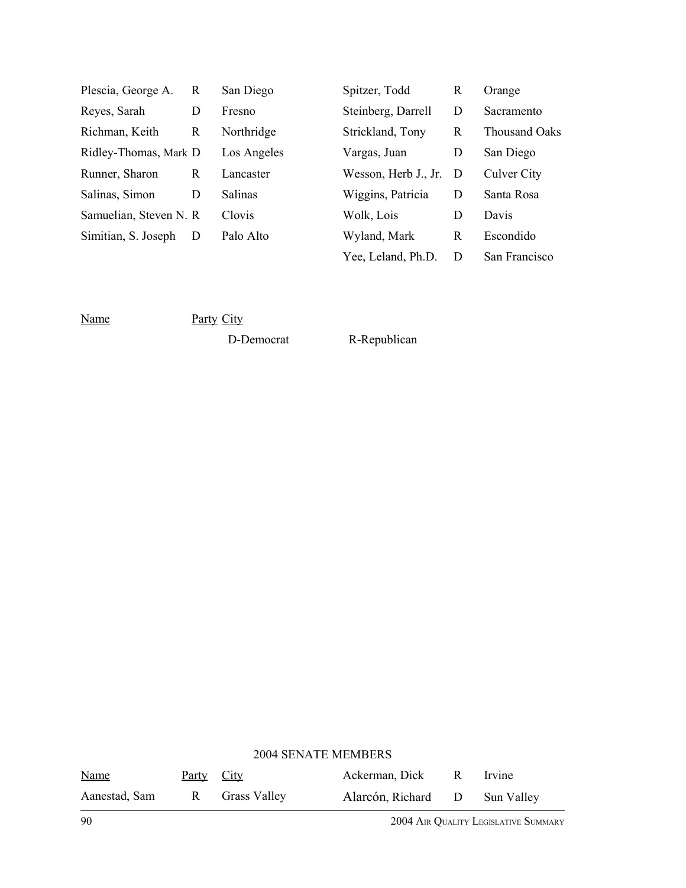| Name | Party | City |
|---|---|---|
| Plescia, George A. | R | San Diego |
| Reyes, Sarah | D | Fresno |
| Richman, Keith | R | Northridge |
| Ridley-Thomas, Mark | D | Los Angeles |
| Runner, Sharon | R | Lancaster |
| Salinas, Simon | D | Salinas |
| Samuelian, Steven N. | R | Clovis |
| Simitian, S. Joseph | D | Palo Alto |
| Spitzer, Todd | R | Orange |
| Steinberg, Darrell | D | Sacramento |
| Strickland, Tony | R | Thousand Oaks |
| Vargas, Juan | D | San Diego |
| Wesson, Herb J., Jr. | D | Culver City |
| Wiggins, Patricia | D | Santa Rosa |
| Wolk, Lois | D | Davis |
| Wyland, Mark | R | Escondido |
| Yee, Leland, Ph.D. | D | San Francisco |

Name Party City

D-Democrat R-Republican

2004 SENATE MEMBERS

| Name | Party | City |
|---|---|---|
| Aanestad, Sam | R | Grass Valley |
| Ackerman, Dick | R | Irvine |
| Alarcón, Richard | D | Sun Valley |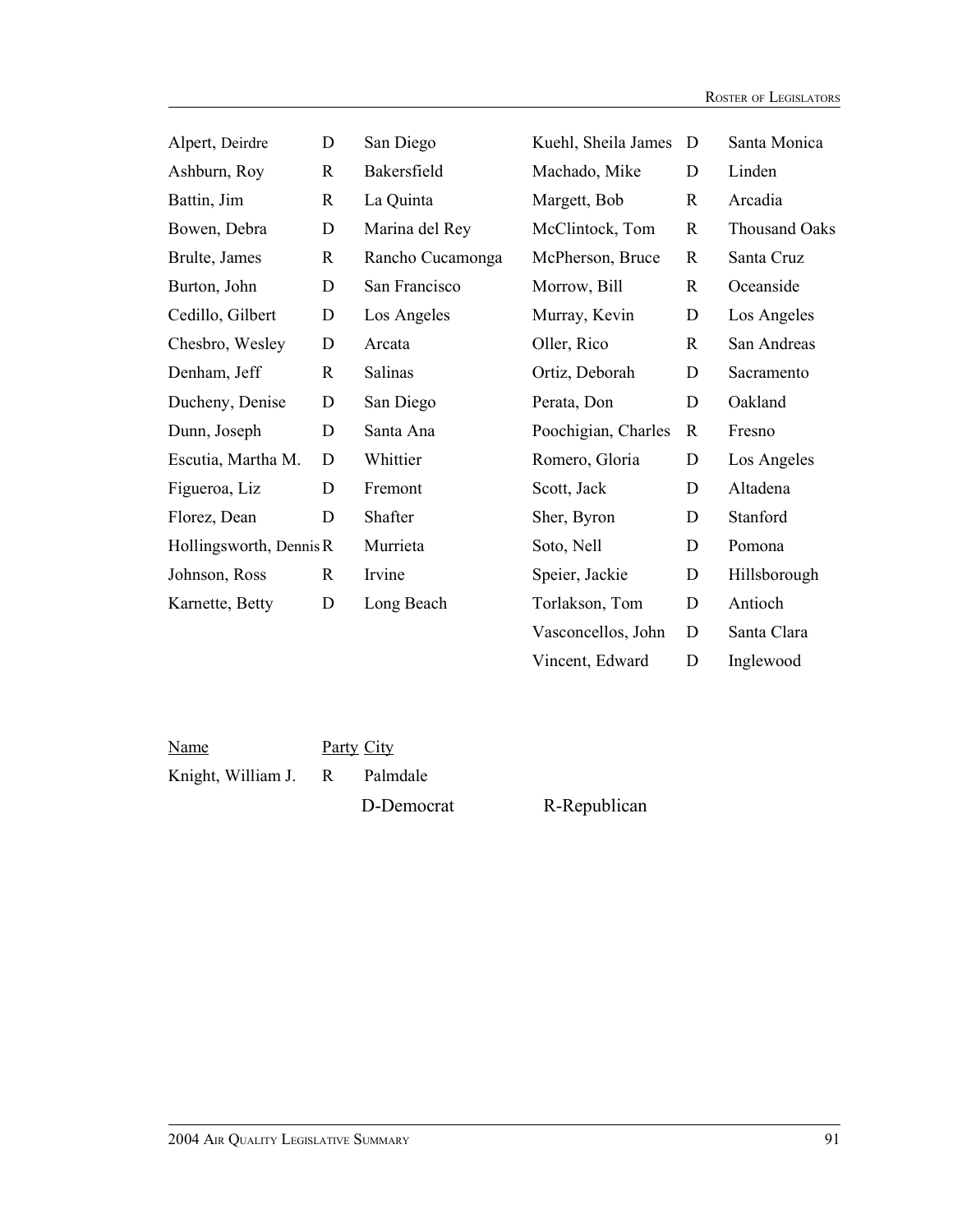| | | |
|---|---|---|
| Alpert, Deirdre | D | San Diego |
| Ashburn, Roy | R | Bakersfield |
| Battin, Jim | R | La Quinta |
| Bowen, Debra | D | Marina del Rey |
| Brulte, James | R | Rancho Cucamonga |
| Burton, John | D | San Francisco |
| Cedillo, Gilbert | D | Los Angeles |
| Chesbro, Wesley | D | Arcata |
| Denham, Jeff | R | Salinas |
| Ducheny, Denise | D | San Diego |
| Dunn, Joseph | D | Santa Ana |
| Escutia, Martha M. | D | Whittier |
| Figueroa, Liz | D | Fremont |
| Florez, Dean | D | Shafter |
| Hollingsworth, Dennis | R | Murrieta |
| Johnson, Ross | R | Irvine |
| Karnette, Betty | D | Long Beach |
| Kuehl, Sheila James | D | Santa Monica |
| Machado, Mike | D | Linden |
| Margett, Bob | R | Arcadia |
| McClintock, Tom | R | Thousand Oaks |
| McPherson, Bruce | R | Santa Cruz |
| Morrow, Bill | R | Oceanside |
| Murray, Kevin | D | Los Angeles |
| Oller, Rico | R | San Andreas |
| Ortiz, Deborah | D | Sacramento |
| Perata, Don | D | Oakland |
| Poochigian, Charles | R | Fresno |
| Romero, Gloria | D | Los Angeles |
| Scott, Jack | D | Altadena |
| Sher, Byron | D | Stanford |
| Soto, Nell | D | Pomona |
| Speier, Jackie | D | Hillsborough |
| Torlakson, Tom | D | Antioch |
| Vasconcellos, John | D | Santa Clara |
| Vincent, Edward | D | Inglewood |

| Name | Party | City |
|---|---|---|
| Knight, William J. | R | Palmdale |

D-Democrat R-Republican